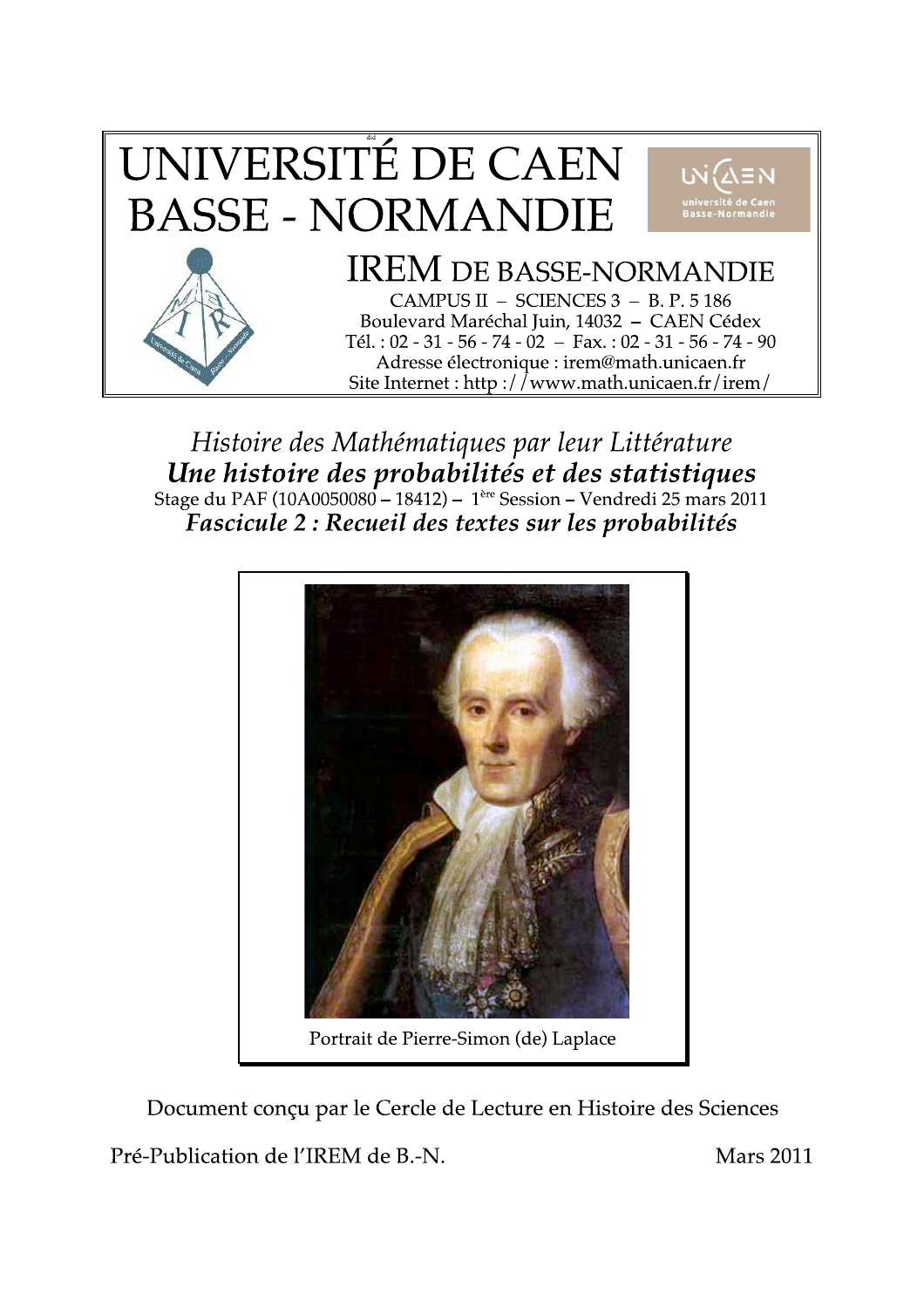# UNIVERSITÉ DE CAEN BASSE - NORMANDIE

## IREM DE BASSE-NORMANDIE

CAMPUS II – SCIENCES 3 – B. P. 5 186
Boulevard Maréchal Juin, 14032 – CAEN Cédex
Tél. : 02 - 31 - 56 - 74 - 02 – Fax. : 02 - 31 - 56 - 74 - 90
Adresse électronique : irem@math.unicaen.fr
Site Internet : http://www.math.unicaen.fr/irem/

*Histoire des Mathématiques par leur Littérature*

***Une histoire des probabilités et des statistiques***

Stage du PAF (10A0050080 – 18412) – 1ère Session – Vendredi 25 mars 2011

***Fascicule 2 : Recueil des textes sur les probabilités***

Portrait de Pierre-Simon (de) Laplace

Document conçu par le Cercle de Lecture en Histoire des Sciences

Pré-Publication de l'IREM de B.-N.

Mars 2011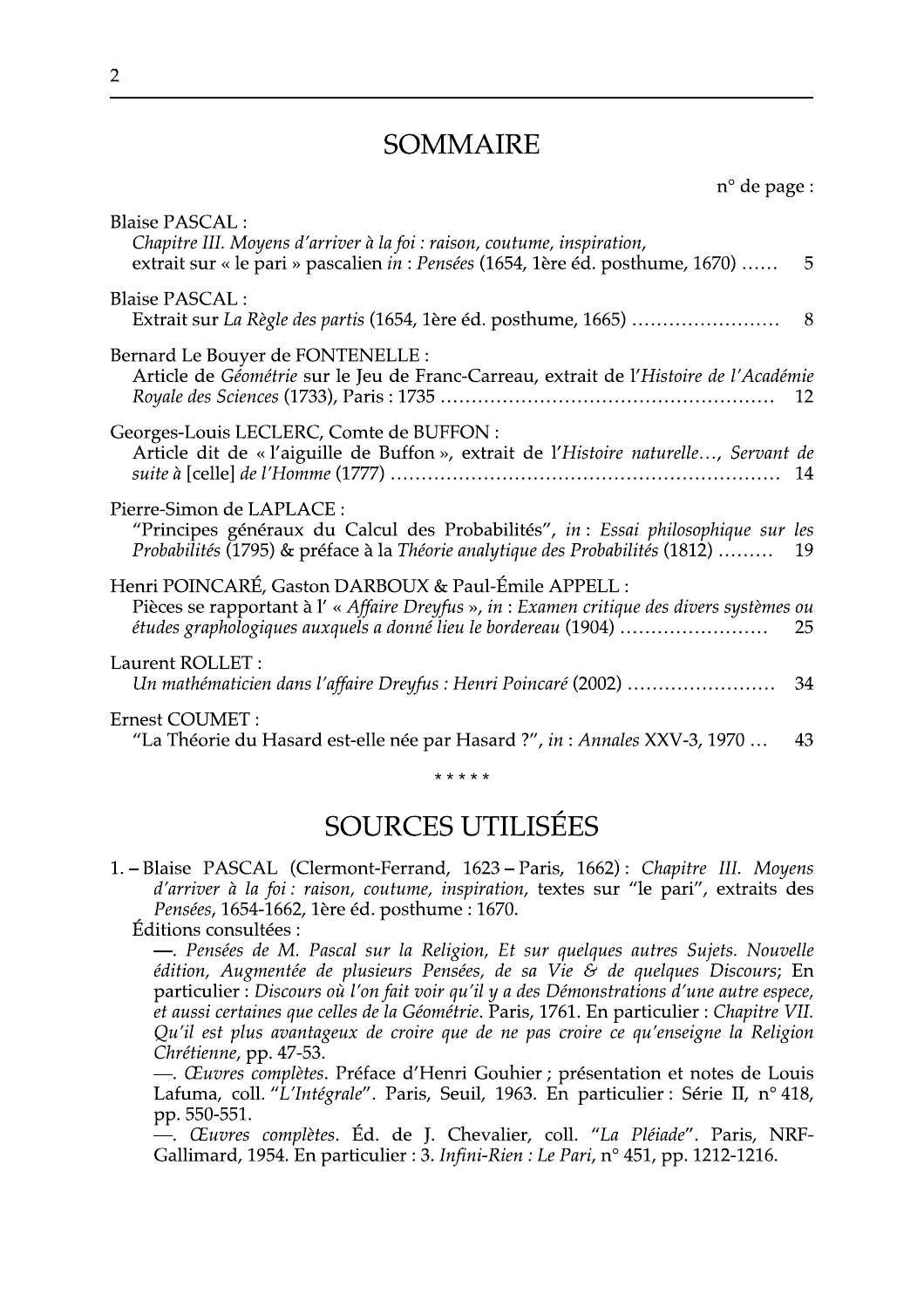# SOMMAIRE

n° de page :

Blaise PASCAL :
*Chapitre III. Moyens d'arriver à la foi : raison, coutume, inspiration,* extrait sur « le pari » pascalien *in* : *Pensées* (1654, 1ère éd. posthume, 1670) ...... 5

Blaise PASCAL :
Extrait sur *La Règle des partis* (1654, 1ère éd. posthume, 1665) ........................ 8

Bernard Le Bouyer de FONTENELLE :
Article de *Géométrie* sur le Jeu de Franc-Carreau, extrait de l'*Histoire de l'Académie Royale des Sciences* (1733), Paris : 1735 ..................................................... 12

Georges-Louis LECLERC, Comte de BUFFON :
Article dit de « l'aiguille de Buffon », extrait de l'*Histoire naturelle…, Servant de suite à* [celle] *de l'Homme* (1777) .............................................................. 14

Pierre-Simon de LAPLACE :
"Principes généraux du Calcul des Probabilités", *in* : *Essai philosophique sur les Probabilités* (1795) & préface à la *Théorie analytique des Probabilités* (1812) ......... 19

Henri POINCARÉ, Gaston DARBOUX & Paul-Émile APPELL :
Pièces se rapportant à l' « *Affaire Dreyfus* », *in* : *Examen critique des divers systèmes ou études graphologiques auxquels a donné lieu le bordereau* (1904) ........................ 25

Laurent ROLLET :
*Un mathématicien dans l'affaire Dreyfus : Henri Poincaré* (2002) ........................ 34

Ernest COUMET :
"La Théorie du Hasard est-elle née par Hasard ?", *in* : *Annales* XXV-3, 1970 ... 43

\* \* \* \* \*

# SOURCES UTILISÉES

1. – Blaise PASCAL (Clermont-Ferrand, 1623 – Paris, 1662) : *Chapitre III. Moyens d'arriver à la foi : raison, coutume, inspiration*, textes sur "le pari", extraits des *Pensées*, 1654-1662, 1ère éd. posthume : 1670.

   Éditions consultées :

   —. *Pensées de M. Pascal sur la Religion, Et sur quelques autres Sujets. Nouvelle édition, Augmentée de plusieurs Pensées, de sa Vie & de quelques Discours*; En particulier : *Discours où l'on fait voir qu'il y a des Démonstrations d'une autre espece, et aussi certaines que celles de la Géométrie*. Paris, 1761. En particulier : *Chapitre VII. Qu'il est plus avantageux de croire que de ne pas croire ce qu'enseigne la Religion Chrétienne*, pp. 47-53.

   —. *Œuvres complètes*. Préface d'Henri Gouhier ; présentation et notes de Louis Lafuma, coll. "*L'Intégrale*". Paris, Seuil, 1963. En particulier : Série II, n° 418, pp. 550-551.

   —. *Œuvres complètes*. Éd. de J. Chevalier, coll. "*La Pléiade*". Paris, NRF-Gallimard, 1954. En particulier : 3. *Infini-Rien : Le Pari*, n° 451, pp. 1212-1216.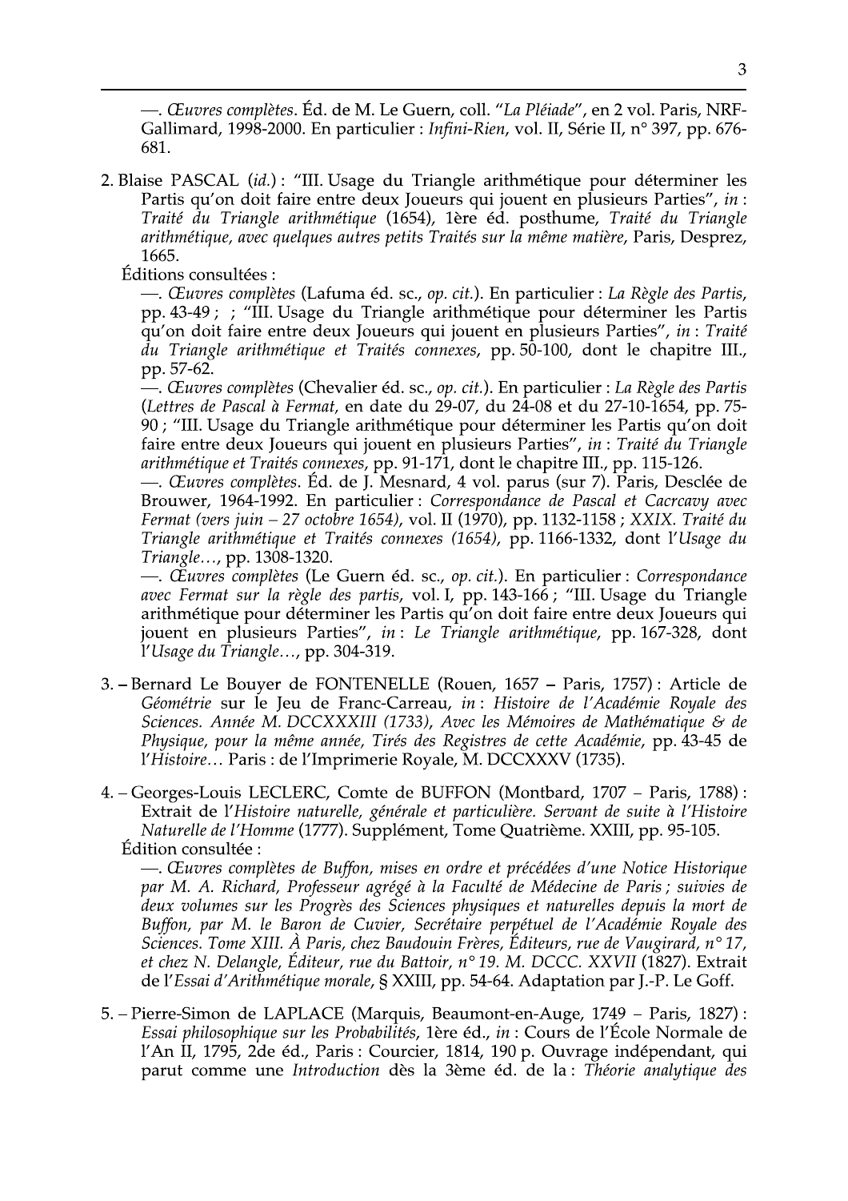—. *Œuvres complètes*. Éd. de M. Le Guern, coll. "*La Pléiade*", en 2 vol. Paris, NRF-Gallimard, 1998-2000. En particulier : *Infini-Rien*, vol. II, Série II, n° 397, pp. 676-681.

2. Blaise PASCAL (*id.*) : "III. Usage du Triangle arithmétique pour déterminer les Partis qu'on doit faire entre deux Joueurs qui jouent en plusieurs Parties", *in* : *Traité du Triangle arithmétique* (1654), 1ère éd. posthume, *Traité du Triangle arithmétique, avec quelques autres petits Traités sur la même matière*, Paris, Desprez, 1665.

   Éditions consultées :

   —. *Œuvres complètes* (Lafuma éd. sc., *op. cit.*). En particulier : *La Règle des Partis*, pp. 43-49 ; ; "III. Usage du Triangle arithmétique pour déterminer les Partis qu'on doit faire entre deux Joueurs qui jouent en plusieurs Parties", *in* : *Traité du Triangle arithmétique et Traités connexes*, pp. 50-100, dont le chapitre III., pp. 57-62.

   —. *Œuvres complètes* (Chevalier éd. sc., *op. cit.*). En particulier : *La Règle des Partis* (*Lettres de Pascal à Fermat*, en date du 29-07, du 24-08 et du 27-10-1654, pp. 75-90 ; "III. Usage du Triangle arithmétique pour déterminer les Partis qu'on doit faire entre deux Joueurs qui jouent en plusieurs Parties", *in* : *Traité du Triangle arithmétique et Traités connexes*, pp. 91-171, dont le chapitre III., pp. 115-126.

   —. *Œuvres complètes*. Éd. de J. Mesnard, 4 vol. parus (sur 7). Paris, Desclée de Brouwer, 1964-1992. En particulier : *Correspondance de Pascal et Cacrcavy avec Fermat (vers juin – 27 octobre 1654)*, vol. II (1970), pp. 1132-1158 ; *XIX. Traité du Triangle arithmétique et Traités connexes (1654)*, pp. 1166-1332, dont l'*Usage du Triangle…*, pp. 1308-1320.

   —. *Œuvres complètes* (Le Guern éd. sc., *op. cit.*). En particulier : *Correspondance avec Fermat sur la règle des partis*, vol. I, pp. 143-166 ; "III. Usage du Triangle arithmétique pour déterminer les Partis qu'on doit faire entre deux Joueurs qui jouent en plusieurs Parties", *in* : *Le Triangle arithmétique*, pp. 167-328, dont l'*Usage du Triangle…*, pp. 304-319.

3. – Bernard Le Bouyer de FONTENELLE (Rouen, 1657 – Paris, 1757) : Article de *Géométrie* sur le Jeu de Franc-Carreau, *in* : *Histoire de l'Académie Royale des Sciences. Année M. DCCXXXIII (1733), Avec les Mémoires de Mathématique & de Physique, pour la même année, Tirés des Registres de cette Académie*, pp. 43-45 de l'*Histoire…* Paris : de l'Imprimerie Royale, M. DCCXXXV (1735).

4. – Georges-Louis LECLERC, Comte de BUFFON (Montbard, 1707 – Paris, 1788) : Extrait de l'*Histoire naturelle, générale et particulière. Servant de suite à l'Histoire Naturelle de l'Homme* (1777). Supplément, Tome Quatrième. XXIII, pp. 95-105.

   Édition consultée :

   —. *Œuvres complètes de Buffon, mises en ordre et précédées d'une Notice Historique par M. A. Richard, Professeur agrégé à la Faculté de Médecine de Paris ; suivies de deux volumes sur les Progrès des Sciences physiques et naturelles depuis la mort de Buffon, par M. le Baron de Cuvier, Secrétaire perpétuel de l'Académie Royale des Sciences. Tome XIII. À Paris, chez Baudouin Frères, Éditeurs, rue de Vaugirard, n° 17, et chez N. Delangle, Éditeur, rue du Battoir, n° 19. M. DCCC. XXVII* (1827). Extrait de l'*Essai d'Arithmétique morale*, § XXIII, pp. 54-64. Adaptation par J.-P. Le Goff.

5. – Pierre-Simon de LAPLACE (Marquis, Beaumont-en-Auge, 1749 – Paris, 1827) : *Essai philosophique sur les Probabilités*, 1ère éd., *in* : Cours de l'École Normale de l'An II, 1795, 2de éd., Paris : Courcier, 1814, 190 p. Ouvrage indépendant, qui parut comme une *Introduction* dès la 3ème éd. de la : *Théorie analytique des*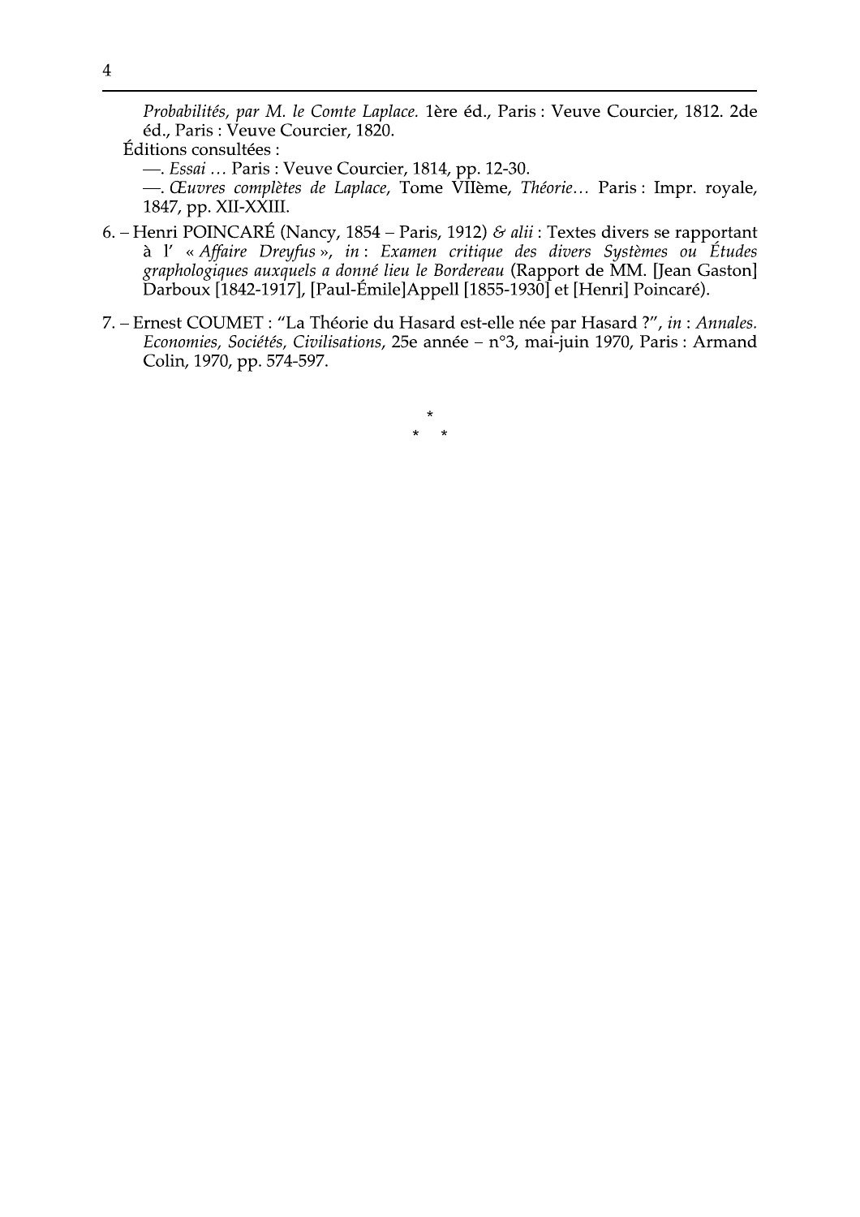*Probabilités, par M. le Comte Laplace.* 1ère éd., Paris : Veuve Courcier, 1812. 2de éd., Paris : Veuve Courcier, 1820.

Éditions consultées :

—. *Essai …* Paris : Veuve Courcier, 1814, pp. 12-30.

—. *Œuvres complètes de Laplace*, Tome VIIème, *Théorie…* Paris : Impr. royale, 1847, pp. XII-XXIII.

6. – Henri POINCARÉ (Nancy, 1854 – Paris, 1912) *& alii* : Textes divers se rapportant à l' « *Affaire Dreyfus* », *in* : *Examen critique des divers Systèmes ou Études graphologiques auxquels a donné lieu le Bordereau* (Rapport de MM. [Jean Gaston] Darboux [1842-1917], [Paul-Émile]Appell [1855-1930] et [Henri] Poincaré).

7. – Ernest COUMET : "La Théorie du Hasard est-elle née par Hasard ?", *in* : *Annales. Economies, Sociétés, Civilisations*, 25e année – n°3, mai-juin 1970, Paris : Armand Colin, 1970, pp. 574-597.

\*
\* \*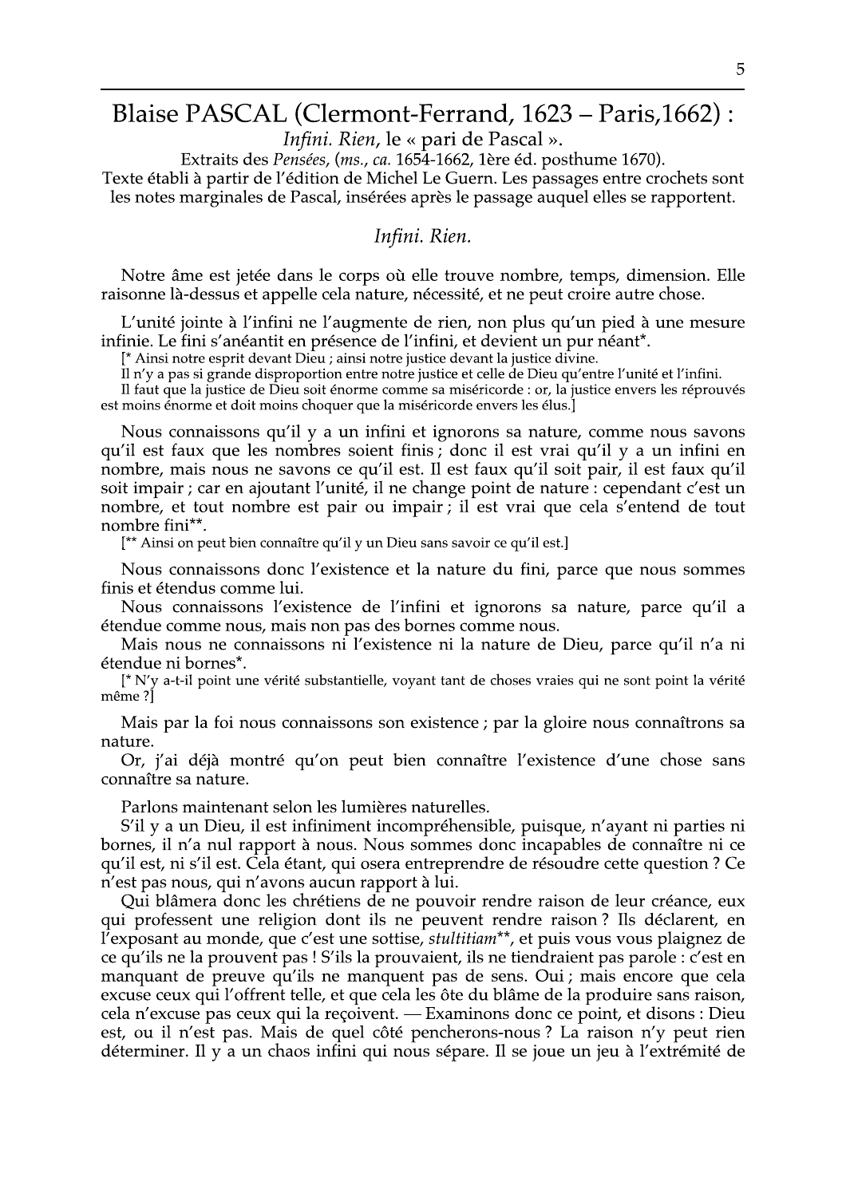# Blaise PASCAL (Clermont-Ferrand, 1623 – Paris,1662) :

*Infini. Rien*, le « pari de Pascal ».

Extraits des *Pensées*, (*ms.*, *ca.* 1654-1662, 1ère éd. posthume 1670).

Texte établi à partir de l'édition de Michel Le Guern. Les passages entre crochets sont les notes marginales de Pascal, insérées après le passage auquel elles se rapportent.

## *Infini. Rien.*

Notre âme est jetée dans le corps où elle trouve nombre, temps, dimension. Elle raisonne là-dessus et appelle cela nature, nécessité, et ne peut croire autre chose.

L'unité jointe à l'infini ne l'augmente de rien, non plus qu'un pied à une mesure infinie. Le fini s'anéantit en présence de l'infini, et devient un pur néant*.

[* Ainsi notre esprit devant Dieu ; ainsi notre justice devant la justice divine.
Il n'y a pas si grande disproportion entre notre justice et celle de Dieu qu'entre l'unité et l'infini.
Il faut que la justice de Dieu soit énorme comme sa miséricorde : or, la justice envers les réprouvés est moins énorme et doit moins choquer que la miséricorde envers les élus.]

Nous connaissons qu'il y a un infini et ignorons sa nature, comme nous savons qu'il est faux que les nombres soient finis ; donc il est vrai qu'il y a un infini en nombre, mais nous ne savons ce qu'il est. Il est faux qu'il soit pair, il est faux qu'il soit impair ; car en ajoutant l'unité, il ne change point de nature : cependant c'est un nombre, et tout nombre est pair ou impair ; il est vrai que cela s'entend de tout nombre fini**.

[** Ainsi on peut bien connaître qu'il y un Dieu sans savoir ce qu'il est.]

Nous connaissons donc l'existence et la nature du fini, parce que nous sommes finis et étendus comme lui.

Nous connaissons l'existence de l'infini et ignorons sa nature, parce qu'il a étendue comme nous, mais non pas des bornes comme nous.

Mais nous ne connaissons ni l'existence ni la nature de Dieu, parce qu'il n'a ni étendue ni bornes*.

[* N'y a-t-il point une vérité substantielle, voyant tant de choses vraies qui ne sont point la vérité même ?]

Mais par la foi nous connaissons son existence ; par la gloire nous connaîtrons sa nature.

Or, j'ai déjà montré qu'on peut bien connaître l'existence d'une chose sans connaître sa nature.

Parlons maintenant selon les lumières naturelles.

S'il y a un Dieu, il est infiniment incompréhensible, puisque, n'ayant ni parties ni bornes, il n'a nul rapport à nous. Nous sommes donc incapables de connaître ni ce qu'il est, ni s'il est. Cela étant, qui osera entreprendre de résoudre cette question ? Ce n'est pas nous, qui n'avons aucun rapport à lui.

Qui blâmera donc les chrétiens de ne pouvoir rendre raison de leur créance, eux qui professent une religion dont ils ne peuvent rendre raison ? Ils déclarent, en l'exposant au monde, que c'est une sottise, *stultitiam***, et puis vous vous plaignez de ce qu'ils ne la prouvent pas ! S'ils la prouvaient, ils ne tiendraient pas parole : c'est en manquant de preuve qu'ils ne manquent pas de sens. Oui ; mais encore que cela excuse ceux qui l'offrent telle, et que cela les ôte du blâme de la produire sans raison, cela n'excuse pas ceux qui la reçoivent. — Examinons donc ce point, et disons : Dieu est, ou il n'est pas. Mais de quel côté pencherons-nous ? La raison n'y peut rien déterminer. Il y a un chaos infini qui nous sépare. Il se joue un jeu à l'extrémité de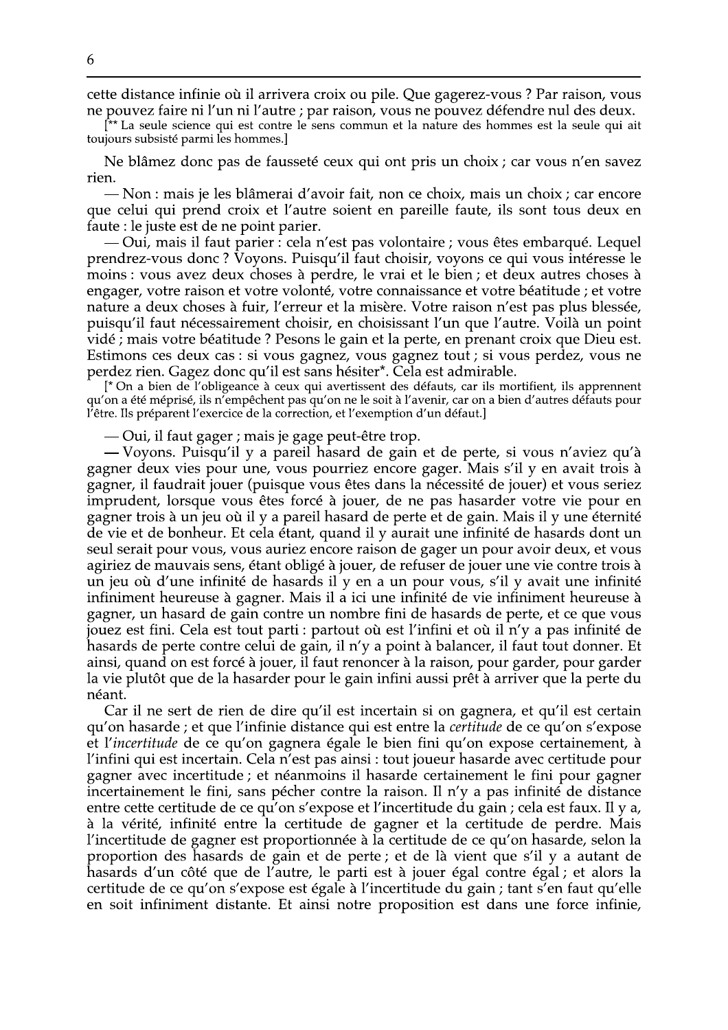cette distance infinie où il arrivera croix ou pile. Que gagerez-vous ? Par raison, vous ne pouvez faire ni l'un ni l'autre ; par raison, vous ne pouvez défendre nul des deux.

[** La seule science qui est contre le sens commun et la nature des hommes est la seule qui ait toujours subsisté parmi les hommes.]

Ne blâmez donc pas de fausseté ceux qui ont pris un choix ; car vous n'en savez rien.

— Non : mais je les blâmerai d'avoir fait, non ce choix, mais un choix ; car encore que celui qui prend croix et l'autre soient en pareille faute, ils sont tous deux en faute : le juste est de ne point parier.

— Oui, mais il faut parier : cela n'est pas volontaire ; vous êtes embarqué. Lequel prendrez-vous donc ? Voyons. Puisqu'il faut choisir, voyons ce qui vous intéresse le moins : vous avez deux choses à perdre, le vrai et le bien ; et deux autres choses à engager, votre raison et votre volonté, votre connaissance et votre béatitude ; et votre nature a deux choses à fuir, l'erreur et la misère. Votre raison n'est pas plus blessée, puisqu'il faut nécessairement choisir, en choisissant l'un que l'autre. Voilà un point vidé ; mais votre béatitude ? Pesons le gain et la perte, en prenant croix que Dieu est. Estimons ces deux cas : si vous gagnez, vous gagnez tout ; si vous perdez, vous ne perdez rien. Gagez donc qu'il est sans hésiter*. Cela est admirable.

[* On a bien de l'obligeance à ceux qui avertissent des défauts, car ils mortifient, ils apprennent qu'on a été méprisé, ils n'empêchent pas qu'on ne le soit à l'avenir, car on a bien d'autres défauts pour l'être. Ils préparent l'exercice de la correction, et l'exemption d'un défaut.]

— Oui, il faut gager ; mais je gage peut-être trop.

— Voyons. Puisqu'il y a pareil hasard de gain et de perte, si vous n'aviez qu'à gagner deux vies pour une, vous pourriez encore gager. Mais s'il y en avait trois à gagner, il faudrait jouer (puisque vous êtes dans la nécessité de jouer) et vous seriez imprudent, lorsque vous êtes forcé à jouer, de ne pas hasarder votre vie pour en gagner trois à un jeu où il y a pareil hasard de perte et de gain. Mais il y une éternité de vie et de bonheur. Et cela étant, quand il y aurait une infinité de hasards dont un seul serait pour vous, vous auriez encore raison de gager un pour avoir deux, et vous agiriez de mauvais sens, étant obligé à jouer, de refuser de jouer une vie contre trois à un jeu où d'une infinité de hasards il y en a un pour vous, s'il y avait une infinité de vie infiniment heureuse à gagner. Mais il a ici une infinité de vie infiniment heureuse à gagner, un hasard de gain contre un nombre fini de hasards de perte, et ce que vous jouez est fini. Cela est tout parti : partout où est l'infini et où il n'y a pas infinité de hasards de perte contre celui de gain, il n'y a point à balancer, il faut tout donner. Et ainsi, quand on est forcé à jouer, il faut renoncer à la raison, pour garder, pour garder la vie plutôt que de la hasarder pour le gain infini aussi prêt à arriver que la perte du néant.

Car il ne sert de rien de dire qu'il est incertain si on gagnera, et qu'il est certain qu'on hasarde ; et que l'infinie distance qui est entre la *certitude* de ce qu'on s'expose et l'*incertitude* de ce qu'on gagnera égale le bien fini qu'on expose certainement, à l'infini qui est incertain. Cela n'est pas ainsi : tout joueur hasarde avec certitude pour gagner avec incertitude ; et néanmoins il hasarde certainement le fini pour gagner incertainement le fini, sans pécher contre la raison. Il n'y a pas infinité de distance entre cette certitude de ce qu'on s'expose et l'incertitude du gain ; cela est faux. Il y a, à la vérité, infinité entre la certitude de gagner et la certitude de perdre. Mais l'incertitude de gagner est proportionnée à la certitude de ce qu'on hasarde, selon la proportion des hasards de gain et de perte ; et de là vient que s'il y a autant de hasards d'un côté que de l'autre, le parti est à jouer égal contre égal ; et alors la certitude de ce qu'on s'expose est égale à l'incertitude du gain ; tant s'en faut qu'elle en soit infiniment distante. Et ainsi notre proposition est dans une force infinie,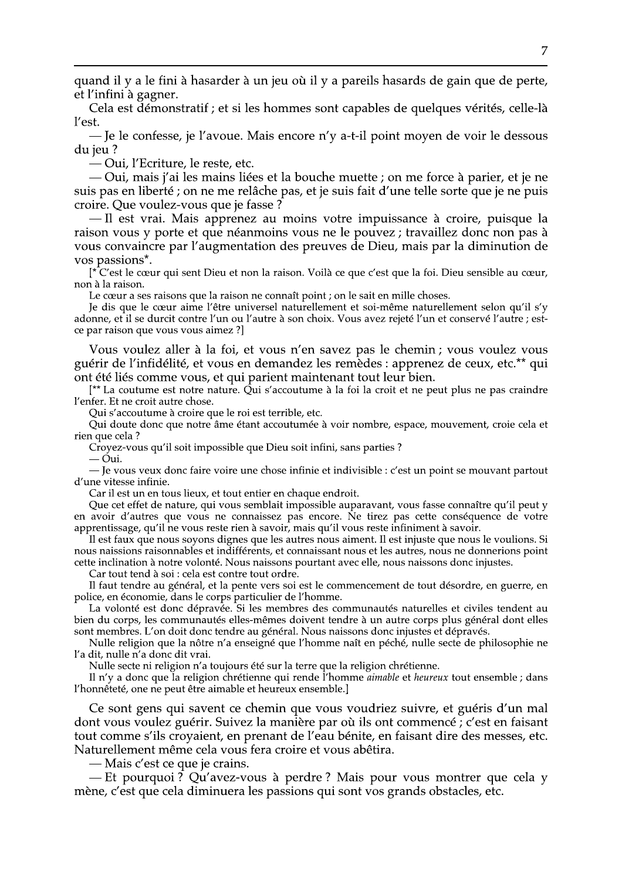quand il y a le fini à hasarder à un jeu où il y a pareils hasards de gain que de perte, et l'infini à gagner.

Cela est démonstratif ; et si les hommes sont capables de quelques vérités, celle-là l'est.

— Je le confesse, je l'avoue. Mais encore n'y a-t-il point moyen de voir le dessous du jeu ?

— Oui, l'Ecriture, le reste, etc.

— Oui, mais j'ai les mains liées et la bouche muette ; on me force à parier, et je ne suis pas en liberté ; on ne me relâche pas, et je suis fait d'une telle sorte que je ne puis croire. Que voulez-vous que je fasse ?

— Il est vrai. Mais apprenez au moins votre impuissance à croire, puisque la raison vous y porte et que néanmoins vous ne le pouvez ; travaillez donc non pas à vous convaincre par l'augmentation des preuves de Dieu, mais par la diminution de vos passions*.

[* C'est le cœur qui sent Dieu et non la raison. Voilà ce que c'est que la foi. Dieu sensible au cœur, non à la raison.

Le cœur a ses raisons que la raison ne connaît point ; on le sait en mille choses.

Je dis que le cœur aime l'être universel naturellement et soi-même naturellement selon qu'il s'y adonne, et il se durcit contre l'un ou l'autre à son choix. Vous avez rejeté l'un et conservé l'autre ; est-ce par raison que vous vous aimez ?]

Vous voulez aller à la foi, et vous n'en savez pas le chemin ; vous voulez vous guérir de l'infidélité, et vous en demandez les remèdes : apprenez de ceux, etc.** qui ont été liés comme vous, et qui parient maintenant tout leur bien.

[** La coutume est notre nature. Qui s'accoutume à la foi la croit et ne peut plus ne pas craindre l'enfer. Et ne croit autre chose.

Qui s'accoutume à croire que le roi est terrible, etc.

Qui doute donc que notre âme étant accoutumée à voir nombre, espace, mouvement, croie cela et rien que cela ?

Croyez-vous qu'il soit impossible que Dieu soit infini, sans parties ?

— Oui.

— Je vous veux donc faire voir une chose infinie et indivisible : c'est un point se mouvant partout d'une vitesse infinie.

Car il est un en tous lieux, et tout entier en chaque endroit.

Que cet effet de nature, qui vous semblait impossible auparavant, vous fasse connaître qu'il peut y en avoir d'autres que vous ne connaissez pas encore. Ne tirez pas cette conséquence de votre apprentissage, qu'il ne vous reste rien à savoir, mais qu'il vous reste infiniment à savoir.

Il est faux que nous soyons dignes que les autres nous aiment. Il est injuste que nous le voulions. Si nous naissions raisonnables et indifférents, et connaissant nous et les autres, nous ne donnerions point cette inclination à notre volonté. Nous naissons pourtant avec elle, nous naissons donc injustes.

Car tout tend à soi : cela est contre tout ordre.

Il faut tendre au général, et la pente vers soi est le commencement de tout désordre, en guerre, en police, en économie, dans le corps particulier de l'homme.

La volonté est donc dépravée. Si les membres des communautés naturelles et civiles tendent au bien du corps, les communautés elles-mêmes doivent tendre à un autre corps plus général dont elles sont membres. L'on doit donc tendre au général. Nous naissons donc injustes et dépravés.

Nulle religion que la nôtre n'a enseigné que l'homme naît en péché, nulle secte de philosophie ne l'a dit, nulle n'a donc dit vrai.

Nulle secte ni religion n'a toujours été sur la terre que la religion chrétienne.

Il n'y a donc que la religion chrétienne qui rende l'homme *aimable* et *heureux* tout ensemble ; dans l'honnêteté, one ne peut être aimable et heureux ensemble.]

Ce sont gens qui savent ce chemin que vous voudriez suivre, et guéris d'un mal dont vous voulez guérir. Suivez la manière par où ils ont commencé ; c'est en faisant tout comme s'ils croyaient, en prenant de l'eau bénite, en faisant dire des messes, etc. Naturellement même cela vous fera croire et vous abêtira.

— Mais c'est ce que je crains.

— Et pourquoi ? Qu'avez-vous à perdre ? Mais pour vous montrer que cela y mène, c'est que cela diminuera les passions qui sont vos grands obstacles, etc.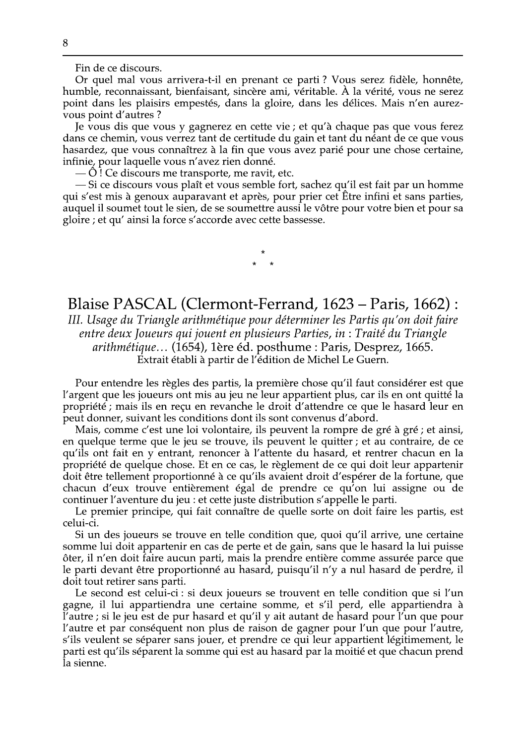Fin de ce discours.

Or quel mal vous arrivera-t-il en prenant ce parti ? Vous serez fidèle, honnête, humble, reconnaissant, bienfaisant, sincère ami, véritable. À la vérité, vous ne serez point dans les plaisirs empestés, dans la gloire, dans les délices. Mais n'en aurez-vous point d'autres ?

Je vous dis que vous y gagnerez en cette vie ; et qu'à chaque pas que vous ferez dans ce chemin, vous verrez tant de certitude du gain et tant du néant de ce que vous hasardez, que vous connaîtrez à la fin que vous avez parié pour une chose certaine, infinie, pour laquelle vous n'avez rien donné.

— Ô ! Ce discours me transporte, me ravit, etc.

— Si ce discours vous plaît et vous semble fort, sachez qu'il est fait par un homme qui s'est mis à genoux auparavant et après, pour prier cet Être infini et sans parties, auquel il soumet tout le sien, de se soumettre aussi le vôtre pour votre bien et pour sa gloire ; et qu' ainsi la force s'accorde avec cette bassesse.

\*

\*   \*

## Blaise PASCAL (Clermont-Ferrand, 1623 – Paris, 1662) :

*III. Usage du Triangle arithmétique pour déterminer les Partis qu'on doit faire entre deux Joueurs qui jouent en plusieurs Parties, in* : *Traité du Triangle arithmétique…* (1654), 1ère éd. posthume : Paris, Desprez, 1665.

Extrait établi à partir de l'édition de Michel Le Guern.

Pour entendre les règles des partis, la première chose qu'il faut considérer est que l'argent que les joueurs ont mis au jeu ne leur appartient plus, car ils en ont quitté la propriété ; mais ils en reçu en revanche le droit d'attendre ce que le hasard leur en peut donner, suivant les conditions dont ils sont convenus d'abord.

Mais, comme c'est une loi volontaire, ils peuvent la rompre de gré à gré ; et ainsi, en quelque terme que le jeu se trouve, ils peuvent le quitter ; et au contraire, de ce qu'ils ont fait en y entrant, renoncer à l'attente du hasard, et rentrer chacun en la propriété de quelque chose. Et en ce cas, le règlement de ce qui doit leur appartenir doit être tellement proportionné à ce qu'ils avaient droit d'espérer de la fortune, que chacun d'eux trouve entièrement égal de prendre ce qu'on lui assigne ou de continuer l'aventure du jeu : et cette juste distribution s'appelle le parti.

Le premier principe, qui fait connaître de quelle sorte on doit faire les partis, est celui-ci.

Si un des joueurs se trouve en telle condition que, quoi qu'il arrive, une certaine somme lui doit appartenir en cas de perte et de gain, sans que le hasard la lui puisse ôter, il n'en doit faire aucun parti, mais la prendre entière comme assurée parce que le parti devant être proportionné au hasard, puisqu'il n'y a nul hasard de perdre, il doit tout retirer sans parti.

Le second est celui-ci : si deux joueurs se trouvent en telle condition que si l'un gagne, il lui appartiendra une certaine somme, et s'il perd, elle appartiendra à l'autre ; si le jeu est de pur hasard et qu'il y ait autant de hasard pour l'un que pour l'autre et par conséquent non plus de raison de gagner pour l'un que pour l'autre, s'ils veulent se séparer sans jouer, et prendre ce qui leur appartient légitimement, le parti est qu'ils séparent la somme qui est au hasard par la moitié et que chacun prend la sienne.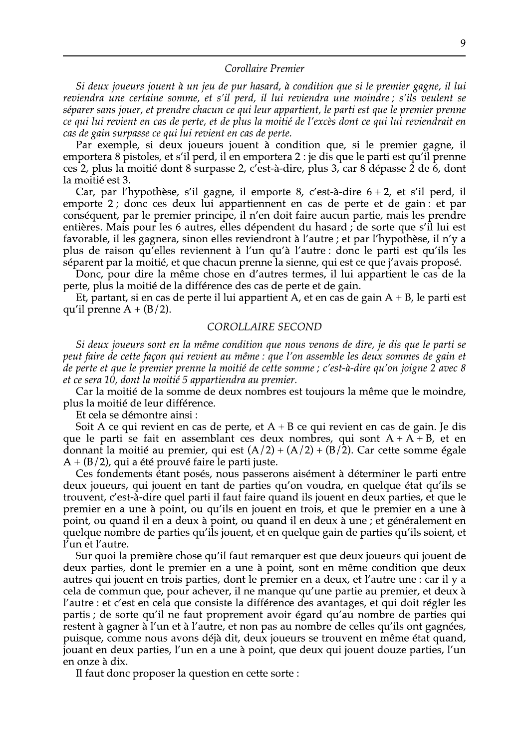### *Corollaire Premier*

*Si deux joueurs jouent à un jeu de pur hasard, à condition que si le premier gagne, il lui reviendra une certaine somme, et s'il perd, il lui reviendra une moindre ; s'ils veulent se séparer sans jouer, et prendre chacun ce qui leur appartient, le parti est que le premier prenne ce qui lui revient en cas de perte, et de plus la moitié de l'excès dont ce qui lui reviendrait en cas de gain surpasse ce qui lui revient en cas de perte.*

Par exemple, si deux joueurs jouent à condition que, si le premier gagne, il emportera 8 pistoles, et s'il perd, il en emportera 2 : je dis que le parti est qu'il prenne ces 2, plus la moitié dont 8 surpasse 2, c'est-à-dire, plus 3, car 8 dépasse 2 de 6, dont la moitié est 3.

Car, par l'hypothèse, s'il gagne, il emporte 8, c'est-à-dire $6 + 2$, et s'il perd, il emporte 2 ; donc ces deux lui appartiennent en cas de perte et de gain : et par conséquent, par le premier principe, il n'en doit faire aucun partie, mais les prendre entières. Mais pour les 6 autres, elles dépendent du hasard ; de sorte que s'il lui est favorable, il les gagnera, sinon elles reviendront à l'autre ; et par l'hypothèse, il n'y a plus de raison qu'elles reviennent à l'un qu'à l'autre : donc le parti est qu'ils les séparent par la moitié, et que chacun prenne la sienne, qui est ce que j'avais proposé.

Donc, pour dire la même chose en d'autres termes, il lui appartient le cas de la perte, plus la moitié de la différence des cas de perte et de gain.

Et, partant, si en cas de perte il lui appartient A, et en cas de gain $A + B$, le parti est qu'il prenne $A + (B/2)$.

### COROLLAIRE SECOND

*Si deux joueurs sont en la même condition que nous venons de dire, je dis que le parti se peut faire de cette façon qui revient au même : que l'on assemble les deux sommes de gain et de perte et que le premier prenne la moitié de cette somme ; c'est-à-dire qu'on joigne 2 avec 8 et ce sera 10, dont la moitié 5 appartiendra au premier.*

Car la moitié de la somme de deux nombres est toujours la même que le moindre, plus la moitié de leur différence.

Et cela se démontre ainsi :

Soit A ce qui revient en cas de perte, et $A + B$ ce qui revient en cas de gain. Je dis que le parti se fait en assemblant ces deux nombres, qui sont $A + A + B$, et en donnant la moitié au premier, qui est $(A/2) + (A/2) + (B/2)$. Car cette somme égale $A + (B/2)$, qui a été prouvé faire le parti juste.

Ces fondements étant posés, nous passerons aisément à déterminer le parti entre deux joueurs, qui jouent en tant de parties qu'on voudra, en quelque état qu'ils se trouvent, c'est-à-dire quel parti il faut faire quand ils jouent en deux parties, et que le premier en a une à point, ou qu'ils en jouent en trois, et que le premier en a une à point, ou quand il en a deux à point, ou quand il en deux à une ; et généralement en quelque nombre de parties qu'ils jouent, et en quelque gain de parties qu'ils soient, et l'un et l'autre.

Sur quoi la première chose qu'il faut remarquer est que deux joueurs qui jouent de deux parties, dont le premier en a une à point, sont en même condition que deux autres qui jouent en trois parties, dont le premier en a deux, et l'autre une : car il y a cela de commun que, pour achever, il ne manque qu'une partie au premier, et deux à l'autre : et c'est en cela que consiste la différence des avantages, et qui doit régler les partis ; de sorte qu'il ne faut proprement avoir égard qu'au nombre de parties qui restent à gagner à l'un et à l'autre, et non pas au nombre de celles qu'ils ont gagnées, puisque, comme nous avons déjà dit, deux joueurs se trouvent en même état quand, jouant en deux parties, l'un en a une à point, que deux qui jouent douze parties, l'un en onze à dix.

Il faut donc proposer la question en cette sorte :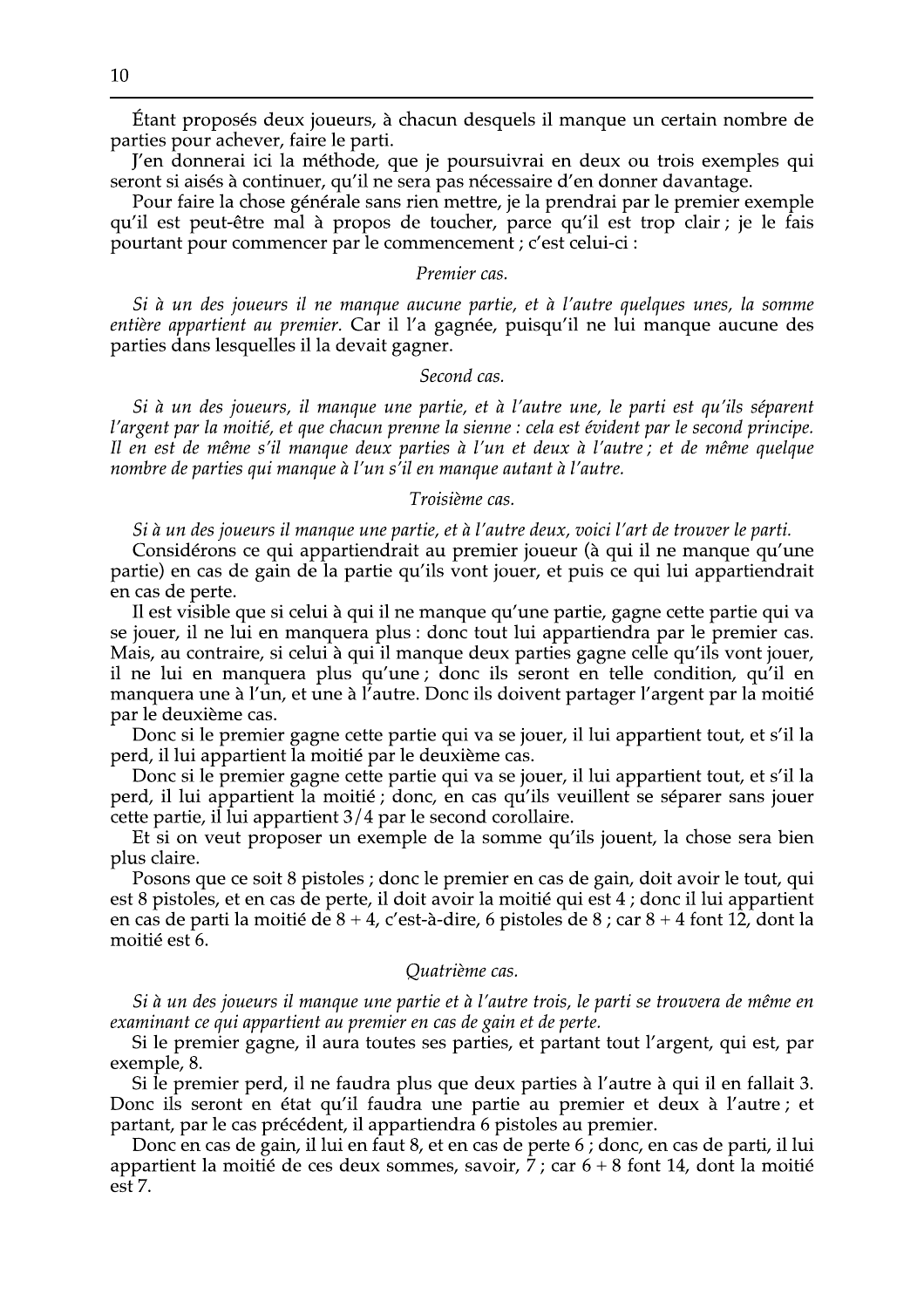Étant proposés deux joueurs, à chacun desquels il manque un certain nombre de parties pour achever, faire le parti.

J'en donnerai ici la méthode, que je poursuivrai en deux ou trois exemples qui seront si aisés à continuer, qu'il ne sera pas nécessaire d'en donner davantage.

Pour faire la chose générale sans rien mettre, je la prendrai par le premier exemple qu'il est peut-être mal à propos de toucher, parce qu'il est trop clair ; je le fais pourtant pour commencer par le commencement ; c'est celui-ci :

*Premier cas.*

*Si à un des joueurs il ne manque aucune partie, et à l'autre quelques unes, la somme entière appartient au premier.* Car il l'a gagnée, puisqu'il ne lui manque aucune des parties dans lesquelles il la devait gagner.

*Second cas.*

*Si à un des joueurs, il manque une partie, et à l'autre une, le parti est qu'ils séparent l'argent par la moitié, et que chacun prenne la sienne : cela est évident par le second principe. Il en est de même s'il manque deux parties à l'un et deux à l'autre ; et de même quelque nombre de parties qui manque à l'un s'il en manque autant à l'autre.*

*Troisième cas.*

*Si à un des joueurs il manque une partie, et à l'autre deux, voici l'art de trouver le parti.*

Considérons ce qui appartiendrait au premier joueur (à qui il ne manque qu'une partie) en cas de gain de la partie qu'ils vont jouer, et puis ce qui lui appartiendrait en cas de perte.

Il est visible que si celui à qui il ne manque qu'une partie, gagne cette partie qui va se jouer, il ne lui en manquera plus : donc tout lui appartiendra par le premier cas. Mais, au contraire, si celui à qui il manque deux parties gagne celle qu'ils vont jouer, il ne lui en manquera plus qu'une ; donc ils seront en telle condition, qu'il en manquera une à l'un, et une à l'autre. Donc ils doivent partager l'argent par la moitié par le deuxième cas.

Donc si le premier gagne cette partie qui va se jouer, il lui appartient tout, et s'il la perd, il lui appartient la moitié par le deuxième cas.

Donc si le premier gagne cette partie qui va se jouer, il lui appartient tout, et s'il la perd, il lui appartient la moitié ; donc, en cas qu'ils veuillent se séparer sans jouer cette partie, il lui appartient $3/4$ par le second corollaire.

Et si on veut proposer un exemple de la somme qu'ils jouent, la chose sera bien plus claire.

Posons que ce soit 8 pistoles ; donc le premier en cas de gain, doit avoir le tout, qui est 8 pistoles, et en cas de perte, il doit avoir la moitié qui est 4 ; donc il lui appartient en cas de parti la moitié de $8 + 4$, c'est-à-dire, 6 pistoles de 8 ; car $8 + 4$ font 12, dont la moitié est 6.

*Quatrième cas.*

*Si à un des joueurs il manque une partie et à l'autre trois, le parti se trouvera de même en examinant ce qui appartient au premier en cas de gain et de perte.*

Si le premier gagne, il aura toutes ses parties, et partant tout l'argent, qui est, par exemple, 8.

Si le premier perd, il ne faudra plus que deux parties à l'autre à qui il en fallait 3. Donc ils seront en état qu'il faudra une partie au premier et deux à l'autre ; et partant, par le cas précédent, il appartiendra 6 pistoles au premier.

Donc en cas de gain, il lui en faut 8, et en cas de perte 6 ; donc, en cas de parti, il lui appartient la moitié de ces deux sommes, savoir, 7 ; car $6 + 8$ font 14, dont la moitié est 7.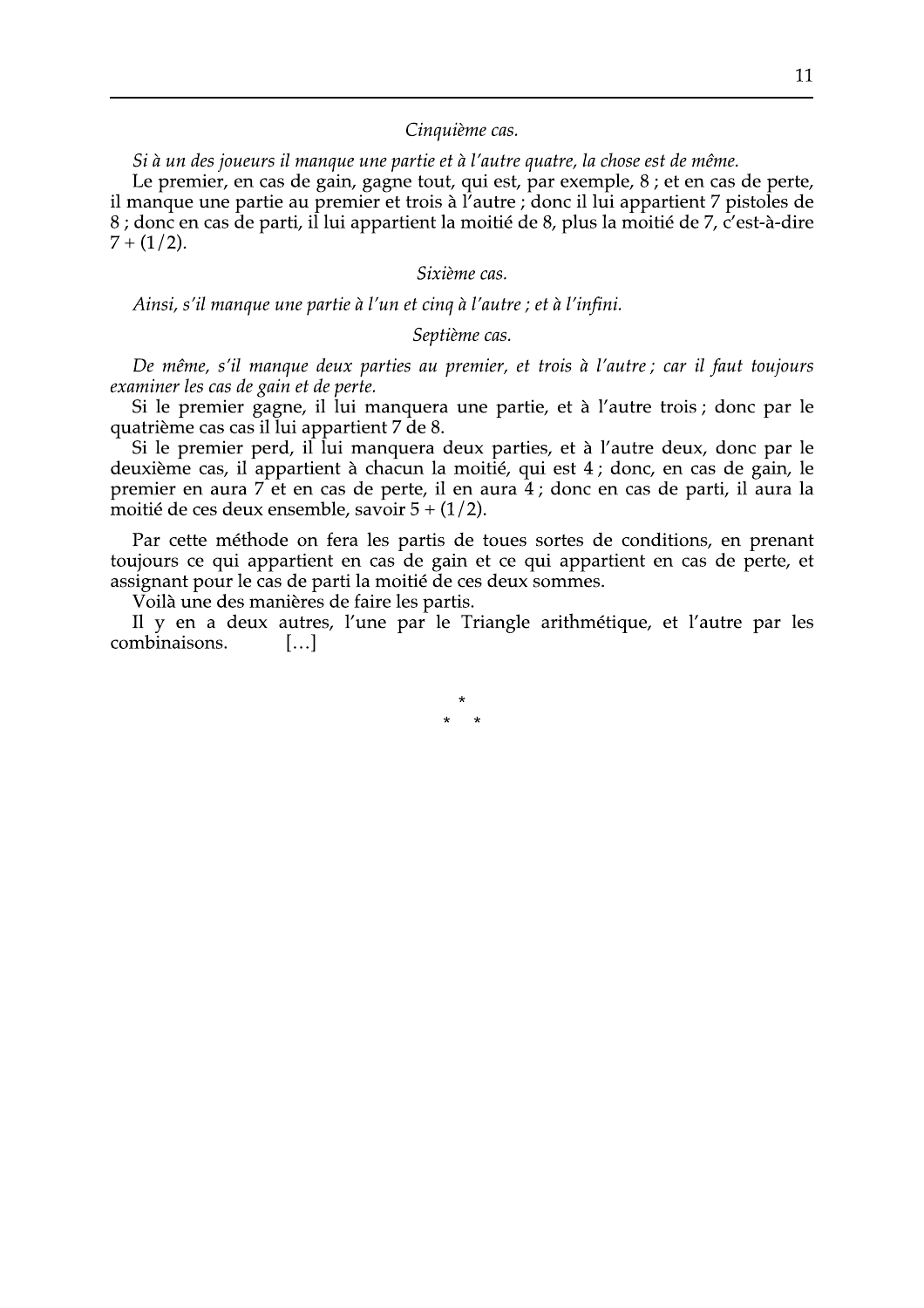*Cinquième cas.*

*Si à un des joueurs il manque une partie et à l'autre quatre, la chose est de même.*

Le premier, en cas de gain, gagne tout, qui est, par exemple, 8 ; et en cas de perte, il manque une partie au premier et trois à l'autre ; donc il lui appartient 7 pistoles de 8 ; donc en cas de parti, il lui appartient la moitié de 8, plus la moitié de 7, c'est-à-dire $7 + (1/2)$.

*Sixième cas.*

*Ainsi, s'il manque une partie à l'un et cinq à l'autre ; et à l'infini.*

*Septième cas.*

*De même, s'il manque deux parties au premier, et trois à l'autre ; car il faut toujours examiner les cas de gain et de perte.*

Si le premier gagne, il lui manquera une partie, et à l'autre trois ; donc par le quatrième cas cas il lui appartient 7 de 8.

Si le premier perd, il lui manquera deux parties, et à l'autre deux, donc par le deuxième cas, il appartient à chacun la moitié, qui est 4 ; donc, en cas de gain, le premier en aura 7 et en cas de perte, il en aura 4 ; donc en cas de parti, il aura la moitié de ces deux ensemble, savoir $5 + (1/2)$.

Par cette méthode on fera les partis de toues sortes de conditions, en prenant toujours ce qui appartient en cas de gain et ce qui appartient en cas de perte, et assignant pour le cas de parti la moitié de ces deux sommes.

Voilà une des manières de faire les partis.

Il y en a deux autres, l'une par le Triangle arithmétique, et l'autre par les combinaisons. [...]

\*
\* \*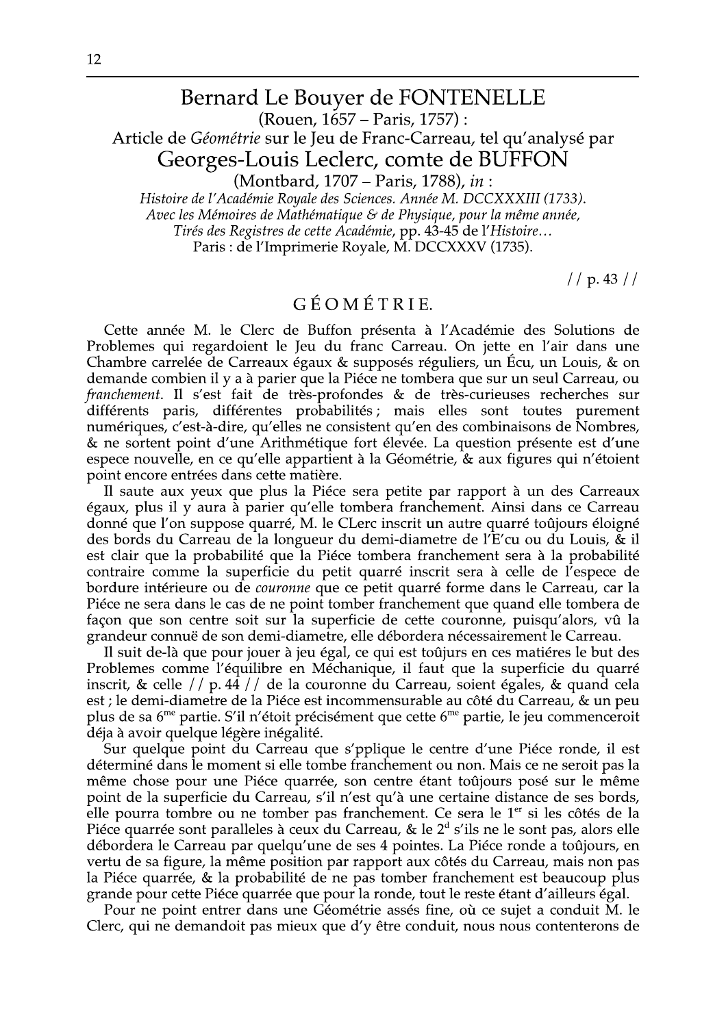# Bernard Le Bouyer de FONTENELLE

(Rouen, 1657 – Paris, 1757) :

Article de *Géométrie* sur le Jeu de Franc-Carreau, tel qu'analysé par

# Georges-Louis Leclerc, comte de BUFFON

(Montbard, 1707 – Paris, 1788), *in* :

*Histoire de l'Académie Royale des Sciences. Année M. DCCXXXIII (1733).*
*Avec les Mémoires de Mathématique & de Physique, pour la même année,*
*Tirés des Registres de cette Académie*, pp. 43-45 de l'*Histoire…*
Paris : de l'Imprimerie Royale, M. DCCXXXV (1735).

// p. 43 //

## GÉOMÉTRIE.

Cette année M. le Clerc de Buffon présenta à l'Académie des Solutions de Problemes qui regardoient le Jeu du franc Carreau. On jette en l'air dans une Chambre carrelée de Carreaux égaux & supposés réguliers, un Écu, un Louis, & on demande combien il y a à parier que la Piéce ne tombera que sur un seul Carreau, ou *franchement*. Il s'est fait de très-profondes & de très-curieuses recherches sur différents paris, différentes probabilités ; mais elles sont toutes purement numériques, c'est-à-dire, qu'elles ne consistent qu'en des combinaisons de Nombres, & ne sortent point d'une Arithmétique fort élevée. La question présente est d'une espece nouvelle, en ce qu'elle appartient à la Géométrie, & aux figures qui n'étoient point encore entrées dans cette matière.

Il saute aux yeux que plus la Piéce sera petite par rapport à un des Carreaux égaux, plus il y aura à parier qu'elle tombera franchement. Ainsi dans ce Carreau donné que l'on suppose quarré, M. le CLerc inscrit un autre quarré toûjours éloigné des bords du Carreau de la longueur du demi-diametre de l'E'cu ou du Louis, & il est clair que la probabilité que la Piéce tombera franchement sera à la probabilité contraire comme la superficie du petit quarré inscrit sera à celle de l'espece de bordure intérieure ou de *couronne* que ce petit quarré forme dans le Carreau, car la Piéce ne sera dans le cas de ne point tomber franchement que quand elle tombera de façon que son centre soit sur la superficie de cette couronne, puisqu'alors, vû la grandeur connuë de son demi-diametre, elle débordera nécessairement le Carreau.

Il suit de-là que pour jouer à jeu égal, ce qui est toûjurs en ces matiéres le but des Problemes comme l'équilibre en Méchanique, il faut que la superficie du quarré inscrit, & celle // p. 44 // de la couronne du Carreau, soient égales, & quand cela est ; le demi-diametre de la Piéce est incommensurable au côté du Carreau, & un peu plus de sa 6[me] partie. S'il n'étoit précisément que cette 6[me] partie, le jeu commenceroit déja à avoir quelque légère inégalité.

Sur quelque point du Carreau que s'pplique le centre d'une Piéce ronde, il est déterminé dans le moment si elle tombe franchement ou non. Mais ce ne seroit pas la même chose pour une Piéce quarrée, son centre étant toûjours posé sur le même point de la superficie du Carreau, s'il n'est qu'à une certaine distance de ses bords, elle pourra tombre ou ne tomber pas franchement. Ce sera le 1[er] si les côtés de la Piéce quarrée sont paralleles à ceux du Carreau, & le 2[d] s'ils ne le sont pas, alors elle débordera le Carreau par quelqu'une de ses 4 pointes. La Piéce ronde a toûjours, en vertu de sa figure, la même position par rapport aux côtés du Carreau, mais non pas la Piéce quarrée, & la probabilité de ne pas tomber franchement est beaucoup plus grande pour cette Piéce quarrée que pour la ronde, tout le reste étant d'ailleurs égal.

Pour ne point entrer dans une Géométrie assés fine, où ce sujet a conduit M. le Clerc, qui ne demandoit pas mieux que d'y être conduit, nous nous contenterons de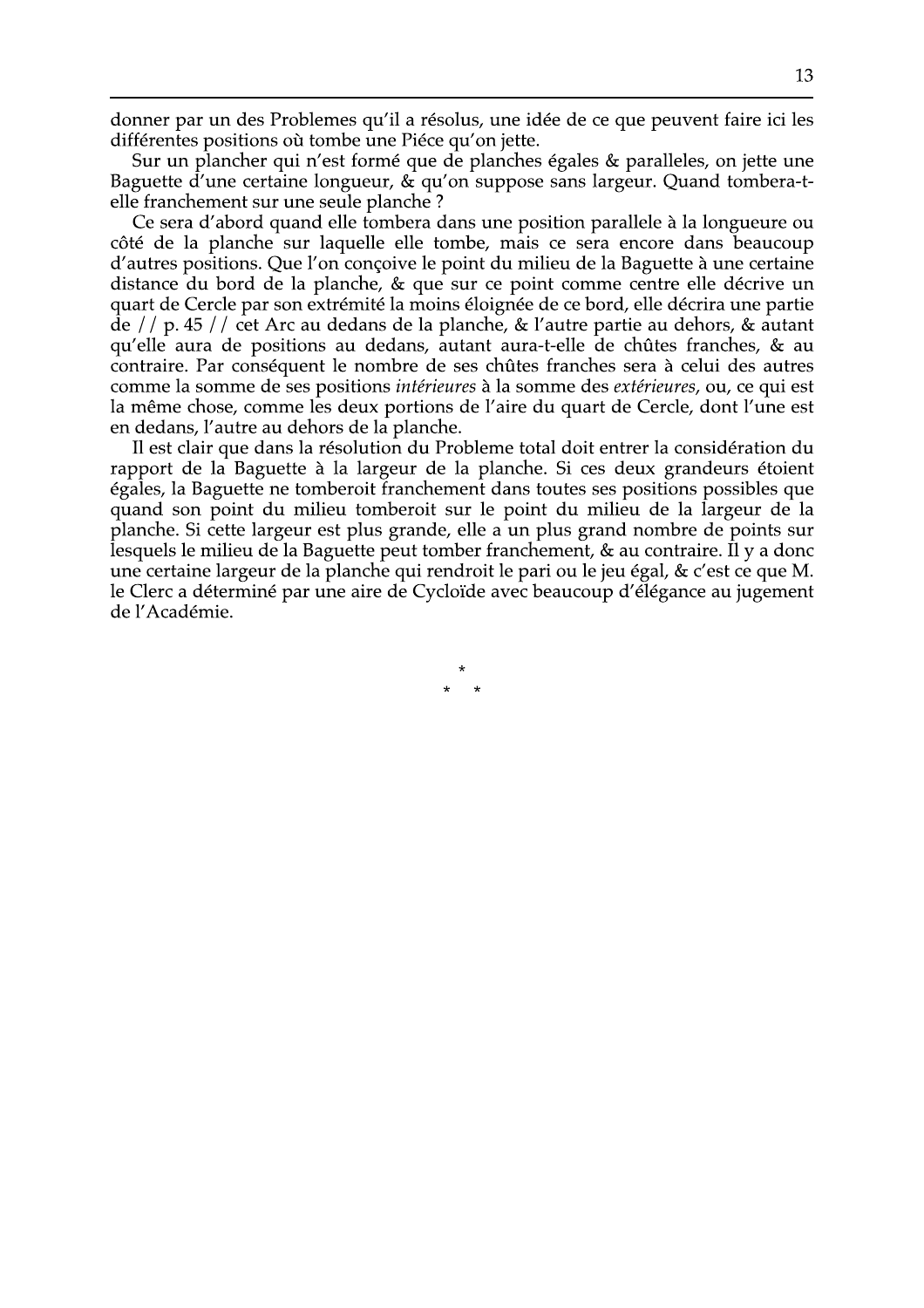donner par un des Problemes qu'il a résolus, une idée de ce que peuvent faire ici les différentes positions où tombe une Piéce qu'on jette.

Sur un plancher qui n'est formé que de planches égales & paralleles, on jette une Baguette d'une certaine longueur, & qu'on suppose sans largeur. Quand tombera-t-elle franchement sur une seule planche ?

Ce sera d'abord quand elle tombera dans une position parallele à la longueure ou côté de la planche sur laquelle elle tombe, mais ce sera encore dans beaucoup d'autres positions. Que l'on conçoive le point du milieu de la Baguette à une certaine distance du bord de la planche, & que sur ce point comme centre elle décrive un quart de Cercle par son extrémité la moins éloignée de ce bord, elle décrira une partie de // p. 45 // cet Arc au dedans de la planche, & l'autre partie au dehors, & autant qu'elle aura de positions au dedans, autant aura-t-elle de chûtes franches, & au contraire. Par conséquent le nombre de ses chûtes franches sera à celui des autres comme la somme de ses positions *intérieures* à la somme des *extérieures*, ou, ce qui est la même chose, comme les deux portions de l'aire du quart de Cercle, dont l'une est en dedans, l'autre au dehors de la planche.

Il est clair que dans la résolution du Probleme total doit entrer la considération du rapport de la Baguette à la largeur de la planche. Si ces deux grandeurs étoient égales, la Baguette ne tomberoit franchement dans toutes ses positions possibles que quand son point du milieu tomberoit sur le point du milieu de la largeur de la planche. Si cette largeur est plus grande, elle a un plus grand nombre de points sur lesquels le milieu de la Baguette peut tomber franchement, & au contraire. Il y a donc une certaine largeur de la planche qui rendroit le pari ou le jeu égal, & c'est ce que M. le Clerc a déterminé par une aire de Cycloïde avec beaucoup d'élégance au jugement de l'Académie.

\*
\*   \*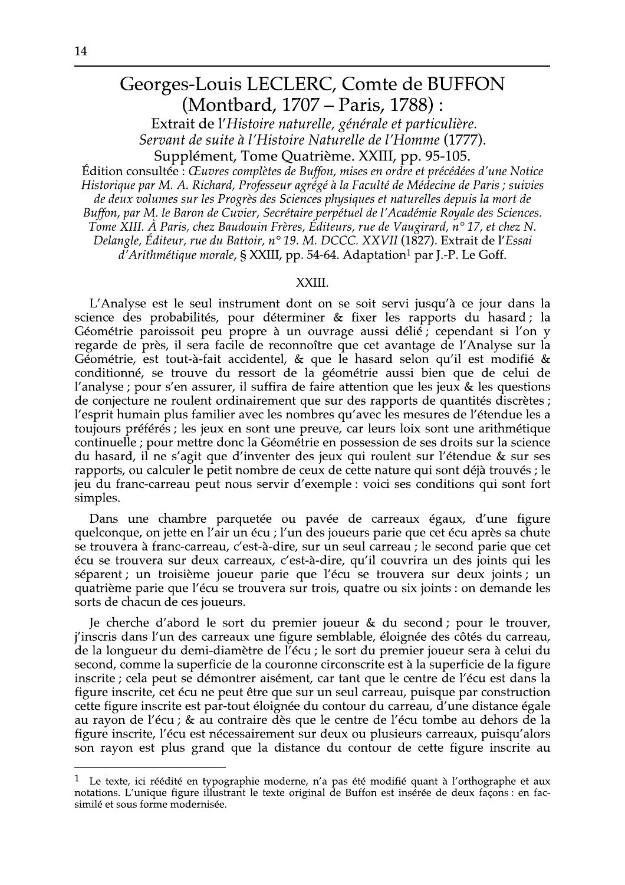# Georges-Louis LECLERC, Comte de BUFFON (Montbard, 1707 – Paris, 1788) :

### Extrait de l'*Histoire naturelle, générale et particulière. Servant de suite à l'Histoire Naturelle de l'Homme* (1777).

### Supplément, Tome Quatrième. XXIII, pp. 95-105.

Édition consultée : *Œuvres complètes de Buffon, mises en ordre et précédées d'une Notice Historique par M. A. Richard, Professeur agrégé à la Faculté de Médecine de Paris ; suivies de deux volumes sur les Progrès des Sciences physiques et naturelles depuis la mort de Buffon, par M. le Baron de Cuvier, Secrétaire perpétuel de l'Académie Royale des Sciences. Tome XIII. À Paris, chez Baudouin Frères, Éditeurs, rue de Vaugirard, n° 17, et chez N. Delangle, Éditeur, rue du Battoir, n° 19. M. DCCC. XXVII* (1827). Extrait de l'*Essai d'Arithmétique morale*, § XXIII, pp. 54-64. Adaptation[1] par J.-P. Le Goff.

XXIII.

L'Analyse est le seul instrument dont on se soit servi jusqu'à ce jour dans la science des probabilités, pour déterminer & fixer les rapports du hasard ; la Géométrie paroissoit peu propre à un ouvrage aussi délié ; cependant si l'on y regarde de près, il sera facile de reconnoître que cet avantage de l'Analyse sur la Géométrie, est tout-à-fait accidentel, & que le hasard selon qu'il est modifié & conditionné, se trouve du ressort de la géométrie aussi bien que de celui de l'analyse ; pour s'en assurer, il suffira de faire attention que les jeux & les questions de conjecture ne roulent ordinairement que sur des rapports de quantités discrètes ; l'esprit humain plus familier avec les nombres qu'avec les mesures de l'étendue les a toujours préférés ; les jeux en sont une preuve, car leurs loix sont une arithmétique continuelle ; pour mettre donc la Géométrie en possession de ses droits sur la science du hasard, il ne s'agit que d'inventer des jeux qui roulent sur l'étendue & sur ses rapports, ou calculer le petit nombre de ceux de cette nature qui sont déjà trouvés ; le jeu du franc-carreau peut nous servir d'exemple : voici ses conditions qui sont fort simples.

Dans une chambre parquetée ou pavée de carreaux égaux, d'une figure quelconque, on jette en l'air un écu ; l'un des joueurs parie que cet écu après sa chute se trouvera à franc-carreau, c'est-à-dire, sur un seul carreau ; le second parie que cet écu se trouvera sur deux carreaux, c'est-à-dire, qu'il couvrira un des joints qui les séparent ; un troisième joueur parie que l'écu se trouvera sur deux joints ; un quatrième parie que l'écu se trouvera sur trois, quatre ou six joints : on demande les sorts de chacun de ces joueurs.

Je cherche d'abord le sort du premier joueur & du second ; pour le trouver, j'inscris dans l'un des carreaux une figure semblable, éloignée des côtés du carreau, de la longueur du demi-diamètre de l'écu ; le sort du premier joueur sera à celui du second, comme la superficie de la couronne circonscrite est à la superficie de la figure inscrite ; cela peut se démontrer aisément, car tant que le centre de l'écu est dans la figure inscrite, cet écu ne peut être que sur un seul carreau, puisque par construction cette figure inscrite est par-tout éloignée du contour du carreau, d'une distance égale au rayon de l'écu ; & au contraire dès que le centre de l'écu tombe au dehors de la figure inscrite, l'écu est nécessairement sur deux ou plusieurs carreaux, puisqu'alors son rayon est plus grand que la distance du contour de cette figure inscrite au

---

[1] Le texte, ici réédité en typographie moderne, n'a pas été modifié quant à l'orthographe et aux notations. L'unique figure illustrant le texte original de Buffon est insérée de deux façons : en fac-similé et sous forme modernisée.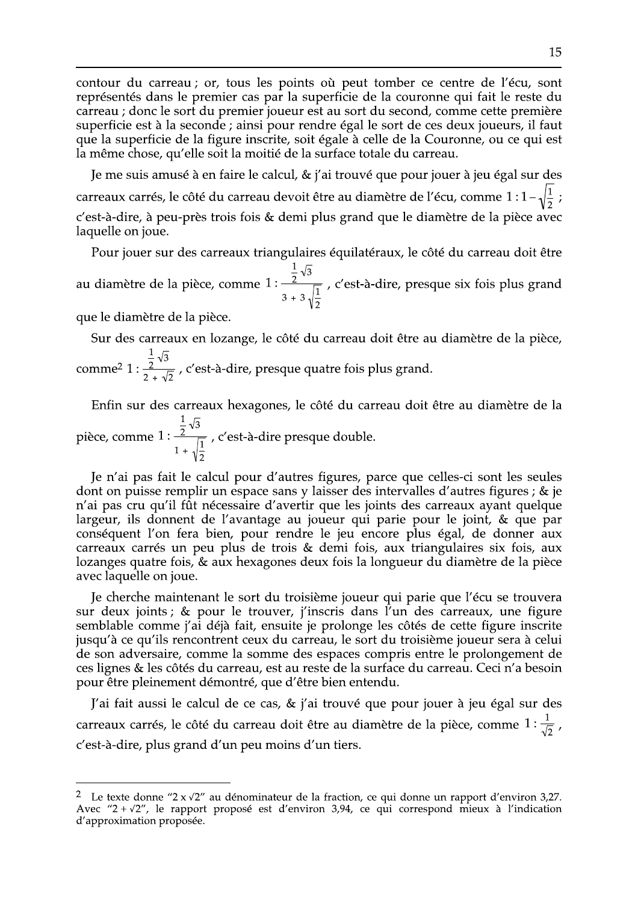contour du carreau ; or, tous les points où peut tomber ce centre de l'écu, sont représentés dans le premier cas par la superficie de la couronne qui fait le reste du carreau ; donc le sort du premier joueur est au sort du second, comme cette première superficie est à la seconde ; ainsi pour rendre égal le sort de ces deux joueurs, il faut que la superficie de la figure inscrite, soit égale à celle de la Couronne, ou ce qui est la même chose, qu'elle soit la moitié de la surface totale du carreau.

Je me suis amusé à en faire le calcul, & j'ai trouvé que pour jouer à jeu égal sur des carreaux carrés, le côté du carreau devoit être au diamètre de l'écu, comme $1 : 1 - \sqrt{\frac{1}{2}}$ ; c'est-à-dire, à peu-près trois fois & demi plus grand que le diamètre de la pièce avec laquelle on joue.

Pour jouer sur des carreaux triangulaires équilatéraux, le côté du carreau doit être au diamètre de la pièce, comme $1 : \dfrac{\frac{1}{2}\sqrt{3}}{3 + 3\sqrt{\frac{1}{2}}}$ , c'est-à-dire, presque six fois plus grand que le diamètre de la pièce.

Sur des carreaux en lozange, le côté du carreau doit être au diamètre de la pièce, comme[2] $1 : \dfrac{\frac{1}{2}\sqrt{3}}{2 + \sqrt{2}}$ , c'est-à-dire, presque quatre fois plus grand.

Enfin sur des carreaux hexagones, le côté du carreau doit être au diamètre de la pièce, comme $1 : \dfrac{\frac{1}{2}\sqrt{3}}{1 + \sqrt{\frac{1}{2}}}$ , c'est-à-dire presque double.

Je n'ai pas fait le calcul pour d'autres figures, parce que celles-ci sont les seules dont on puisse remplir un espace sans y laisser des intervalles d'autres figures ; & je n'ai pas cru qu'il fût nécessaire d'avertir que les joints des carreaux ayant quelque largeur, ils donnent de l'avantage au joueur qui parie pour le joint, & que par conséquent l'on fera bien, pour rendre le jeu encore plus égal, de donner aux carreaux carrés un peu plus de trois & demi fois, aux triangulaires six fois, aux lozanges quatre fois, & aux hexagones deux fois la longueur du diamètre de la pièce avec laquelle on joue.

Je cherche maintenant le sort du troisième joueur qui parie que l'écu se trouvera sur deux joints ; & pour le trouver, j'inscris dans l'un des carreaux, une figure semblable comme j'ai déjà fait, ensuite je prolonge les côtés de cette figure inscrite jusqu'à ce qu'ils rencontrent ceux du carreau, le sort du troisième joueur sera à celui de son adversaire, comme la somme des espaces compris entre le prolongement de ces lignes & les côtés du carreau, est au reste de la surface du carreau. Ceci n'a besoin pour être pleinement démontré, que d'être bien entendu.

J'ai fait aussi le calcul de ce cas, & j'ai trouvé que pour jouer à jeu égal sur des carreaux carrés, le côté du carreau doit être au diamètre de la pièce, comme $1 : \frac{1}{\sqrt{2}}$ , c'est-à-dire, plus grand d'un peu moins d'un tiers.

---

[2] Le texte donne "2 x √2" au dénominateur de la fraction, ce qui donne un rapport d'environ 3,27. Avec "2 + √2", le rapport proposé est d'environ 3,94, ce qui correspond mieux à l'indication d'approximation proposée.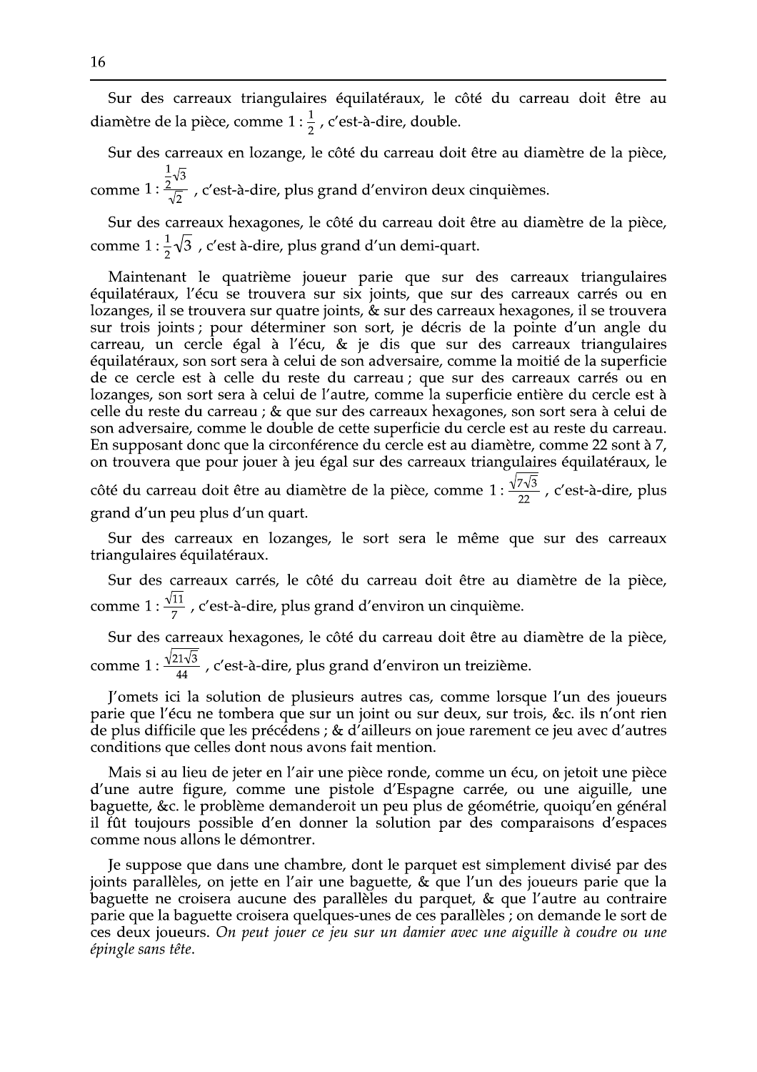Sur des carreaux triangulaires équilatéraux, le côté du carreau doit être au diamètre de la pièce, comme $1 : \frac{1}{2}$, c'est-à-dire, double.

Sur des carreaux en lozange, le côté du carreau doit être au diamètre de la pièce, comme $1 : \frac{\frac{1}{2}\sqrt{3}}{\sqrt{2}}$, c'est-à-dire, plus grand d'environ deux cinquièmes.

Sur des carreaux hexagones, le côté du carreau doit être au diamètre de la pièce, comme $1 : \frac{1}{2}\sqrt{3}$, c'est à-dire, plus grand d'un demi-quart.

Maintenant le quatrième joueur parie que sur des carreaux triangulaires équilatéraux, l'écu se trouvera sur six joints, que sur des carreaux carrés ou en lozanges, il se trouvera sur quatre joints, & sur des carreaux hexagones, il se trouvera sur trois joints ; pour déterminer son sort, je décris de la pointe d'un angle du carreau, un cercle égal à l'écu, & je dis que sur des carreaux triangulaires équilatéraux, son sort sera à celui de son adversaire, comme la moitié de la superficie de ce cercle est à celle du reste du carreau ; que sur des carreaux carrés ou en lozanges, son sort sera à celui de l'autre, comme la superficie entière du cercle est à celle du reste du carreau ; & que sur des carreaux hexagones, son sort sera à celui de son adversaire, comme le double de cette superficie du cercle est au reste du carreau. En supposant donc que la circonférence du cercle est au diamètre, comme 22 sont à 7, on trouvera que pour jouer à jeu égal sur des carreaux triangulaires équilatéraux, le côté du carreau doit être au diamètre de la pièce, comme $1 : \frac{\sqrt{7\sqrt{3}}}{22}$, c'est-à-dire, plus grand d'un peu plus d'un quart.

Sur des carreaux en lozanges, le sort sera le même que sur des carreaux triangulaires équilatéraux.

Sur des carreaux carrés, le côté du carreau doit être au diamètre de la pièce, comme $1 : \frac{\sqrt{11}}{7}$, c'est-à-dire, plus grand d'environ un cinquième.

Sur des carreaux hexagones, le côté du carreau doit être au diamètre de la pièce, comme $1 : \frac{\sqrt{21\sqrt{3}}}{44}$, c'est-à-dire, plus grand d'environ un treizième.

J'omets ici la solution de plusieurs autres cas, comme lorsque l'un des joueurs parie que l'écu ne tombera que sur un joint ou sur deux, sur trois, &c. ils n'ont rien de plus difficile que les précédens ; & d'ailleurs on joue rarement ce jeu avec d'autres conditions que celles dont nous avons fait mention.

Mais si au lieu de jeter en l'air une pièce ronde, comme un écu, on jetoit une pièce d'une autre figure, comme une pistole d'Espagne carrée, ou une aiguille, une baguette, &c. le problème demanderoit un peu plus de géométrie, quoiqu'en général il fût toujours possible d'en donner la solution par des comparaisons d'espaces comme nous allons le démontrer.

Je suppose que dans une chambre, dont le parquet est simplement divisé par des joints parallèles, on jette en l'air une baguette, & que l'un des joueurs parie que la baguette ne croisera aucune des parallèles du parquet, & que l'autre au contraire parie que la baguette croisera quelques-unes de ces parallèles ; on demande le sort de ces deux joueurs. *On peut jouer ce jeu sur un damier avec une aiguille à coudre ou une épingle sans tête.*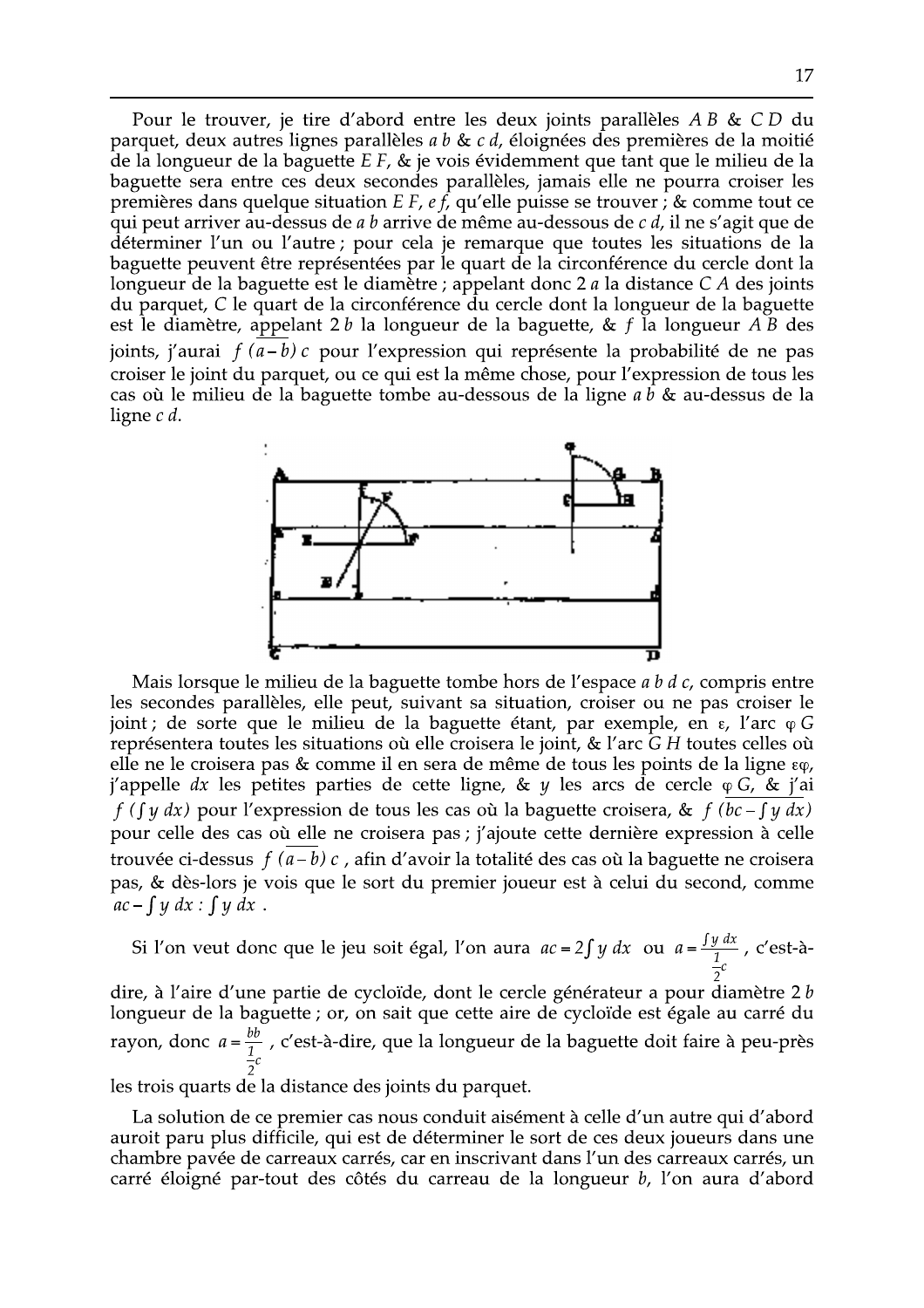Pour le trouver, je tire d'abord entre les deux joints parallèles $AB$ & $CD$ du parquet, deux autres lignes parallèles $a\,b$ & $c\,d$, éloignées des premières de la moitié de la longueur de la baguette $EF$, & je vois évidemment que tant que le milieu de la baguette sera entre ces deux secondes parallèles, jamais elle ne pourra croiser les premières dans quelque situation $EF$, $ef$, qu'elle puisse se trouver ; & comme tout ce qui peut arriver au-dessus de $a\,b$ arrive de même au-dessous de $c\,d$, il ne s'agit que de déterminer l'un ou l'autre ; pour cela je remarque que toutes les situations de la baguette peuvent être représentées par le quart de la circonférence du cercle dont la longueur de la baguette est le diamètre ; appelant donc $2\,a$ la distance $CA$ des joints du parquet, $C$ le quart de la circonférence du cercle dont la longueur de la baguette est le diamètre, appelant $2\,b$ la longueur de la baguette, & $f$ la longueur $AB$ des joints, j'aurai $f\,\overline{(a-b)}\,c$ pour l'expression qui représente la probabilité de ne pas croiser le joint du parquet, ou ce qui est la même chose, pour l'expression de tous les cas où le milieu de la baguette tombe au-dessous de la ligne $a\,b$ & au-dessus de la ligne $c\,d$.

Mais lorsque le milieu de la baguette tombe hors de l'espace $a\,b\,d\,c$, compris entre les secondes parallèles, elle peut, suivant sa situation, croiser ou ne pas croiser le joint ; de sorte que le milieu de la baguette étant, par exemple, en $\varepsilon$, l'arc $\varphi\,G$ représentera toutes les situations où elle croisera le joint, & l'arc $G\,H$ toutes celles où elle ne le croisera pas & comme il en sera de même de tous les points de la ligne $\varepsilon\varphi$, j'appelle $dx$ les petites parties de cette ligne, & $y$ les arcs de cercle $\varphi\,G$, & j'ai $f\,(\int y\,dx)$ pour l'expression de tous les cas où la baguette croisera, & $f\,\overline{(bc-\int y\,dx)}$ pour celle des cas où elle ne croisera pas ; j'ajoute cette dernière expression à celle trouvée ci-dessus $f\,\overline{(a-b)}\,c$, afin d'avoir la totalité des cas où la baguette ne croisera pas, & dès-lors je vois que le sort du premier joueur est à celui du second, comme $ac-\int y\,dx : \int y\,dx$.

Si l'on veut donc que le jeu soit égal, l'on aura $ac=2\int y\,dx$ ou $a=\frac{\int y\,dx}{\frac{1}{2}c}$, c'est-à-dire, à l'aire d'une partie de cycloïde, dont le cercle générateur a pour diamètre $2\,b$ longueur de la baguette ; or, on sait que cette aire de cycloïde est égale au carré du rayon, donc $a=\frac{bb}{\frac{1}{2}c}$, c'est-à-dire, que la longueur de la baguette doit faire à peu-près les trois quarts de la distance des joints du parquet.

La solution de ce premier cas nous conduit aisément à celle d'un autre qui d'abord auroit paru plus difficile, qui est de déterminer le sort de ces deux joueurs dans une chambre pavée de carreaux carrés, car en inscrivant dans l'un des carreaux carrés, un carré éloigné par-tout des côtés du carreau de la longueur $b$, l'on aura d'abord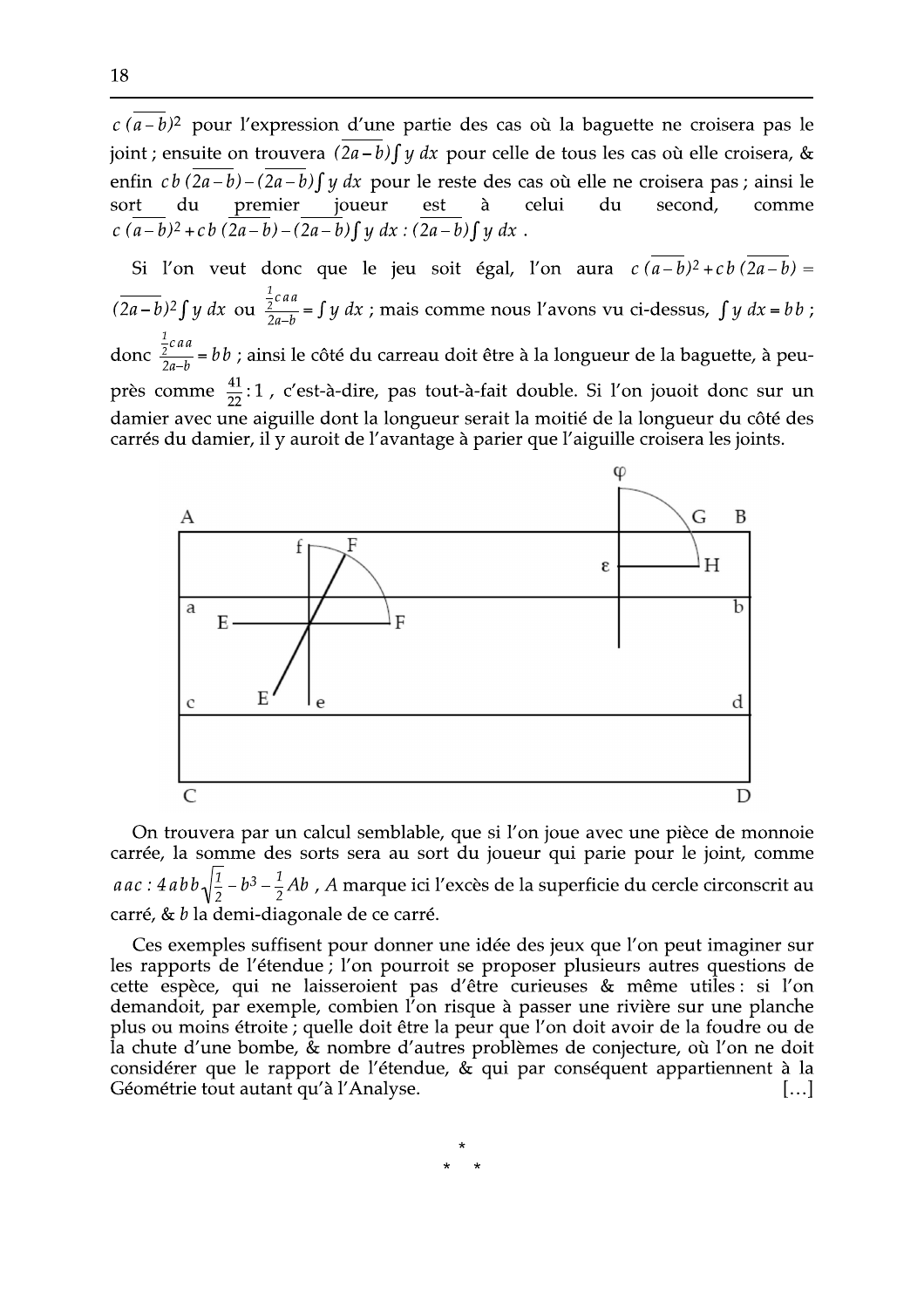$c\,\overline{(a-b)}^2$ pour l'expression d'une partie des cas où la baguette ne croisera pas le joint ; ensuite on trouvera $\overline{(2a-b)}\int y\,dx$ pour celle de tous les cas où elle croisera, & enfin $cb\,\overline{(2a-b)}-\overline{(2a-b)}\int y\,dx$ pour le reste des cas où elle ne croisera pas ; ainsi le sort du premier joueur est à celui du second, comme $c\,\overline{(a-b)}^2+cb\,\overline{(2a-b)}-\overline{(2a-b)}\int y\,dx : \overline{(2a-b)}\int y\,dx$ .

Si l'on veut donc que le jeu soit égal, l'on aura $c\,\overline{(a-b)}^2+cb\,\overline{(2a-b)} = \overline{(2a-b)}^2\int y\,dx$ ou $\frac{\frac{1}{2}caa}{2a-b}=\int y\,dx$ ; mais comme nous l'avons vu ci-dessus, $\int y\,dx = bb$ ; donc $\frac{\frac{1}{2}caa}{2a-b}=bb$ ; ainsi le côté du carreau doit être à la longueur de la baguette, à peu-près comme $\frac{41}{22}:1$ , c'est-à-dire, pas tout-à-fait double. Si l'on jouoit donc sur un damier avec une aiguille dont la longueur serait la moitié de la longueur du côté des carrés du damier, il y auroit de l'avantage à parier que l'aiguille croisera les joints.

On trouvera par un calcul semblable, que si l'on joue avec une pièce de monnoie carrée, la somme des sorts sera au sort du joueur qui parie pour le joint, comme $aac : 4abb\sqrt{\frac{1}{2}}-b^3-\frac{1}{2}Ab$ , $A$ marque ici l'excès de la superficie du cercle circonscrit au carré, & $b$ la demi-diagonale de ce carré.

Ces exemples suffisent pour donner une idée des jeux que l'on peut imaginer sur les rapports de l'étendue ; l'on pourroit se proposer plusieurs autres questions de cette espèce, qui ne laisseroient pas d'être curieuses & même utiles : si l'on demandoit, par exemple, combien l'on risque à passer une rivière sur une planche plus ou moins étroite ; quelle doit être la peur que l'on doit avoir de la foudre ou de la chute d'une bombe, & nombre d'autres problèmes de conjecture, où l'on ne doit considérer que le rapport de l'étendue, & qui par conséquent appartiennent à la Géométrie tout autant qu'à l'Analyse. […]

\*

\* \*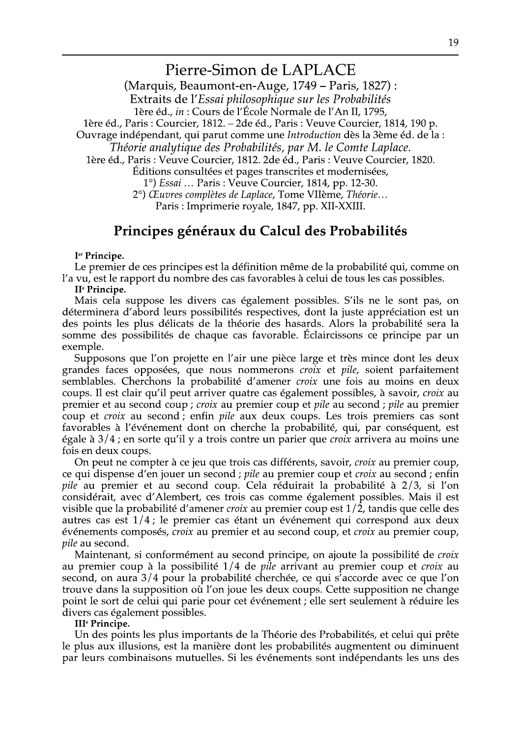# Pierre-Simon de LAPLACE

(Marquis, Beaumont-en-Auge, 1749 – Paris, 1827) :
Extraits de l'*Essai philosophique sur les Probabilités*
1ère éd., *in* : Cours de l'École Normale de l'An II, 1795,
1ère éd., Paris : Courcier, 1812. – 2de éd., Paris : Veuve Courcier, 1814, 190 p.
Ouvrage indépendant, qui parut comme une *Introduction* dès la 3ème éd. de la :
*Théorie analytique des Probabilités, par M. le Comte Laplace.*
1ère éd., Paris : Veuve Courcier, 1812. 2de éd., Paris : Veuve Courcier, 1820.
Éditions consultées et pages transcrites et modernisées,
1°) *Essai* … Paris : Veuve Courcier, 1814, pp. 12-30.
2°) *Œuvres complètes de Laplace*, Tome VIIème, *Théorie…*
Paris : Imprimerie royale, 1847, pp. XII-XXIII.

## Principes généraux du Calcul des Probabilités

**Ier Principe.**

Le premier de ces principes est la définition même de la probabilité qui, comme on l'a vu, est le rapport du nombre des cas favorables à celui de tous les cas possibles.

**IIe Principe.**

Mais cela suppose les divers cas également possibles. S'ils ne le sont pas, on déterminera d'abord leurs possibilités respectives, dont la juste appréciation est un des points les plus délicats de la théorie des hasards. Alors la probabilité sera la somme des possibilités de chaque cas favorable. Éclaircissons ce principe par un exemple.

Supposons que l'on projette en l'air une pièce large et très mince dont les deux grandes faces opposées, que nous nommerons *croix* et *pile*, soient parfaitement semblables. Cherchons la probabilité d'amener *croix* une fois au moins en deux coups. Il est clair qu'il peut arriver quatre cas également possibles, à savoir, *croix* au premier et au second coup ; *croix* au premier coup et *pile* au second ; *pile* au premier coup et *croix* au second ; enfin *pile* aux deux coups. Les trois premiers cas sont favorables à l'événement dont on cherche la probabilité, qui, par conséquent, est égale à 3/4 ; en sorte qu'il y a trois contre un parier que *croix* arrivera au moins une fois en deux coups.

On peut ne compter à ce jeu que trois cas différents, savoir, *croix* au premier coup, ce qui dispense d'en jouer un second ; *pile* au premier coup et *croix* au second ; enfin *pile* au premier et au second coup. Cela réduirait la probabilité à 2/3, si l'on considérait, avec d'Alembert, ces trois cas comme également possibles. Mais il est visible que la probabilité d'amener *croix* au premier coup est 1/2, tandis que celle des autres cas est 1/4 ; le premier cas étant un événement qui correspond aux deux événements composés, *croix* au premier et au second coup, et *croix* au premier coup, *pile* au second.

Maintenant, si conformément au second principe, on ajoute la possibilité de *croix* au premier coup à la possibilité 1/4 de *pile* arrivant au premier coup et *croix* au second, on aura 3/4 pour la probabilité cherchée, ce qui s'accorde avec ce que l'on trouve dans la supposition où l'on joue les deux coups. Cette supposition ne change point le sort de celui qui parie pour cet événement ; elle sert seulement à réduire les divers cas également possibles.

**IIIe Principe.**

Un des points les plus importants de la Théorie des Probabilités, et celui qui prête le plus aux illusions, est la manière dont les probabilités augmentent ou diminuent par leurs combinaisons mutuelles. Si les événements sont indépendants les uns des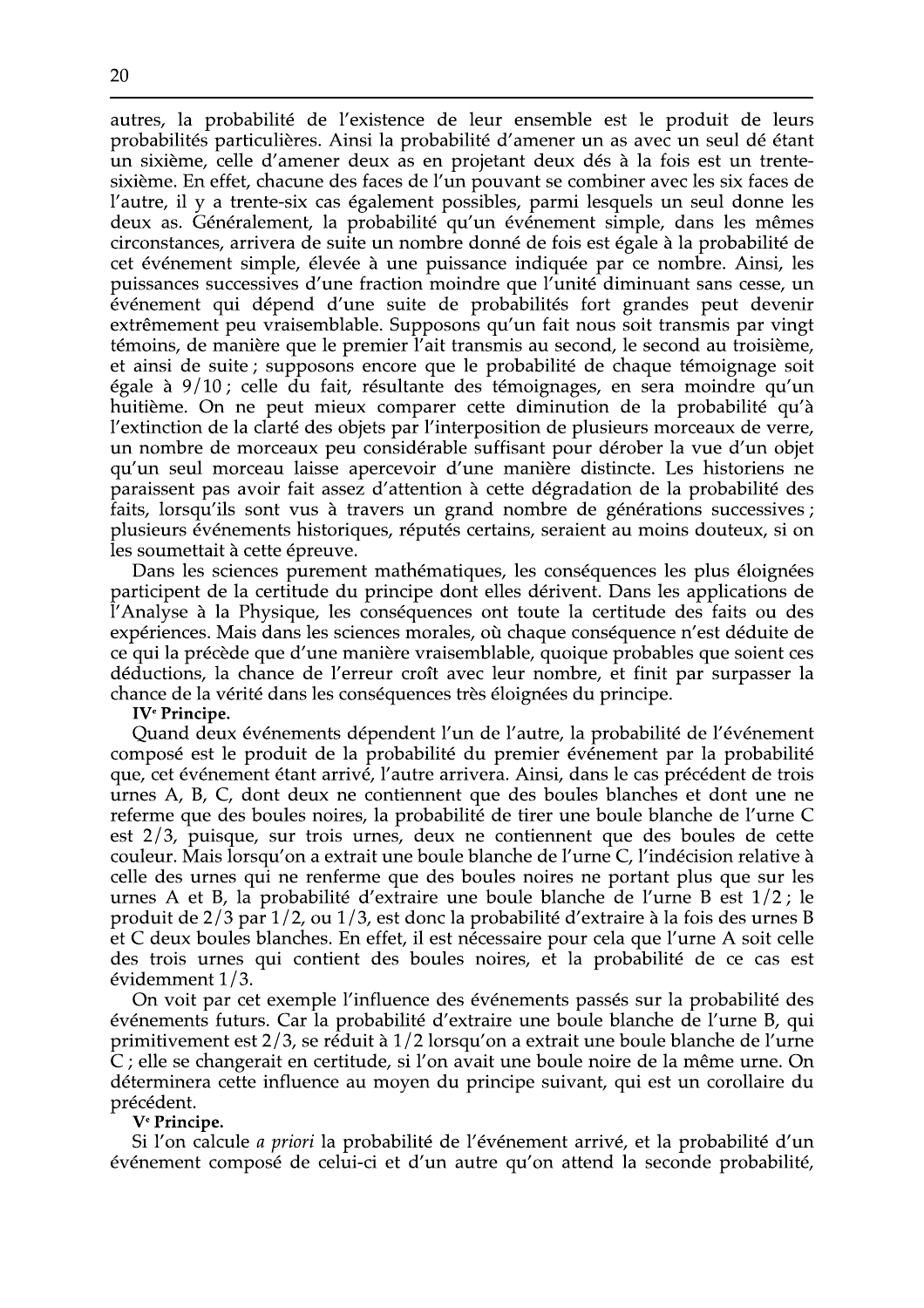autres, la probabilité de l'existence de leur ensemble est le produit de leurs probabilités particulières. Ainsi la probabilité d'amener un as avec un seul dé étant un sixième, celle d'amener deux as en projetant deux dés à la fois est un trente-sixième. En effet, chacune des faces de l'un pouvant se combiner avec les six faces de l'autre, il y a trente-six cas également possibles, parmi lesquels un seul donne les deux as. Généralement, la probabilité qu'un événement simple, dans les mêmes circonstances, arrivera de suite un nombre donné de fois est égale à la probabilité de cet événement simple, élevée à une puissance indiquée par ce nombre. Ainsi, les puissances successives d'une fraction moindre que l'unité diminuant sans cesse, un événement qui dépend d'une suite de probabilités fort grandes peut devenir extrêmement peu vraisemblable. Supposons qu'un fait nous soit transmis par vingt témoins, de manière que le premier l'ait transmis au second, le second au troisième, et ainsi de suite ; supposons encore que le probabilité de chaque témoignage soit égale à 9/10 ; celle du fait, résultante des témoignages, en sera moindre qu'un huitième. On ne peut mieux comparer cette diminution de la probabilité qu'à l'extinction de la clarté des objets par l'interposition de plusieurs morceaux de verre, un nombre de morceaux peu considérable suffisant pour dérober la vue d'un objet qu'un seul morceau laisse apercevoir d'une manière distincte. Les historiens ne paraissent pas avoir fait assez d'attention à cette dégradation de la probabilité des faits, lorsqu'ils sont vus à travers un grand nombre de générations successives ; plusieurs événements historiques, réputés certains, seraient au moins douteux, si on les soumettait à cette épreuve.

Dans les sciences purement mathématiques, les conséquences les plus éloignées participent de la certitude du principe dont elles dérivent. Dans les applications de l'Analyse à la Physique, les conséquences ont toute la certitude des faits ou des expériences. Mais dans les sciences morales, où chaque conséquence n'est déduite de ce qui la précède que d'une manière vraisemblable, quoique probables que soient ces déductions, la chance de l'erreur croît avec leur nombre, et finit par surpasser la chance de la vérité dans les conséquences très éloignées du principe.

**IVᵉ Principe.**

Quand deux événements dépendent l'un de l'autre, la probabilité de l'événement composé est le produit de la probabilité du premier événement par la probabilité que, cet événement étant arrivé, l'autre arrivera. Ainsi, dans le cas précédent de trois urnes A, B, C, dont deux ne contiennent que des boules blanches et dont une ne referme que des boules noires, la probabilité de tirer une boule blanche de l'urne C est 2/3, puisque, sur trois urnes, deux ne contiennent que des boules de cette couleur. Mais lorsqu'on a extrait une boule blanche de l'urne C, l'indécision relative à celle des urnes qui ne renferme que des boules noires ne portant plus que sur les urnes A et B, la probabilité d'extraire une boule blanche de l'urne B est 1/2 ; le produit de 2/3 par 1/2, ou 1/3, est donc la probabilité d'extraire à la fois des urnes B et C deux boules blanches. En effet, il est nécessaire pour cela que l'urne A soit celle des trois urnes qui contient des boules noires, et la probabilité de ce cas est évidemment 1/3.

On voit par cet exemple l'influence des événements passés sur la probabilité des événements futurs. Car la probabilité d'extraire une boule blanche de l'urne B, qui primitivement est 2/3, se réduit à 1/2 lorsqu'on a extrait une boule blanche de l'urne C ; elle se changerait en certitude, si l'on avait une boule noire de la même urne. On déterminera cette influence au moyen du principe suivant, qui est un corollaire du précédent.

**Vᵉ Principe.**

Si l'on calcule *a priori* la probabilité de l'événement arrivé, et la probabilité d'un événement composé de celui-ci et d'un autre qu'on attend la seconde probabilité,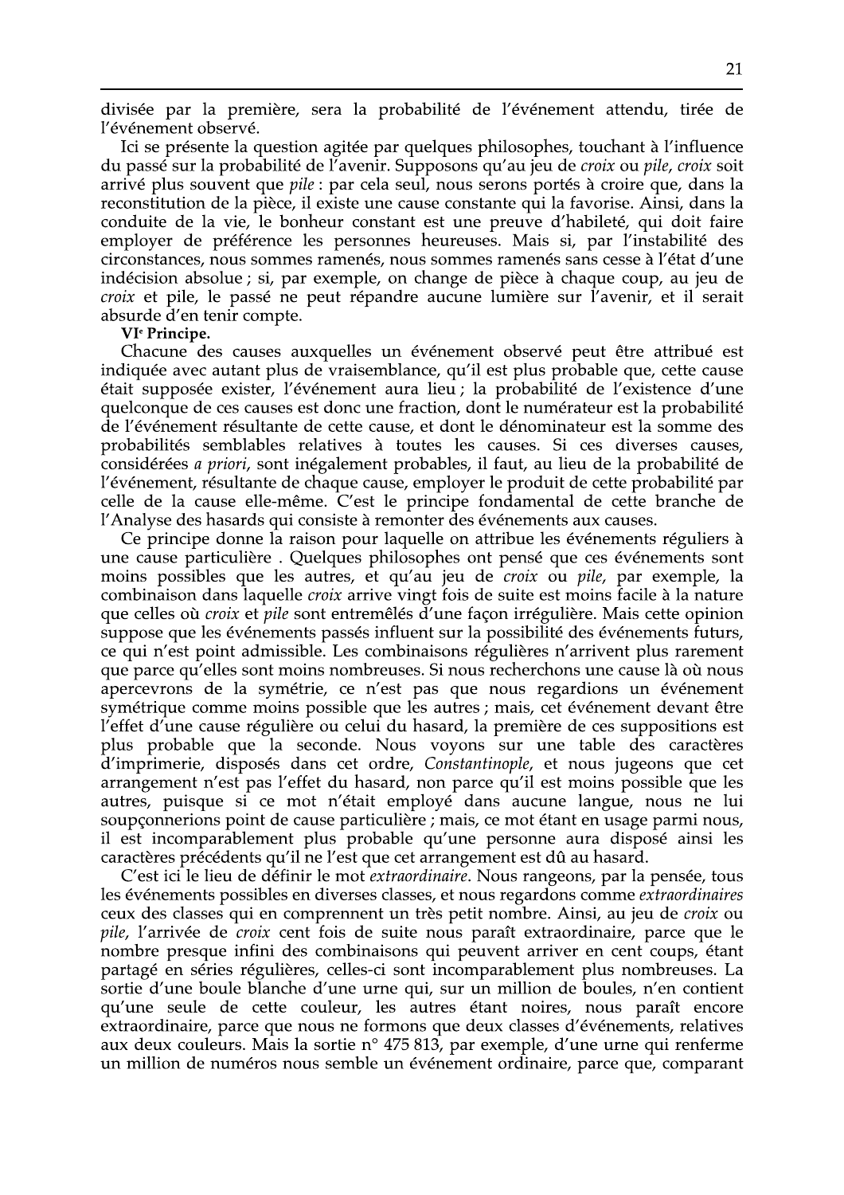divisée par la première, sera la probabilité de l'événement attendu, tirée de l'événement observé.

Ici se présente la question agitée par quelques philosophes, touchant à l'influence du passé sur la probabilité de l'avenir. Supposons qu'au jeu de *croix* ou *pile*, *croix* soit arrivé plus souvent que *pile* : par cela seul, nous serons portés à croire que, dans la reconstitution de la pièce, il existe une cause constante qui la favorise. Ainsi, dans la conduite de la vie, le bonheur constant est une preuve d'habileté, qui doit faire employer de préférence les personnes heureuses. Mais si, par l'instabilité des circonstances, nous sommes ramenés, nous sommes ramenés sans cesse à l'état d'une indécision absolue ; si, par exemple, on change de pièce à chaque coup, au jeu de *croix* et pile, le passé ne peut répandre aucune lumière sur l'avenir, et il serait absurde d'en tenir compte.

**VI^e Principe.**

Chacune des causes auxquelles un événement observé peut être attribué est indiquée avec autant plus de vraisemblance, qu'il est plus probable que, cette cause était supposée exister, l'événement aura lieu ; la probabilité de l'existence d'une quelconque de ces causes est donc une fraction, dont le numérateur est la probabilité de l'événement résultante de cette cause, et dont le dénominateur est la somme des probabilités semblables relatives à toutes les causes. Si ces diverses causes, considérées *a priori*, sont inégalement probables, il faut, au lieu de la probabilité de l'événement, résultante de chaque cause, employer le produit de cette probabilité par celle de la cause elle-même. C'est le principe fondamental de cette branche de l'Analyse des hasards qui consiste à remonter des événements aux causes.

Ce principe donne la raison pour laquelle on attribue les événements réguliers à une cause particulière . Quelques philosophes ont pensé que ces événements sont moins possibles que les autres, et qu'au jeu de *croix* ou *pile*, par exemple, la combinaison dans laquelle *croix* arrive vingt fois de suite est moins facile à la nature que celles où *croix* et *pile* sont entremêlés d'une façon irrégulière. Mais cette opinion suppose que les événements passés influent sur la possibilité des événements futurs, ce qui n'est point admissible. Les combinaisons régulières n'arrivent plus rarement que parce qu'elles sont moins nombreuses. Si nous recherchons une cause là où nous apercevrons de la symétrie, ce n'est pas que nous regardions un événement symétrique comme moins possible que les autres ; mais, cet événement devant être l'effet d'une cause régulière ou celui du hasard, la première de ces suppositions est plus probable que la seconde. Nous voyons sur une table des caractères d'imprimerie, disposés dans cet ordre, *Constantinople*, et nous jugeons que cet arrangement n'est pas l'effet du hasard, non parce qu'il est moins possible que les autres, puisque si ce mot n'était employé dans aucune langue, nous ne lui soupçonnerions point de cause particulière ; mais, ce mot étant en usage parmi nous, il est incomparablement plus probable qu'une personne aura disposé ainsi les caractères précédents qu'il ne l'est que cet arrangement est dû au hasard.

C'est ici le lieu de définir le mot *extraordinaire*. Nous rangeons, par la pensée, tous les événements possibles en diverses classes, et nous regardons comme *extraordinaires* ceux des classes qui en comprennent un très petit nombre. Ainsi, au jeu de *croix* ou *pile*, l'arrivée de *croix* cent fois de suite nous paraît extraordinaire, parce que le nombre presque infini des combinaisons qui peuvent arriver en cent coups, étant partagé en séries régulières, celles-ci sont incomparablement plus nombreuses. La sortie d'une boule blanche d'une urne qui, sur un million de boules, n'en contient qu'une seule de cette couleur, les autres étant noires, nous paraît encore extraordinaire, parce que nous ne formons que deux classes d'événements, relatives aux deux couleurs. Mais la sortie n° 475 813, par exemple, d'une urne qui renferme un million de numéros nous semble un événement ordinaire, parce que, comparant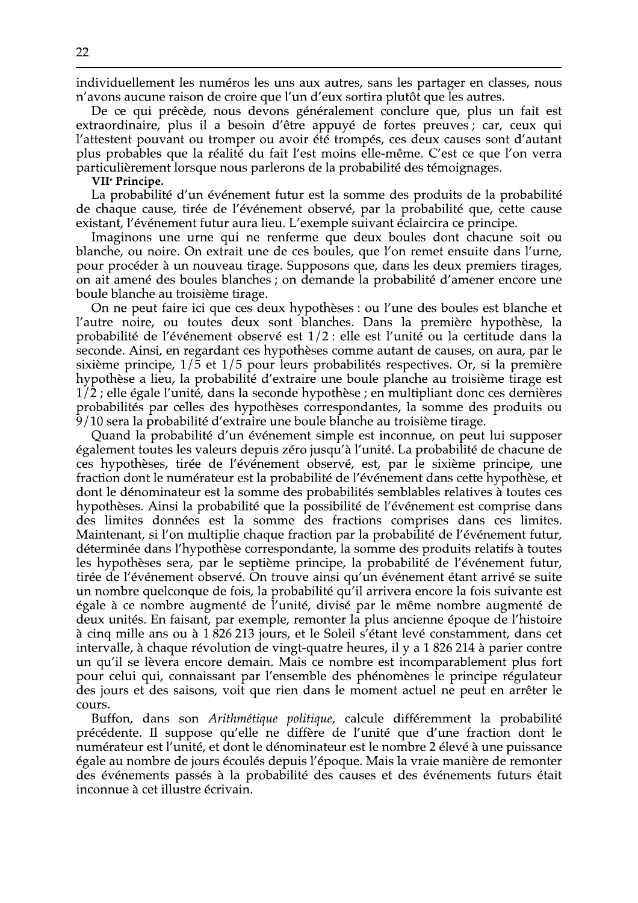individuellement les numéros les uns aux autres, sans les partager en classes, nous n'avons aucune raison de croire que l'un d'eux sortira plutôt que les autres.

De ce qui précède, nous devons généralement conclure que, plus un fait est extraordinaire, plus il a besoin d'être appuyé de fortes preuves ; car, ceux qui l'attestent pouvant ou tromper ou avoir été trompés, ces deux causes sont d'autant plus probables que la réalité du fait l'est moins elle-même. C'est ce que l'on verra particulièrement lorsque nous parlerons de la probabilité des témoignages.

**VII[e] Principe.**

La probabilité d'un événement futur est la somme des produits de la probabilité de chaque cause, tirée de l'événement observé, par la probabilité que, cette cause existant, l'événement futur aura lieu. L'exemple suivant éclaircira ce principe.

Imaginons une urne qui ne renferme que deux boules dont chacune soit ou blanche, ou noire. On extrait une de ces boules, que l'on remet ensuite dans l'urne, pour procéder à un nouveau tirage. Supposons que, dans les deux premiers tirages, on ait amené des boules blanches ; on demande la probabilité d'amener encore une boule blanche au troisième tirage.

On ne peut faire ici que ces deux hypothèses : ou l'une des boules est blanche et l'autre noire, ou toutes deux sont blanches. Dans la première hypothèse, la probabilité de l'événement observé est $1/2$ : elle est l'unité ou la certitude dans la seconde. Ainsi, en regardant ces hypothèses comme autant de causes, on aura, par le sixième principe, $1/5$ et $1/5$ pour leurs probabilités respectives. Or, si la première hypothèse a lieu, la probabilité d'extraire une boule planche au troisième tirage est $1/2$ ; elle égale l'unité, dans la seconde hypothèse ; en multipliant donc ces dernières probabilités par celles des hypothèses correspondantes, la somme des produits ou $9/10$ sera la probabilité d'extraire une boule blanche au troisième tirage.

Quand la probabilité d'un événement simple est inconnue, on peut lui supposer également toutes les valeurs depuis zéro jusqu'à l'unité. La probabilité de chacune de ces hypothèses, tirée de l'événement observé, est, par le sixième principe, une fraction dont le numérateur est la probabilité de l'événement dans cette hypothèse, et dont le dénominateur est la somme des probabilités semblables relatives à toutes ces hypothèses. Ainsi la probabilité que la possibilité de l'événement est comprise dans des limites données est la somme des fractions comprises dans ces limites. Maintenant, si l'on multiplie chaque fraction par la probabilité de l'événement futur, déterminée dans l'hypothèse correspondante, la somme des produits relatifs à toutes les hypothèses sera, par le septième principe, la probabilité de l'événement futur, tirée de l'événement observé. On trouve ainsi qu'un événement étant arrivé se suite un nombre quelconque de fois, la probabilité qu'il arrivera encore la fois suivante est égale à ce nombre augmenté de l'unité, divisé par le même nombre augmenté de deux unités. En faisant, par exemple, remonter la plus ancienne époque de l'histoire à cinq mille ans ou à 1 826 213 jours, et le Soleil s'étant levé constamment, dans cet intervalle, à chaque révolution de vingt-quatre heures, il y a 1 826 214 à parier contre un qu'il se lèvera encore demain. Mais ce nombre est incomparablement plus fort pour celui qui, connaissant par l'ensemble des phénomènes le principe régulateur des jours et des saisons, voit que rien dans le moment actuel ne peut en arrêter le cours.

Buffon, dans son *Arithmétique politique*, calcule différemment la probabilité précédente. Il suppose qu'elle ne diffère de l'unité que d'une fraction dont le numérateur est l'unité, et dont le dénominateur est le nombre 2 élevé à une puissance égale au nombre de jours écoulés depuis l'époque. Mais la vraie manière de remonter des événements passés à la probabilité des causes et des événements futurs était inconnue à cet illustre écrivain.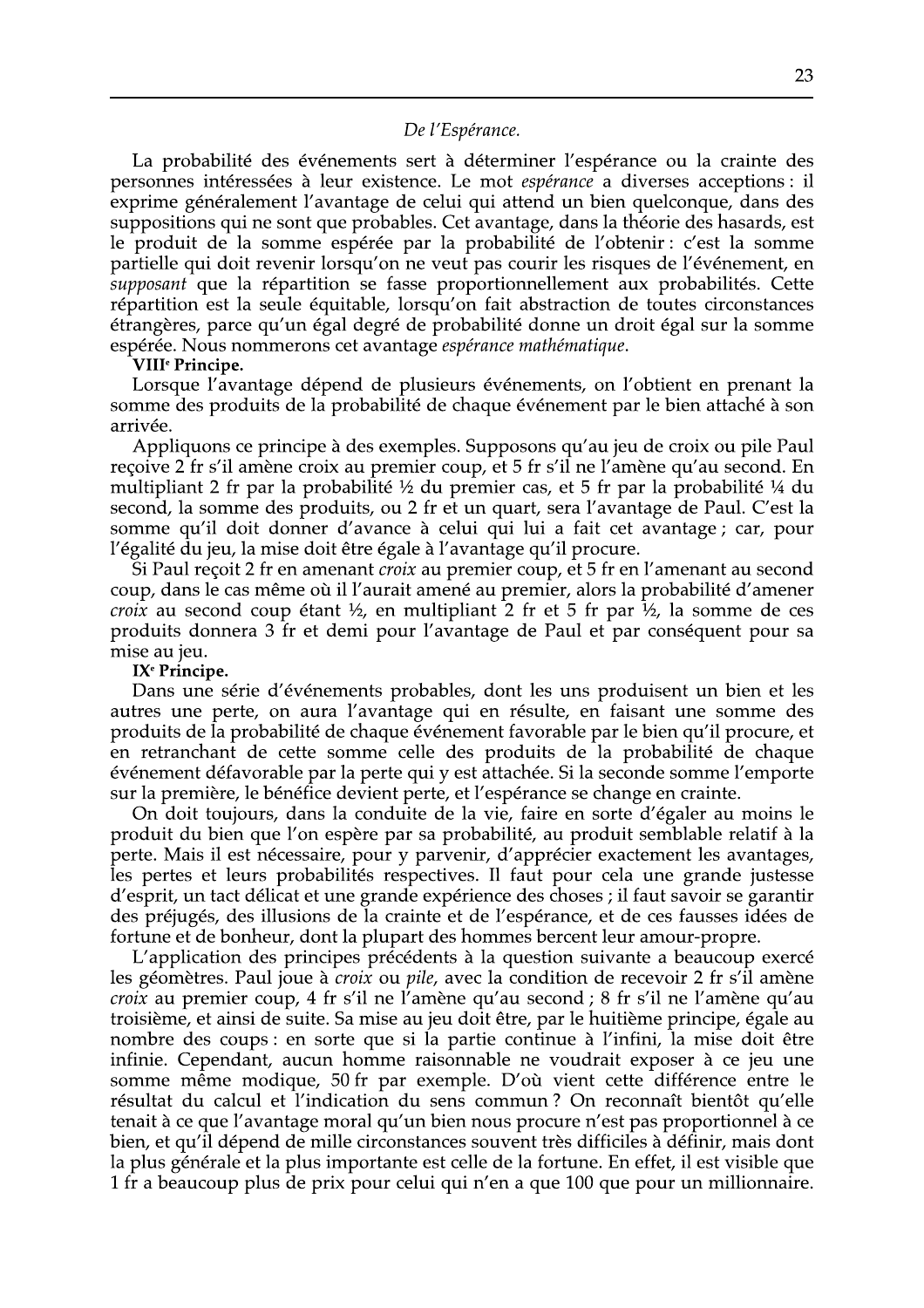## *De l'Espérance.*

La probabilité des événements sert à déterminer l'espérance ou la crainte des personnes intéressées à leur existence. Le mot *espérance* a diverses acceptions : il exprime généralement l'avantage de celui qui attend un bien quelconque, dans des suppositions qui ne sont que probables. Cet avantage, dans la théorie des hasards, est le produit de la somme espérée par la probabilité de l'obtenir : c'est la somme partielle qui doit revenir lorsqu'on ne veut pas courir les risques de l'événement, en *supposant* que la répartition se fasse proportionnellement aux probabilités. Cette répartition est la seule équitable, lorsqu'on fait abstraction de toutes circonstances étrangères, parce qu'un égal degré de probabilité donne un droit égal sur la somme espérée. Nous nommerons cet avantage *espérance mathématique*.

**VIII^e^ Principe.**

Lorsque l'avantage dépend de plusieurs événements, on l'obtient en prenant la somme des produits de la probabilité de chaque événement par le bien attaché à son arrivée.

Appliquons ce principe à des exemples. Supposons qu'au jeu de croix ou pile Paul reçoive 2 fr s'il amène croix au premier coup, et 5 fr s'il ne l'amène qu'au second. En multipliant 2 fr par la probabilité ½ du premier cas, et 5 fr par la probabilité ¼ du second, la somme des produits, ou 2 fr et un quart, sera l'avantage de Paul. C'est la somme qu'il doit donner d'avance à celui qui lui a fait cet avantage ; car, pour l'égalité du jeu, la mise doit être égale à l'avantage qu'il procure.

Si Paul reçoit 2 fr en amenant *croix* au premier coup, et 5 fr en l'amenant au second coup, dans le cas même où il l'aurait amené au premier, alors la probabilité d'amener *croix* au second coup étant ½, en multipliant 2 fr et 5 fr par ½, la somme de ces produits donnera 3 fr et demi pour l'avantage de Paul et par conséquent pour sa mise au jeu.

**IX^e^ Principe.**

Dans une série d'événements probables, dont les uns produisent un bien et les autres une perte, on aura l'avantage qui en résulte, en faisant une somme des produits de la probabilité de chaque événement favorable par le bien qu'il procure, et en retranchant de cette somme celle des produits de la probabilité de chaque événement défavorable par la perte qui y est attachée. Si la seconde somme l'emporte sur la première, le bénéfice devient perte, et l'espérance se change en crainte.

On doit toujours, dans la conduite de la vie, faire en sorte d'égaler au moins le produit du bien que l'on espère par sa probabilité, au produit semblable relatif à la perte. Mais il est nécessaire, pour y parvenir, d'apprécier exactement les avantages, les pertes et leurs probabilités respectives. Il faut pour cela une grande justesse d'esprit, un tact délicat et une grande expérience des choses ; il faut savoir se garantir des préjugés, des illusions de la crainte et de l'espérance, et de ces fausses idées de fortune et de bonheur, dont la plupart des hommes bercent leur amour-propre.

L'application des principes précédents à la question suivante a beaucoup exercé les géomètres. Paul joue à *croix* ou *pile*, avec la condition de recevoir 2 fr s'il amène *croix* au premier coup, 4 fr s'il ne l'amène qu'au second ; 8 fr s'il ne l'amène qu'au troisième, et ainsi de suite. Sa mise au jeu doit être, par le huitième principe, égale au nombre des coups : en sorte que si la partie continue à l'infini, la mise doit être infinie. Cependant, aucun homme raisonnable ne voudrait exposer à ce jeu une somme même modique, 50 fr par exemple. D'où vient cette différence entre le résultat du calcul et l'indication du sens commun ? On reconnaît bientôt qu'elle tenait à ce que l'avantage moral qu'un bien nous procure n'est pas proportionnel à ce bien, et qu'il dépend de mille circonstances souvent très difficiles à définir, mais dont la plus générale et la plus importante est celle de la fortune. En effet, il est visible que 1 fr a beaucoup plus de prix pour celui qui n'en a que 100 que pour un millionnaire.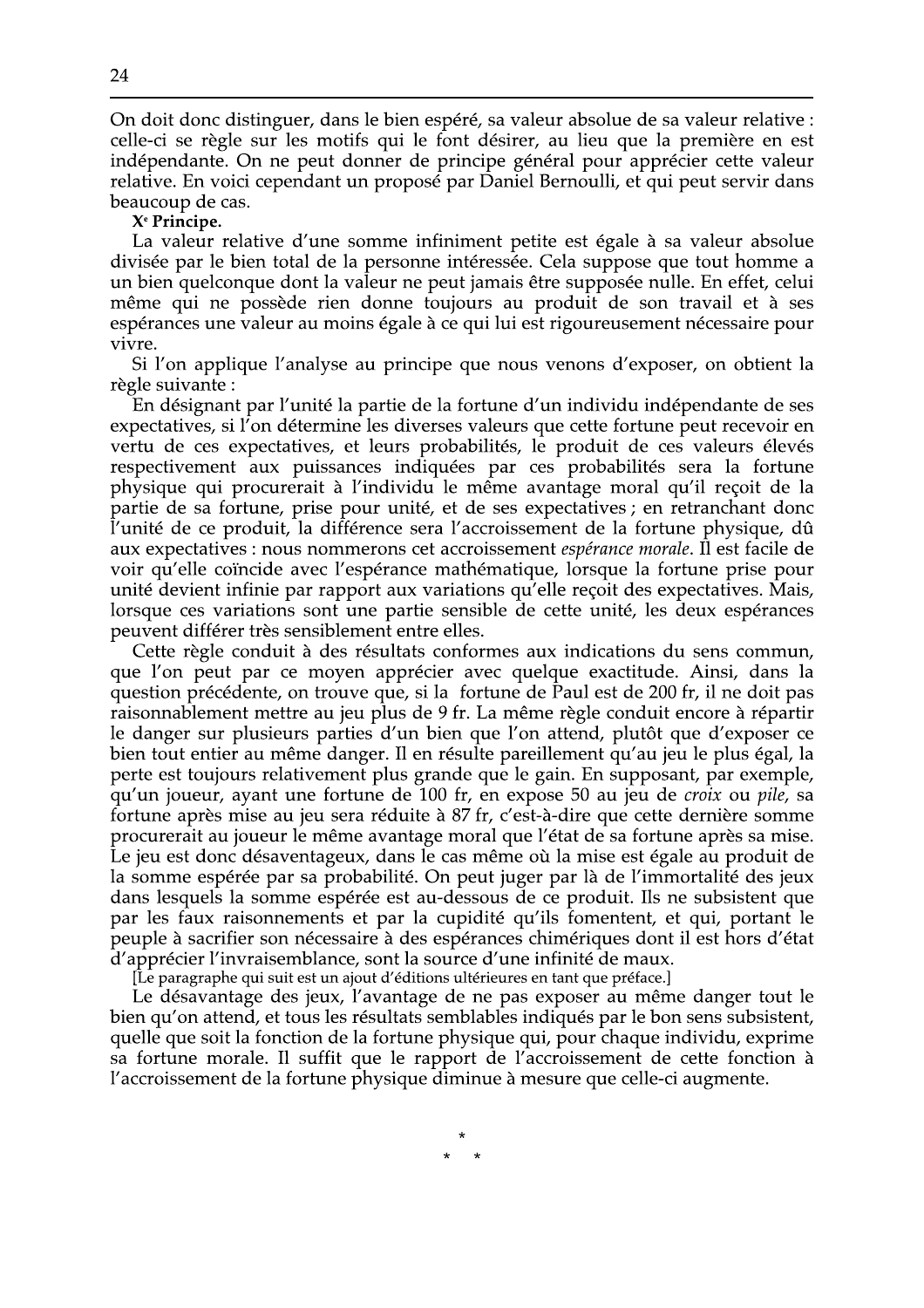On doit donc distinguer, dans le bien espéré, sa valeur absolue de sa valeur relative : celle-ci se règle sur les motifs qui le font désirer, au lieu que la première en est indépendante. On ne peut donner de principe général pour apprécier cette valeur relative. En voici cependant un proposé par Daniel Bernoulli, et qui peut servir dans beaucoup de cas.

**X^e Principe.**

La valeur relative d'une somme infiniment petite est égale à sa valeur absolue divisée par le bien total de la personne intéressée. Cela suppose que tout homme a un bien quelconque dont la valeur ne peut jamais être supposée nulle. En effet, celui même qui ne possède rien donne toujours au produit de son travail et à ses espérances une valeur au moins égale à ce qui lui est rigoureusement nécessaire pour vivre.

Si l'on applique l'analyse au principe que nous venons d'exposer, on obtient la règle suivante :

En désignant par l'unité la partie de la fortune d'un individu indépendante de ses expectatives, si l'on détermine les diverses valeurs que cette fortune peut recevoir en vertu de ces expectatives, et leurs probabilités, le produit de ces valeurs élevés respectivement aux puissances indiquées par ces probabilités sera la fortune physique qui procurerait à l'individu le même avantage moral qu'il reçoit de la partie de sa fortune, prise pour unité, et de ses expectatives ; en retranchant donc l'unité de ce produit, la différence sera l'accroissement de la fortune physique, dû aux expectatives : nous nommerons cet accroissement *espérance morale*. Il est facile de voir qu'elle coïncide avec l'espérance mathématique, lorsque la fortune prise pour unité devient infinie par rapport aux variations qu'elle reçoit des expectatives. Mais, lorsque ces variations sont une partie sensible de cette unité, les deux espérances peuvent différer très sensiblement entre elles.

Cette règle conduit à des résultats conformes aux indications du sens commun, que l'on peut par ce moyen apprécier avec quelque exactitude. Ainsi, dans la question précédente, on trouve que, si la fortune de Paul est de 200 fr, il ne doit pas raisonnablement mettre au jeu plus de 9 fr. La même règle conduit encore à répartir le danger sur plusieurs parties d'un bien que l'on attend, plutôt que d'exposer ce bien tout entier au même danger. Il en résulte pareillement qu'au jeu le plus égal, la perte est toujours relativement plus grande que le gain. En supposant, par exemple, qu'un joueur, ayant une fortune de 100 fr, en expose 50 au jeu de *croix* ou *pile*, sa fortune après mise au jeu sera réduite à 87 fr, c'est-à-dire que cette dernière somme procurerait au joueur le même avantage moral que l'état de sa fortune après sa mise. Le jeu est donc désavantageux, dans le cas même où la mise est égale au produit de la somme espérée par sa probabilité. On peut juger par là de l'immortalité des jeux dans lesquels la somme espérée est au-dessous de ce produit. Ils ne subsistent que par les faux raisonnements et par la cupidité qu'ils fomentent, et qui, portant le peuple à sacrifier son nécessaire à des espérances chimériques dont il est hors d'état d'apprécier l'invraisemblance, sont la source d'une infinité de maux.

[Le paragraphe qui suit est un ajout d'éditions ultérieures en tant que préface.]

Le désavantage des jeux, l'avantage de ne pas exposer au même danger tout le bien qu'on attend, et tous les résultats semblables indiqués par le bon sens subsistent, quelle que soit la fonction de la fortune physique qui, pour chaque individu, exprime sa fortune morale. Il suffit que le rapport de l'accroissement de cette fonction à l'accroissement de la fortune physique diminue à mesure que celle-ci augmente.

\*

\* \*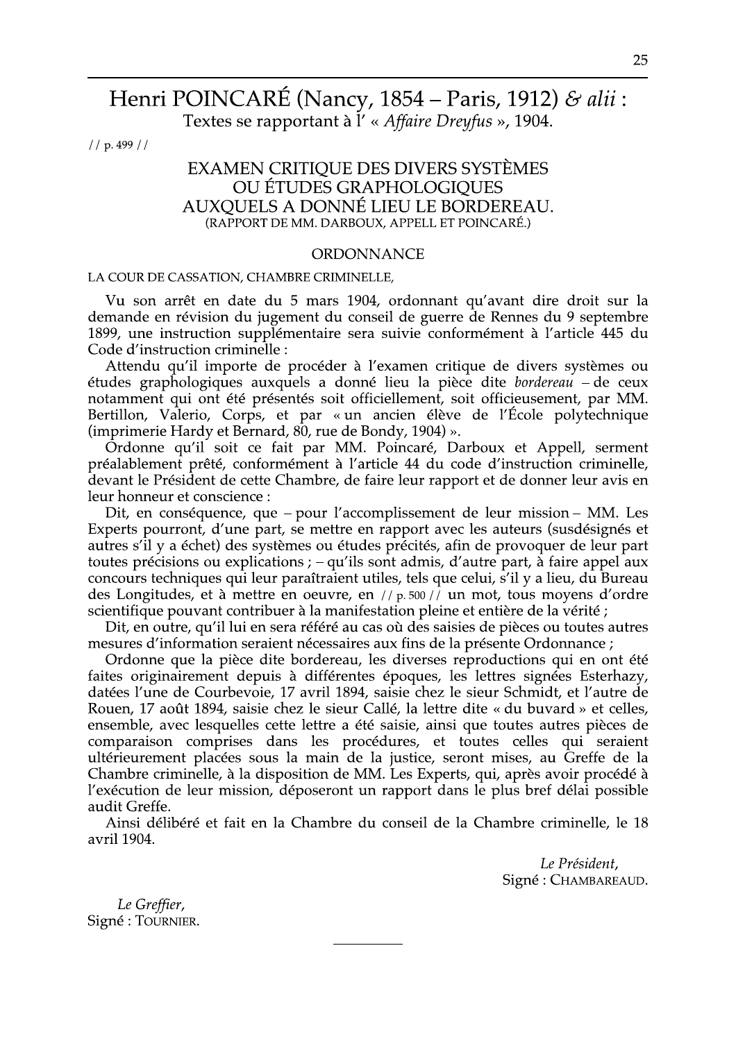# Henri POINCARÉ (Nancy, 1854 – Paris, 1912) *& alii* :

Textes se rapportant à l' « *Affaire Dreyfus* », 1904.

// p. 499 //

## EXAMEN CRITIQUE DES DIVERS SYSTÈMES OU ÉTUDES GRAPHOLOGIQUES AUXQUELS A DONNÉ LIEU LE BORDEREAU.

(RAPPORT DE MM. DARBOUX, APPELL ET POINCARÉ.)

### ORDONNANCE

LA COUR DE CASSATION, CHAMBRE CRIMINELLE,

Vu son arrêt en date du 5 mars 1904, ordonnant qu'avant dire droit sur la demande en révision du jugement du conseil de guerre de Rennes du 9 septembre 1899, une instruction supplémentaire sera suivie conformément à l'article 445 du Code d'instruction criminelle :

Attendu qu'il importe de procéder à l'examen critique de divers systèmes ou études graphologiques auxquels a donné lieu la pièce dite *bordereau* – de ceux notamment qui ont été présentés soit officiellement, soit officieusement, par MM. Bertillon, Valerio, Corps, et par « un ancien élève de l'École polytechnique (imprimerie Hardy et Bernard, 80, rue de Bondy, 1904) ».

Ordonne qu'il soit ce fait par MM. Poincaré, Darboux et Appell, serment préalablement prêté, conformément à l'article 44 du code d'instruction criminelle, devant le Président de cette Chambre, de faire leur rapport et de donner leur avis en leur honneur et conscience :

Dit, en conséquence, que – pour l'accomplissement de leur mission – MM. Les Experts pourront, d'une part, se mettre en rapport avec les auteurs (susdésignés et autres s'il y a échet) des systèmes ou études précités, afin de provoquer de leur part toutes précisions ou explications ; – qu'ils sont admis, d'autre part, à faire appel aux concours techniques qui leur paraîtraient utiles, tels que celui, s'il y a lieu, du Bureau des Longitudes, et à mettre en oeuvre, en // p. 500 // un mot, tous moyens d'ordre scientifique pouvant contribuer à la manifestation pleine et entière de la vérité ;

Dit, en outre, qu'il lui en sera référé au cas où des saisies de pièces ou toutes autres mesures d'information seraient nécessaires aux fins de la présente Ordonnance ;

Ordonne que la pièce dite bordereau, les diverses reproductions qui en ont été faites originairement depuis à différentes époques, les lettres signées Esterhazy, datées l'une de Courbevoie, 17 avril 1894, saisie chez le sieur Schmidt, et l'autre de Rouen, 17 août 1894, saisie chez le sieur Callé, la lettre dite « du buvard » et celles, ensemble, avec lesquelles cette lettre a été saisie, ainsi que toutes autres pièces de comparaison comprises dans les procédures, et toutes celles qui seraient ultérieurement placées sous la main de la justice, seront mises, au Greffe de la Chambre criminelle, à la disposition de MM. Les Experts, qui, après avoir procédé à l'exécution de leur mission, déposeront un rapport dans le plus bref délai possible audit Greffe.

Ainsi délibéré et fait en la Chambre du conseil de la Chambre criminelle, le 18 avril 1904.

*Le Président,*
Signé : CHAMBAREAUD.

*Le Greffier,*
Signé : TOURNIER.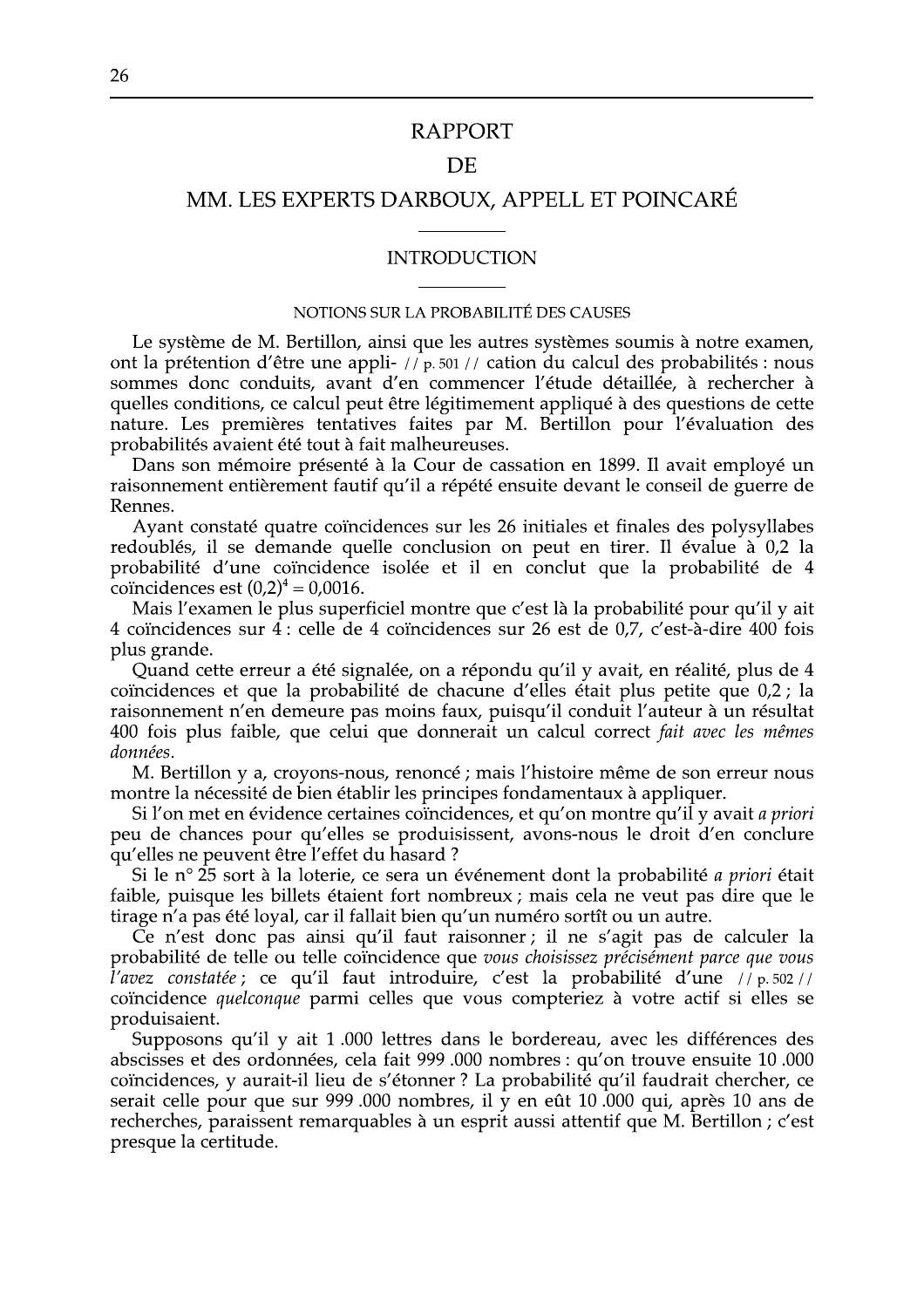# RAPPORT

# DE

# MM. LES EXPERTS DARBOUX, APPELL ET POINCARÉ

## INTRODUCTION

### NOTIONS SUR LA PROBABILITÉ DES CAUSES

Le système de M. Bertillon, ainsi que les autres systèmes soumis à notre examen, ont la prétention d'être une appli- // p. 501 // cation du calcul des probabilités : nous sommes donc conduits, avant d'en commencer l'étude détaillée, à rechercher à quelles conditions, ce calcul peut être légitimement appliqué à des questions de cette nature. Les premières tentatives faites par M. Bertillon pour l'évaluation des probabilités avaient été tout à fait malheureuses.

Dans son mémoire présenté à la Cour de cassation en 1899. Il avait employé un raisonnement entièrement fautif qu'il a répété ensuite devant le conseil de guerre de Rennes.

Ayant constaté quatre coïncidences sur les 26 initiales et finales des polysyllabes redoublés, il se demande quelle conclusion on peut en tirer. Il évalue à 0,2 la probabilité d'une coïncidence isolée et il en conclut que la probabilité de 4 coïncidences est $(0{,}2)^4 = 0{,}0016$.

Mais l'examen le plus superficiel montre que c'est là la probabilité pour qu'il y ait 4 coïncidences sur 4 : celle de 4 coïncidences sur 26 est de 0,7, c'est-à-dire 400 fois plus grande.

Quand cette erreur a été signalée, on a répondu qu'il y avait, en réalité, plus de 4 coïncidences et que la probabilité de chacune d'elles était plus petite que 0,2 ; la raisonnement n'en demeure pas moins faux, puisqu'il conduit l'auteur à un résultat 400 fois plus faible, que celui que donnerait un calcul correct *fait avec les mêmes données*.

M. Bertillon y a, croyons-nous, renoncé ; mais l'histoire même de son erreur nous montre la nécessité de bien établir les principes fondamentaux à appliquer.

Si l'on met en évidence certaines coïncidences, et qu'on montre qu'il y avait *a priori* peu de chances pour qu'elles se produisissent, avons-nous le droit d'en conclure qu'elles ne peuvent être l'effet du hasard ?

Si le n° 25 sort à la loterie, ce sera un événement dont la probabilité *a priori* était faible, puisque les billets étaient fort nombreux ; mais cela ne veut pas dire que le tirage n'a pas été loyal, car il fallait bien qu'un numéro sortît ou un autre.

Ce n'est donc pas ainsi qu'il faut raisonner ; il ne s'agit pas de calculer la probabilité de telle ou telle coïncidence que *vous choisissez précisément parce que vous l'avez constatée* ; ce qu'il faut introduire, c'est la probabilité d'une // p. 502 // coïncidence *quelconque* parmi celles que vous compteriez à votre actif si elles se produisaient.

Supposons qu'il y ait 1 .000 lettres dans le bordereau, avec les différences des abscisses et des ordonnées, cela fait 999 .000 nombres : qu'on trouve ensuite 10 .000 coïncidences, y aurait-il lieu de s'étonner ? La probabilité qu'il faudrait chercher, ce serait celle pour que sur 999 .000 nombres, il y en eût 10 .000 qui, après 10 ans de recherches, paraissent remarquables à un esprit aussi attentif que M. Bertillon ; c'est presque la certitude.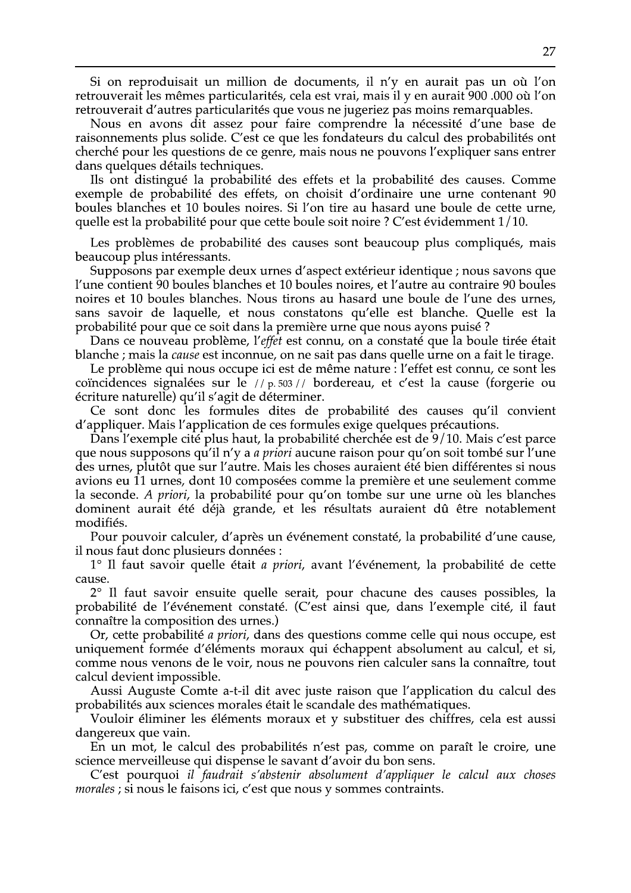Si on reproduisait un million de documents, il n'y en aurait pas un où l'on retrouverait les mêmes particularités, cela est vrai, mais il y en aurait 900 .000 où l'on retrouverait d'autres particularités que vous ne jugeriez pas moins remarquables.

Nous en avons dit assez pour faire comprendre la nécessité d'une base de raisonnements plus solide. C'est ce que les fondateurs du calcul des probabilités ont cherché pour les questions de ce genre, mais nous ne pouvons l'expliquer sans entrer dans quelques détails techniques.

Ils ont distingué la probabilité des effets et la probabilité des causes. Comme exemple de probabilité des effets, on choisit d'ordinaire une urne contenant 90 boules blanches et 10 boules noires. Si l'on tire au hasard une boule de cette urne, quelle est la probabilité pour que cette boule soit noire ? C'est évidemment 1/10.

Les problèmes de probabilité des causes sont beaucoup plus compliqués, mais beaucoup plus intéressants.

Supposons par exemple deux urnes d'aspect extérieur identique ; nous savons que l'une contient 90 boules blanches et 10 boules noires, et l'autre au contraire 90 boules noires et 10 boules blanches. Nous tirons au hasard une boule de l'une des urnes, sans savoir de laquelle, et nous constatons qu'elle est blanche. Quelle est la probabilité pour que ce soit dans la première urne que nous ayons puisé ?

Dans ce nouveau problème, l'*effet* est connu, on a constaté que la boule tirée était blanche ; mais la *cause* est inconnue, on ne sait pas dans quelle urne on a fait le tirage.

Le problème qui nous occupe ici est de même nature : l'effet est connu, ce sont les coïncidences signalées sur le // p. 503 // bordereau, et c'est la cause (forgerie ou écriture naturelle) qu'il s'agit de déterminer.

Ce sont donc les formules dites de probabilité des causes qu'il convient d'appliquer. Mais l'application de ces formules exige quelques précautions.

Dans l'exemple cité plus haut, la probabilité cherchée est de 9/10. Mais c'est parce que nous supposons qu'il n'y a *a priori* aucune raison pour qu'on soit tombé sur l'une des urnes, plutôt que sur l'autre. Mais les choses auraient été bien différentes si nous avions eu 11 urnes, dont 10 composées comme la première et une seulement comme la seconde. *A priori*, la probabilité pour qu'on tombe sur une urne où les blanches dominent aurait été déjà grande, et les résultats auraient dû être notablement modifiés.

Pour pouvoir calculer, d'après un événement constaté, la probabilité d'une cause, il nous faut donc plusieurs données :

1° Il faut savoir quelle était *a priori*, avant l'événement, la probabilité de cette cause.

2° Il faut savoir ensuite quelle serait, pour chacune des causes possibles, la probabilité de l'événement constaté. (C'est ainsi que, dans l'exemple cité, il faut connaître la composition des urnes.)

Or, cette probabilité *a priori*, dans des questions comme celle qui nous occupe, est uniquement formée d'éléments moraux qui échappent absolument au calcul, et si, comme nous venons de le voir, nous ne pouvons rien calculer sans la connaître, tout calcul devient impossible.

Aussi Auguste Comte a-t-il dit avec juste raison que l'application du calcul des probabilités aux sciences morales était le scandale des mathématiques.

Vouloir éliminer les éléments moraux et y substituer des chiffres, cela est aussi dangereux que vain.

En un mot, le calcul des probabilités n'est pas, comme on paraît le croire, une science merveilleuse qui dispense le savant d'avoir du bon sens.

C'est pourquoi *il faudrait s'abstenir absolument d'appliquer le calcul aux choses morales* ; si nous le faisons ici, c'est que nous y sommes contraints.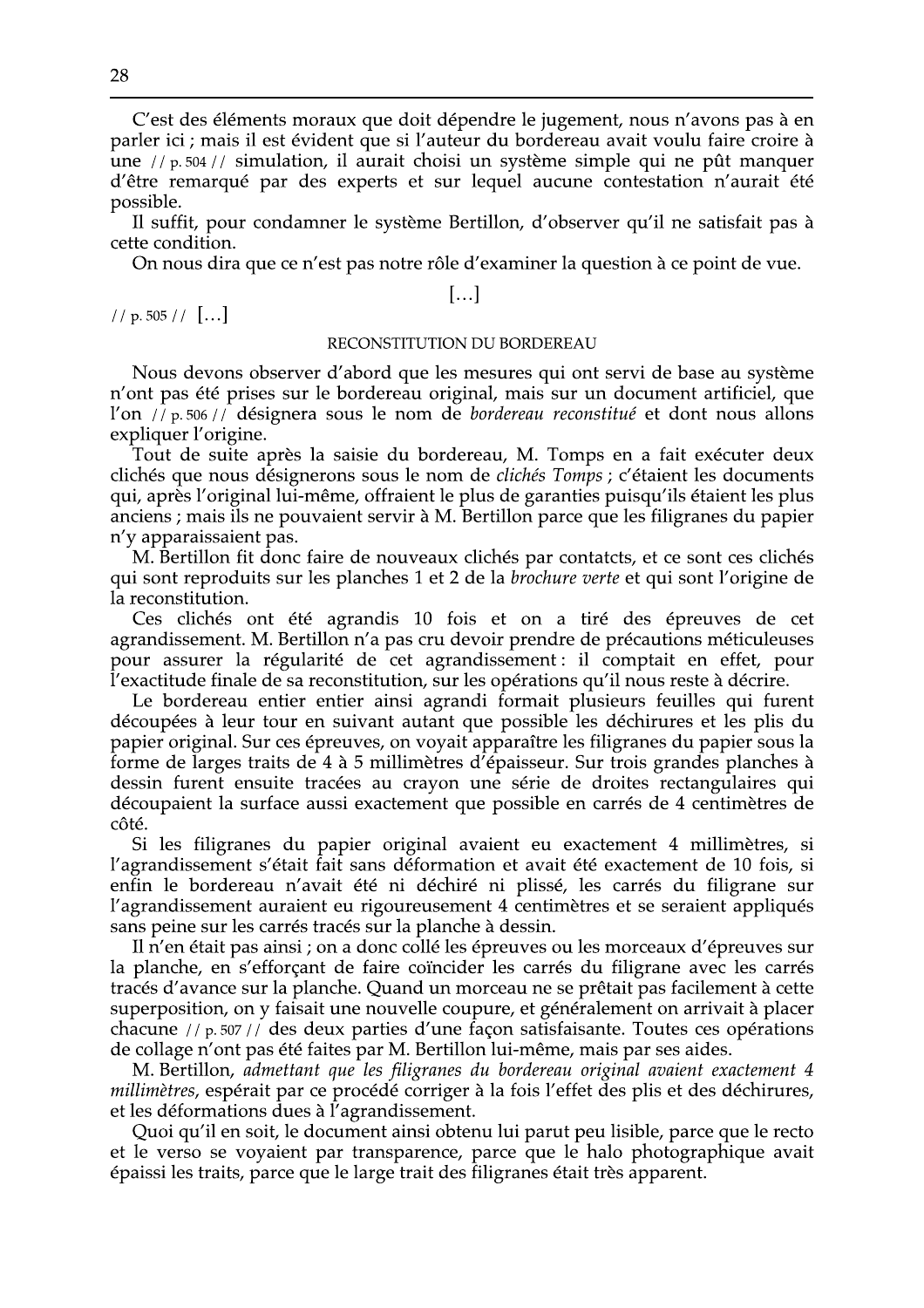C'est des éléments moraux que doit dépendre le jugement, nous n'avons pas à en parler ici ; mais il est évident que si l'auteur du bordereau avait voulu faire croire à une // p. 504 // simulation, il aurait choisi un système simple qui ne pût manquer d'être remarqué par des experts et sur lequel aucune contestation n'aurait été possible.

Il suffit, pour condamner le système Bertillon, d'observer qu'il ne satisfait pas à cette condition.

On nous dira que ce n'est pas notre rôle d'examiner la question à ce point de vue.

[…]

// p. 505 // […]

RECONSTITUTION DU BORDEREAU

Nous devons observer d'abord que les mesures qui ont servi de base au système n'ont pas été prises sur le bordereau original, mais sur un document artificiel, que l'on // p. 506 // désignera sous le nom de *bordereau reconstitué* et dont nous allons expliquer l'origine.

Tout de suite après la saisie du bordereau, M. Tomps en a fait exécuter deux clichés que nous désignerons sous le nom de *clichés Tomps* ; c'étaient les documents qui, après l'original lui-même, offraient le plus de garanties puisqu'ils étaient les plus anciens ; mais ils ne pouvaient servir à M. Bertillon parce que les filigranes du papier n'y apparaissaient pas.

M. Bertillon fit donc faire de nouveaux clichés par contatcts, et ce sont ces clichés qui sont reproduits sur les planches 1 et 2 de la *brochure verte* et qui sont l'origine de la reconstitution.

Ces clichés ont été agrandis 10 fois et on a tiré des épreuves de cet agrandissement. M. Bertillon n'a pas cru devoir prendre de précautions méticuleuses pour assurer la régularité de cet agrandissement : il comptait en effet, pour l'exactitude finale de sa reconstitution, sur les opérations qu'il nous reste à décrire.

Le bordereau entier entier ainsi agrandi formait plusieurs feuilles qui furent découpées à leur tour en suivant autant que possible les déchirures et les plis du papier original. Sur ces épreuves, on voyait apparaître les filigranes du papier sous la forme de larges traits de 4 à 5 millimètres d'épaisseur. Sur trois grandes planches à dessin furent ensuite tracées au crayon une série de droites rectangulaires qui découpaient la surface aussi exactement que possible en carrés de 4 centimètres de côté.

Si les filigranes du papier original avaient eu exactement 4 millimètres, si l'agrandissement s'était fait sans déformation et avait été exactement de 10 fois, si enfin le bordereau n'avait été ni déchiré ni plissé, les carrés du filigrane sur l'agrandissement auraient eu rigoureusement 4 centimètres et se seraient appliqués sans peine sur les carrés tracés sur la planche à dessin.

Il n'en était pas ainsi ; on a donc collé les épreuves ou les morceaux d'épreuves sur la planche, en s'efforçant de faire coïncider les carrés du filigrane avec les carrés tracés d'avance sur la planche. Quand un morceau ne se prêtait pas facilement à cette superposition, on y faisait une nouvelle coupure, et généralement on arrivait à placer chacune // p. 507 // des deux parties d'une façon satisfaisante. Toutes ces opérations de collage n'ont pas été faites par M. Bertillon lui-même, mais par ses aides.

M. Bertillon, *admettant que les filigranes du bordereau original avaient exactement 4 millimètres*, espérait par ce procédé corriger à la fois l'effet des plis et des déchirures, et les déformations dues à l'agrandissement.

Quoi qu'il en soit, le document ainsi obtenu lui parut peu lisible, parce que le recto et le verso se voyaient par transparence, parce que le halo photographique avait épaissi les traits, parce que le large trait des filigranes était très apparent.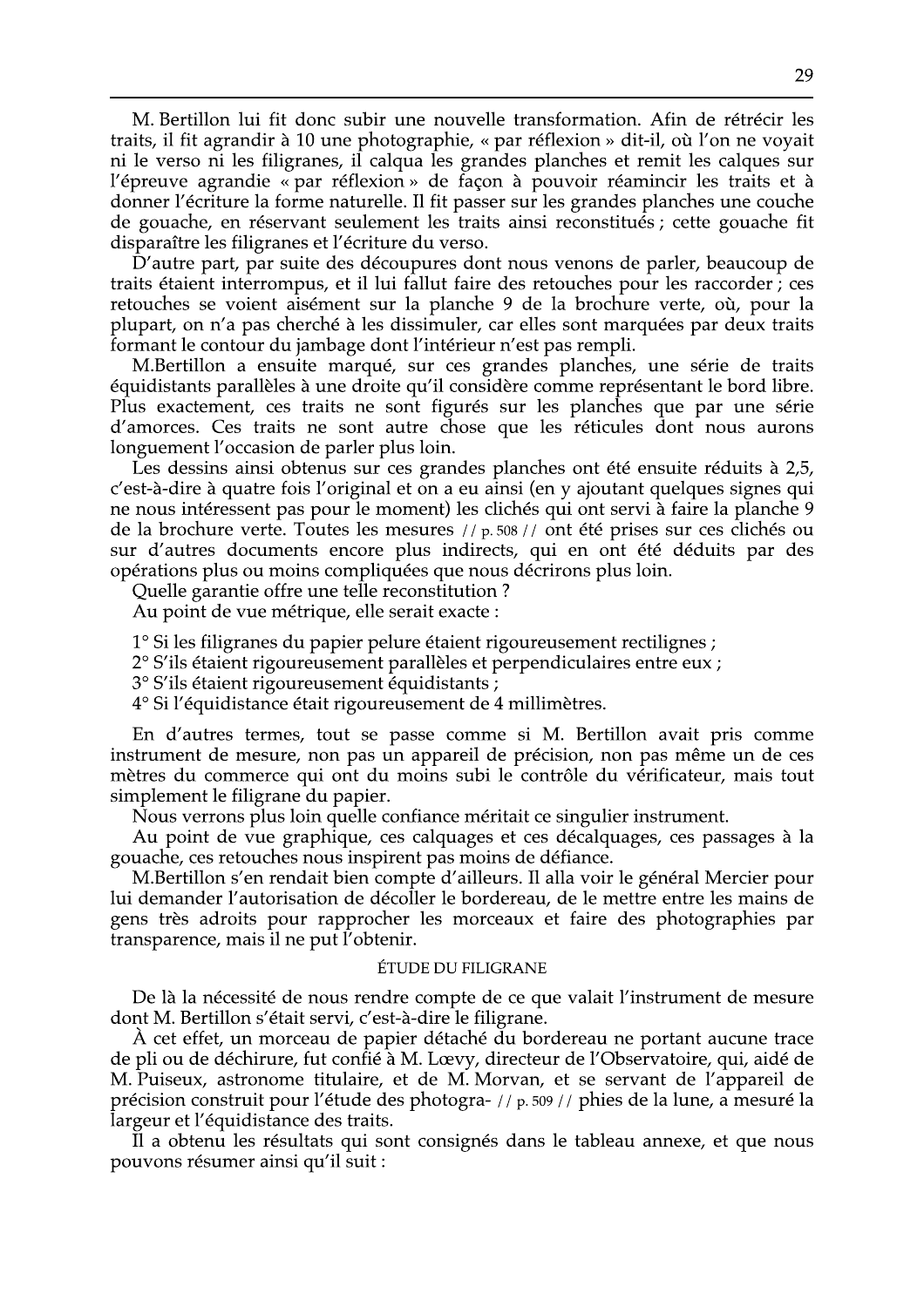M. Bertillon lui fit donc subir une nouvelle transformation. Afin de rétrécir les traits, il fit agrandir à 10 une photographie, « par réflexion » dit-il, où l'on ne voyait ni le verso ni les filigranes, il calqua les grandes planches et remit les calques sur l'épreuve agrandie « par réflexion » de façon à pouvoir réamincir les traits et à donner l'écriture la forme naturelle. Il fit passer sur les grandes planches une couche de gouache, en réservant seulement les traits ainsi reconstitués ; cette gouache fit disparaître les filigranes et l'écriture du verso.

D'autre part, par suite des découpures dont nous venons de parler, beaucoup de traits étaient interrompus, et il lui fallut faire des retouches pour les raccorder ; ces retouches se voient aisément sur la planche 9 de la brochure verte, où, pour la plupart, on n'a pas cherché à les dissimuler, car elles sont marquées par deux traits formant le contour du jambage dont l'intérieur n'est pas rempli.

M.Bertillon a ensuite marqué, sur ces grandes planches, une série de traits équidistants parallèles à une droite qu'il considère comme représentant le bord libre. Plus exactement, ces traits ne sont figurés sur les planches que par une série d'amorces. Ces traits ne sont autre chose que les réticules dont nous aurons longuement l'occasion de parler plus loin.

Les dessins ainsi obtenus sur ces grandes planches ont été ensuite réduits à 2,5, c'est-à-dire à quatre fois l'original et on a eu ainsi (en y ajoutant quelques signes qui ne nous intéressent pas pour le moment) les clichés qui ont servi à faire la planche 9 de la brochure verte. Toutes les mesures // p. 508 // ont été prises sur ces clichés ou sur d'autres documents encore plus indirects, qui en ont été déduits par des opérations plus ou moins compliquées que nous décrirons plus loin.

Quelle garantie offre une telle reconstitution ?

Au point de vue métrique, elle serait exacte :

1° Si les filigranes du papier pelure étaient rigoureusement rectilignes ;
2° S'ils étaient rigoureusement parallèles et perpendiculaires entre eux ;
3° S'ils étaient rigoureusement équidistants ;
4° Si l'équidistance était rigoureusement de 4 millimètres.

En d'autres termes, tout se passe comme si M. Bertillon avait pris comme instrument de mesure, non pas un appareil de précision, non pas même un de ces mètres du commerce qui ont du moins subi le contrôle du vérificateur, mais tout simplement le filigrane du papier.

Nous verrons plus loin quelle confiance méritait ce singulier instrument.

Au point de vue graphique, ces calquages et ces décalquages, ces passages à la gouache, ces retouches nous inspirent pas moins de défiance.

M.Bertillon s'en rendait bien compte d'ailleurs. Il alla voir le général Mercier pour lui demander l'autorisation de décoller le bordereau, de le mettre entre les mains de gens très adroits pour rapprocher les morceaux et faire des photographies par transparence, mais il ne put l'obtenir.

### ÉTUDE DU FILIGRANE

De là la nécessité de nous rendre compte de ce que valait l'instrument de mesure dont M. Bertillon s'était servi, c'est-à-dire le filigrane.

À cet effet, un morceau de papier détaché du bordereau ne portant aucune trace de pli ou de déchirure, fut confié à M. Lœvy, directeur de l'Observatoire, qui, aidé de M. Puiseux, astronome titulaire, et de M. Morvan, et se servant de l'appareil de précision construit pour l'étude des photogra- // p. 509 // phies de la lune, a mesuré la largeur et l'équidistance des traits.

Il a obtenu les résultats qui sont consignés dans le tableau annexe, et que nous pouvons résumer ainsi qu'il suit :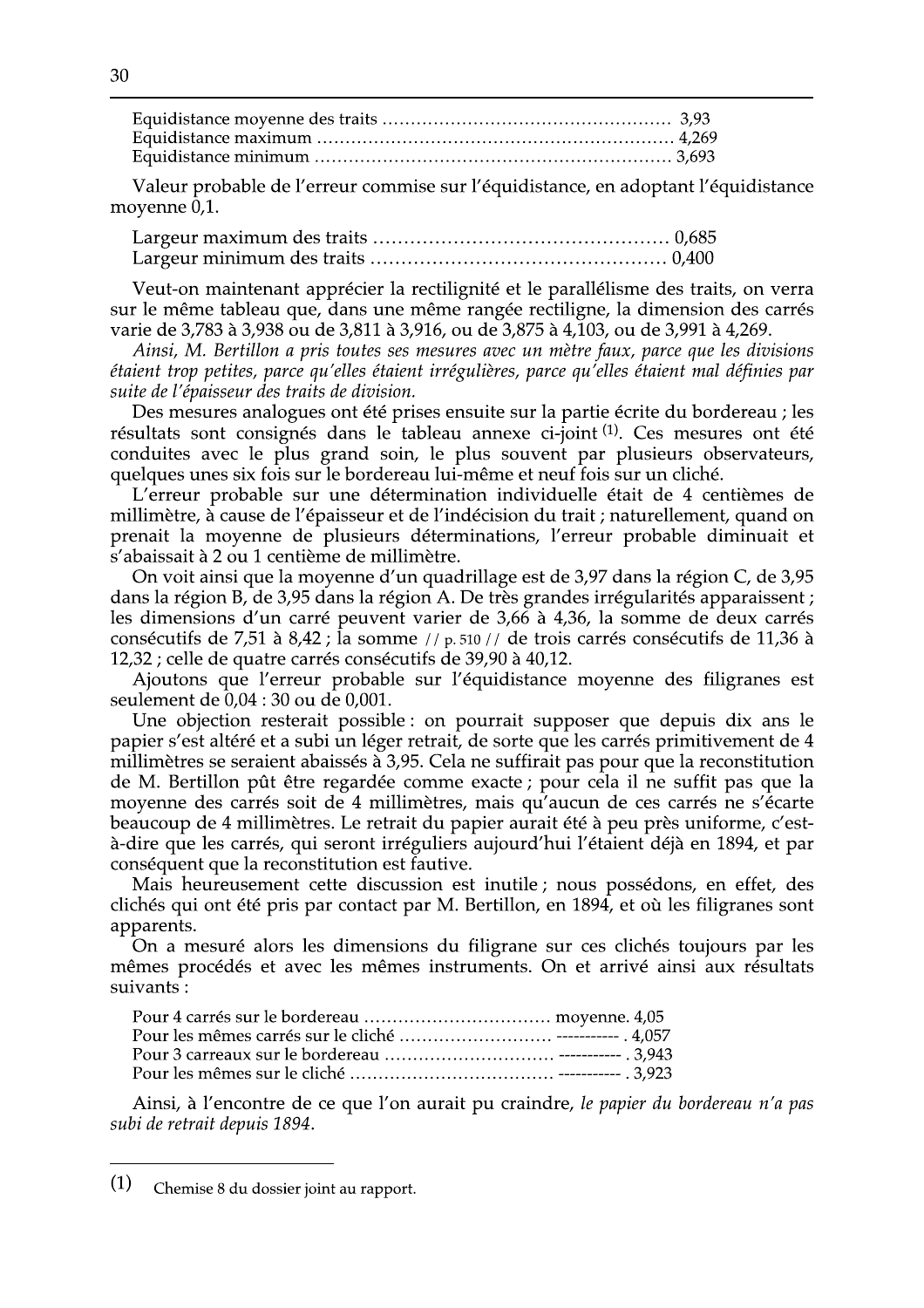Equidistance moyenne des traits ................................................. 3,93
Equidistance maximum ............................................................ 4,269
Equidistance minimum ............................................................. 3,693

Valeur probable de l'erreur commise sur l'équidistance, en adoptant l'équidistance moyenne 0,1.

Largeur maximum des traits ............................................. 0,685
Largeur minimum des traits ............................................. 0,400

Veut-on maintenant apprécier la rectilignité et le parallélisme des traits, on verra sur le même tableau que, dans une même rangée rectiligne, la dimension des carrés varie de 3,783 à 3,938 ou de 3,811 à 3,916, ou de 3,875 à 4,103, ou de 3,991 à 4,269.

*Ainsi, M. Bertillon a pris toutes ses mesures avec un mètre faux, parce que les divisions étaient trop petites, parce qu'elles étaient irrégulières, parce qu'elles étaient mal définies par suite de l'épaisseur des traits de division.*

Des mesures analogues ont été prises ensuite sur la partie écrite du bordereau ; les résultats sont consignés dans le tableau annexe ci-joint [1]. Ces mesures ont été conduites avec le plus grand soin, le plus souvent par plusieurs observateurs, quelques unes six fois sur le bordereau lui-même et neuf fois sur un cliché.

L'erreur probable sur une détermination individuelle était de 4 centièmes de millimètre, à cause de l'épaisseur et de l'indécision du trait ; naturellement, quand on prenait la moyenne de plusieurs déterminations, l'erreur probable diminuait et s'abaissait à 2 ou 1 centième de millimètre.

On voit ainsi que la moyenne d'un quadrillage est de 3,97 dans la région C, de 3,95 dans la région B, de 3,95 dans la région A. De très grandes irrégularités apparaissent ; les dimensions d'un carré peuvent varier de 3,66 à 4,36, la somme de deux carrés consécutifs de 7,51 à 8,42 ; la somme // p. 510 // de trois carrés consécutifs de 11,36 à 12,32 ; celle de quatre carrés consécutifs de 39,90 à 40,12.

Ajoutons que l'erreur probable sur l'équidistance moyenne des filigranes est seulement de 0,04 : 30 ou de 0,001.

Une objection resterait possible : on pourrait supposer que depuis dix ans le papier s'est altéré et a subi un léger retrait, de sorte que les carrés primitivement de 4 millimètres se seraient abaissés à 3,95. Cela ne suffirait pas pour que la reconstitution de M. Bertillon pût être regardée comme exacte ; pour cela il ne suffit pas que la moyenne des carrés soit de 4 millimètres, mais qu'aucun de ces carrés ne s'écarte beaucoup de 4 millimètres. Le retrait du papier aurait été à peu près uniforme, c'est-à-dire que les carrés, qui seront irréguliers aujourd'hui l'étaient déjà en 1894, et par conséquent que la reconstitution est fautive.

Mais heureusement cette discussion est inutile ; nous possédons, en effet, des clichés qui ont été pris par contact par M. Bertillon, en 1894, et où les filigranes sont apparents.

On a mesuré alors les dimensions du filigrane sur ces clichés toujours par les mêmes procédés et avec les mêmes instruments. On et arrivé ainsi aux résultats suivants :

Pour 4 carrés sur le bordereau ................................ moyenne. 4,05
Pour les mêmes carrés sur le cliché .......................... ----------- . 4,057
Pour 3 carreaux sur le bordereau ............................. ----------- . 3,943
Pour les mêmes sur le cliché .................................... ----------- . 3,923

Ainsi, à l'encontre de ce que l'on aurait pu craindre, *le papier du bordereau n'a pas subi de retrait depuis 1894.*

---

(1) Chemise 8 du dossier joint au rapport.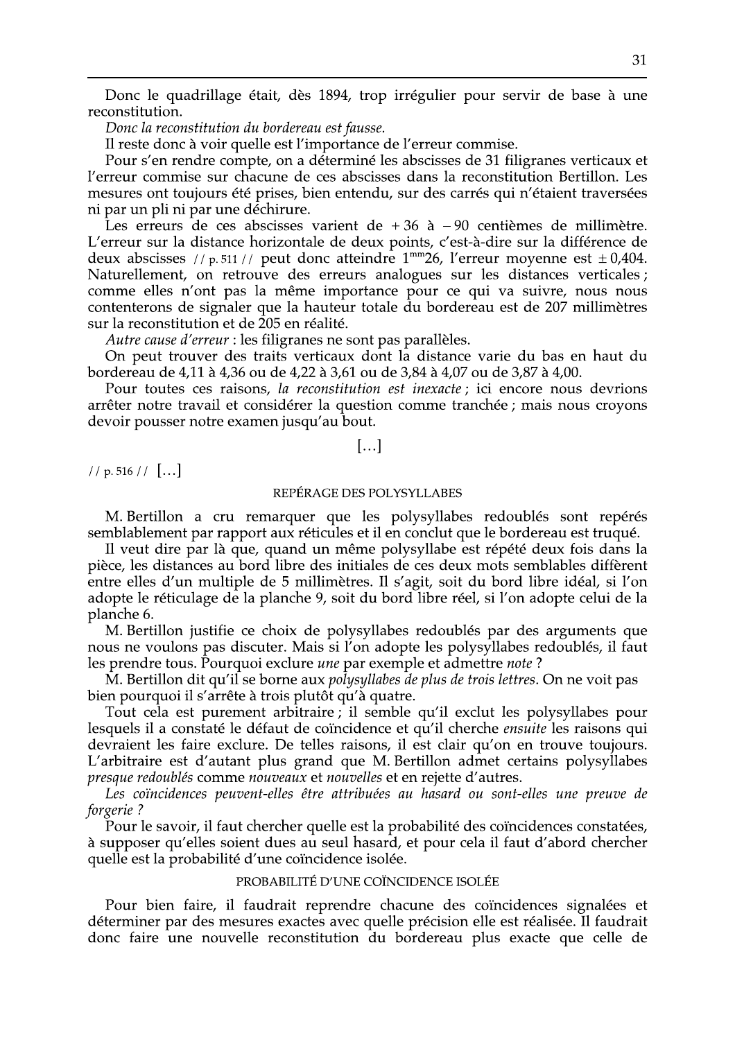Donc le quadrillage était, dès 1894, trop irrégulier pour servir de base à une reconstitution.

*Donc la reconstitution du bordereau est fausse.*

Il reste donc à voir quelle est l'importance de l'erreur commise.

Pour s'en rendre compte, on a déterminé les abscisses de 31 filigranes verticaux et l'erreur commise sur chacune de ces abscisses dans la reconstitution Bertillon. Les mesures ont toujours été prises, bien entendu, sur des carrés qui n'étaient traversées ni par un pli ni par une déchirure.

Les erreurs de ces abscisses varient de + 36 à − 90 centièmes de millimètre. L'erreur sur la distance horizontale de deux points, c'est-à-dire sur la différence de deux abscisses // p. 511 // peut donc atteindre 1$^{mm}$26, l'erreur moyenne est ± 0,404. Naturellement, on retrouve des erreurs analogues sur les distances verticales ; comme elles n'ont pas la même importance pour ce qui va suivre, nous nous contenterons de signaler que la hauteur totale du bordereau est de 207 millimètres sur la reconstitution et de 205 en réalité.

*Autre cause d'erreur* : les filigranes ne sont pas parallèles.

On peut trouver des traits verticaux dont la distance varie du bas en haut du bordereau de 4,11 à 4,36 ou de 4,22 à 3,61 ou de 3,84 à 4,07 ou de 3,87 à 4,00.

Pour toutes ces raisons, *la reconstitution est inexacte* ; ici encore nous devrions arrêter notre travail et considérer la question comme tranchée ; mais nous croyons devoir pousser notre examen jusqu'au bout.

[…]

// p. 516 // […]

### REPÉRAGE DES POLYSYLLABES

M. Bertillon a cru remarquer que les polysyllabes redoublés sont repérés semblablement par rapport aux réticules et il en conclut que le bordereau est truqué.

Il veut dire par là que, quand un même polysyllabe est répété deux fois dans la pièce, les distances au bord libre des initiales de ces deux mots semblables diffèrent entre elles d'un multiple de 5 millimètres. Il s'agit, soit du bord libre idéal, si l'on adopte le réticulage de la planche 9, soit du bord libre réel, si l'on adopte celui de la planche 6.

M. Bertillon justifie ce choix de polysyllabes redoublés par des arguments que nous ne voulons pas discuter. Mais si l'on adopte les polysyllabes redoublés, il faut les prendre tous. Pourquoi exclure *une* par exemple et admettre *note* ?

M. Bertillon dit qu'il se borne aux *polysyllabes de plus de trois lettres*. On ne voit pas bien pourquoi il s'arrête à trois plutôt qu'à quatre.

Tout cela est purement arbitraire ; il semble qu'il exclut les polysyllabes pour lesquels il a constaté le défaut de coïncidence et qu'il cherche *ensuite* les raisons qui devraient les faire exclure. De telles raisons, il est clair qu'on en trouve toujours. L'arbitraire est d'autant plus grand que M. Bertillon admet certains polysyllabes *presque redoublés* comme *nouveaux* et *nouvelles* et en rejette d'autres.

*Les coïncidences peuvent-elles être attribuées au hasard ou sont-elles une preuve de forgerie ?*

Pour le savoir, il faut chercher quelle est la probabilité des coïncidences constatées, à supposer qu'elles soient dues au seul hasard, et pour cela il faut d'abord chercher quelle est la probabilité d'une coïncidence isolée.

### PROBABILITÉ D'UNE COÏNCIDENCE ISOLÉE

Pour bien faire, il faudrait reprendre chacune des coïncidences signalées et déterminer par des mesures exactes avec quelle précision elle est réalisée. Il faudrait donc faire une nouvelle reconstitution du bordereau plus exacte que celle de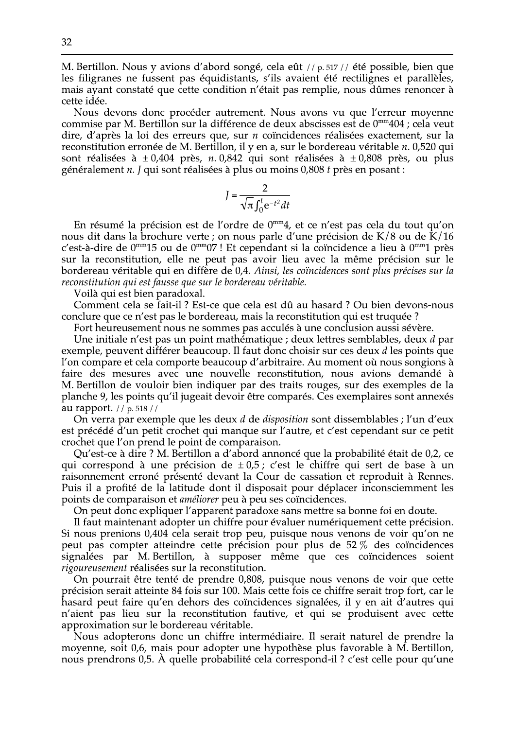M. Bertillon. Nous y avions d'abord songé, cela eût // p. 517 // été possible, bien que les filigranes ne fussent pas équidistants, s'ils avaient été rectilignes et parallèles, mais ayant constaté que cette condition n'était pas remplie, nous dûmes renoncer à cette idée.

Nous devons donc procéder autrement. Nous avons vu que l'erreur moyenne commise par M. Bertillon sur la différence de deux abscisses est de $0^{mm}404$ ; cela veut dire, d'après la loi des erreurs que, sur *n* coïncidences réalisées exactement, sur la reconstitution erronée de M. Bertillon, il y en a, sur le bordereau véritable *n*. 0,520 qui sont réalisées à ± 0,404 près, *n*. 0,842 qui sont réalisées à ± 0,808 près, ou plus généralement *n*. *J* qui sont réalisées à plus ou moins 0,808 *t* près en posant :

$$J = \frac{2}{\sqrt{\pi}\int_0^t e^{-t^2}dt}$$

En résumé la précision est de l'ordre de $0^{mm}4$, et ce n'est pas cela du tout qu'on nous dit dans la brochure verte ; on nous parle d'une précision de K/8 ou de K/16 c'est-à-dire de $0^{mm}15$ ou de $0^{mm}07$ ! Et cependant si la coïncidence a lieu à $0^{mm}1$ près sur la reconstitution, elle ne peut pas avoir lieu avec la même précision sur le bordereau véritable qui en diffère de 0,4. *Ainsi, les coïncidences sont plus précises sur la reconstitution qui est fausse que sur le bordereau véritable.*

Voilà qui est bien paradoxal.

Comment cela se fait-il ? Est-ce que cela est dû au hasard ? Ou bien devons-nous conclure que ce n'est pas le bordereau, mais la reconstitution qui est truquée ?

Fort heureusement nous ne sommes pas acculés à une conclusion aussi sévère.

Une initiale n'est pas un point mathématique ; deux lettres semblables, deux *d* par exemple, peuvent différer beaucoup. Il faut donc choisir sur ces deux *d* les points que l'on compare et cela comporte beaucoup d'arbitraire. Au moment où nous songions à faire des mesures avec une nouvelle reconstitution, nous avions demandé à M. Bertillon de vouloir bien indiquer par des traits rouges, sur des exemples de la planche 9, les points qu'il jugeait devoir être comparés. Ces exemplaires sont annexés au rapport. // p. 518 //

On verra par exemple que les deux *d* de *disposition* sont dissemblables ; l'un d'eux est précédé d'un petit crochet qui manque sur l'autre, et c'est cependant sur ce petit crochet que l'on prend le point de comparaison.

Qu'est-ce à dire ? M. Bertillon a d'abord annoncé que la probabilité était de 0,2, ce qui correspond à une précision de ± 0,5 ; c'est le chiffre qui sert de base à un raisonnement erroné présenté devant la Cour de cassation et reproduit à Rennes. Puis il a profité de la latitude dont il disposait pour déplacer inconsciemment les points de comparaison et *améliorer* peu à peu ses coïncidences.

On peut donc expliquer l'apparent paradoxe sans mettre sa bonne foi en doute.

Il faut maintenant adopter un chiffre pour évaluer numériquement cette précision. Si nous prenions 0,404 cela serait trop peu, puisque nous venons de voir qu'on ne peut pas compter atteindre cette précision pour plus de 52 % des coïncidences signalées par M. Bertillon, à supposer même que ces coïncidences soient *rigoureusement* réalisées sur la reconstitution.

On pourrait être tenté de prendre 0,808, puisque nous venons de voir que cette précision serait atteinte 84 fois sur 100. Mais cette fois ce chiffre serait trop fort, car le hasard peut faire qu'en dehors des coïncidences signalées, il y en ait d'autres qui n'aient pas lieu sur la reconstitution fautive, et qui se produisent avec cette approximation sur le bordereau véritable.

Nous adopterons donc un chiffre intermédiaire. Il serait naturel de prendre la moyenne, soit 0,6, mais pour adopter une hypothèse plus favorable à M. Bertillon, nous prendrons 0,5. À quelle probabilité cela correspond-il ? c'est celle pour qu'une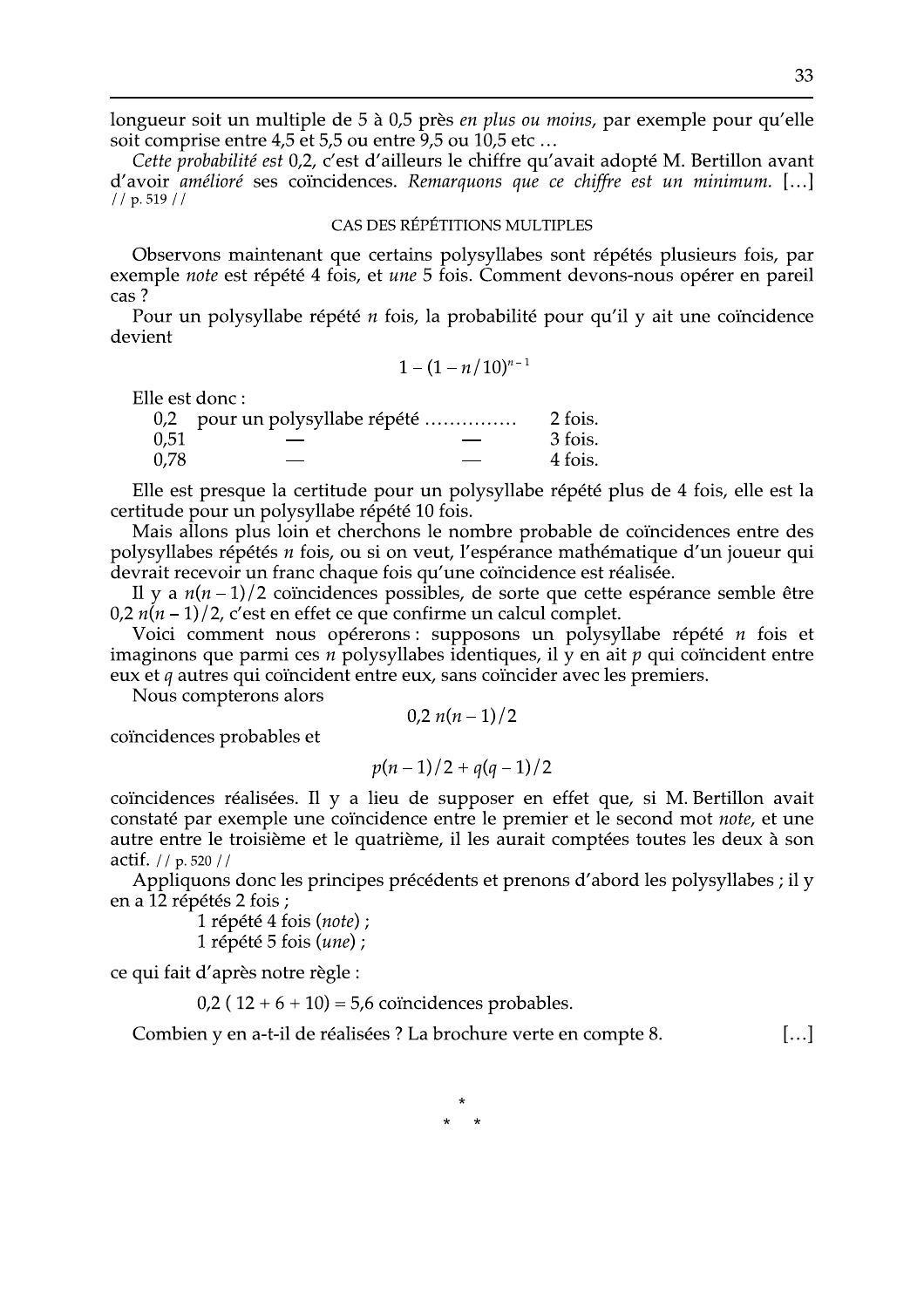longueur soit un multiple de 5 à 0,5 près *en plus ou moins*, par exemple pour qu'elle soit comprise entre 4,5 et 5,5 ou entre 9,5 ou 10,5 etc …

*Cette probabilité est* 0,2, c'est d'ailleurs le chiffre qu'avait adopté M. Bertillon avant d'avoir *amélioré* ses coïncidences. *Remarquons que ce chiffre est un minimum.* […] // p. 519 //

CAS DES RÉPÉTITIONS MULTIPLES

Observons maintenant que certains polysyllabes sont répétés plusieurs fois, par exemple *note* est répété 4 fois, et *une* 5 fois. Comment devons-nous opérer en pareil cas ?

Pour un polysyllabe répété $n$ fois, la probabilité pour qu'il y ait une coïncidence devient

$$1-(1-n/10)^{n-1}$$

Elle est donc :

| | | |
|---|---|---|
| 0,2 | pour un polysyllabe répété …………… | 2 fois. |
| 0,51 | — — | 3 fois. |
| 0,78 | — — | 4 fois. |

Elle est presque la certitude pour un polysyllabe répété plus de 4 fois, elle est la certitude pour un polysyllabe répété 10 fois.

Mais allons plus loin et cherchons le nombre probable de coïncidences entre des polysyllabes répétés $n$ fois, ou si on veut, l'espérance mathématique d'un joueur qui devrait recevoir un franc chaque fois qu'une coïncidence est réalisée.

Il y a $n(n-1)/2$ coïncidences possibles, de sorte que cette espérance semble être $0{,}2\, n(n-1)/2$, c'est en effet ce que confirme un calcul complet.

Voici comment nous opérerons : supposons un polysyllabe répété $n$ fois et imaginons que parmi ces $n$ polysyllabes identiques, il y en ait $p$ qui coïncident entre eux et $q$ autres qui coïncident entre eux, sans coïncider avec les premiers.

Nous compterons alors

$$0{,}2\, n(n-1)/2$$

coïncidences probables et

$$p(n-1)/2 + q(q-1)/2$$

coïncidences réalisées. Il y a lieu de supposer en effet que, si M. Bertillon avait constaté par exemple une coïncidence entre le premier et le second mot *note*, et une autre entre le troisième et le quatrième, il les aurait comptées toutes les deux à son actif. // p. 520 //

Appliquons donc les principes précédents et prenons d'abord les polysyllabes ; il y en a 12 répétés 2 fois ;

1 répété 4 fois (*note*) ;
1 répété 5 fois (*une*) ;

ce qui fait d'après notre règle :

0,2 ( 12 + 6 + 10) = 5,6 coïncidences probables.

Combien y en a-t-il de réalisées ? La brochure verte en compte 8. […]

\*
\* \*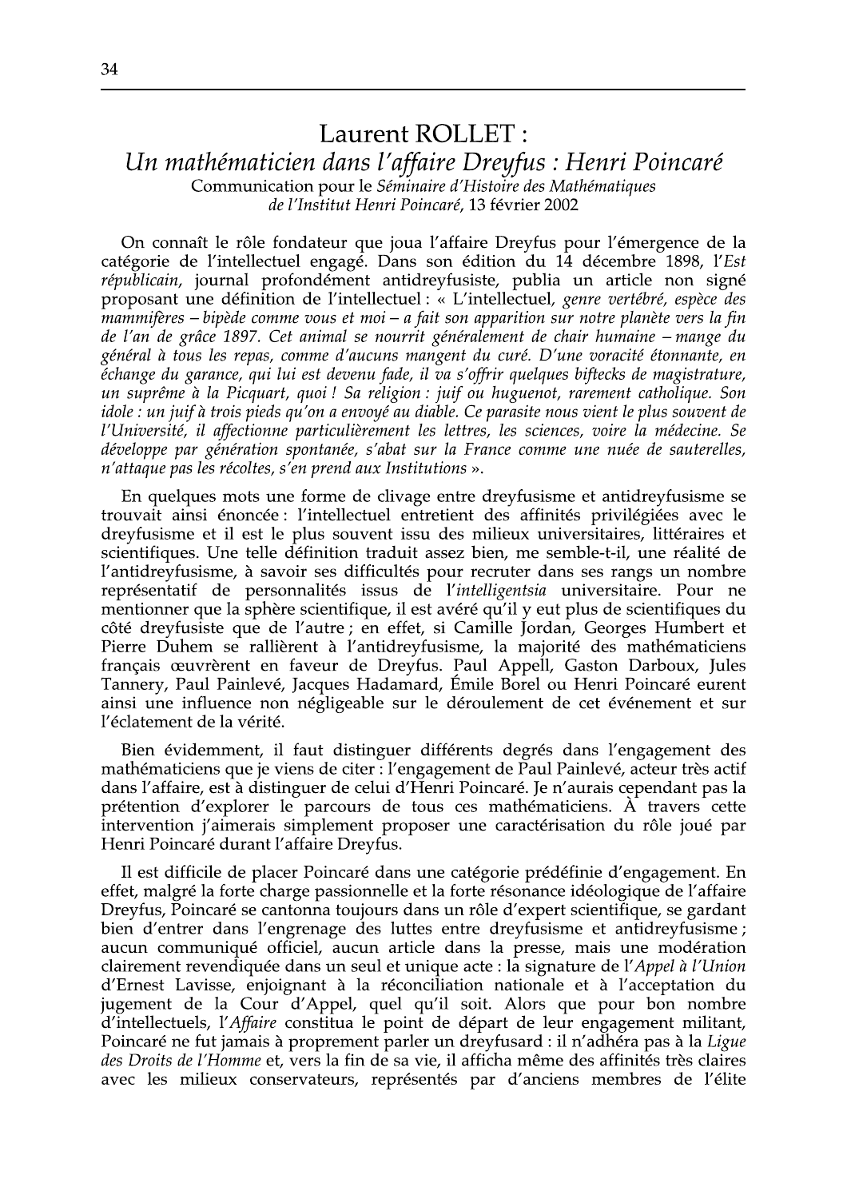## Laurent ROLLET :

## *Un mathématicien dans l'affaire Dreyfus : Henri Poincaré*

Communication pour le *Séminaire d'Histoire des Mathématiques de l'Institut Henri Poincaré*, 13 février 2002

On connaît le rôle fondateur que joua l'affaire Dreyfus pour l'émergence de la catégorie de l'intellectuel engagé. Dans son édition du 14 décembre 1898, l'*Est républicain*, journal profondément antidreyfusiste, publia un article non signé proposant une définition de l'intellectuel : « L'intellectuel, *genre vertébré, espèce des mammifères – bipède comme vous et moi – a fait son apparition sur notre planète vers la fin de l'an de grâce 1897. Cet animal se nourrit généralement de chair humaine – mange du général à tous les repas, comme d'aucuns mangent du curé. D'une voracité étonnante, en échange du garance, qui lui est devenu fade, il va s'offrir quelques biftecks de magistrature, un suprême à la Picquart, quoi ! Sa religion : juif ou huguenot, rarement catholique. Son idole : un juif à trois pieds qu'on a envoyé au diable. Ce parasite nous vient le plus souvent de l'Université, il affectionne particulièrement les lettres, les sciences, voire la médecine. Se développe par génération spontanée, s'abat sur la France comme une nuée de sauterelles, n'attaque pas les récoltes, s'en prend aux Institutions* ».

En quelques mots une forme de clivage entre dreyfusisme et antidreyfusisme se trouvait ainsi énoncée : l'intellectuel entretient des affinités privilégiées avec le dreyfusisme et il est le plus souvent issu des milieux universitaires, littéraires et scientifiques. Une telle définition traduit assez bien, me semble-t-il, une réalité de l'antidreyfusisme, à savoir ses difficultés pour recruter dans ses rangs un nombre représentatif de personnalités issus de l'*intelligentsia* universitaire. Pour ne mentionner que la sphère scientifique, il est avéré qu'il y eut plus de scientifiques du côté dreyfusiste que de l'autre ; en effet, si Camille Jordan, Georges Humbert et Pierre Duhem se rallièrent à l'antidreyfusisme, la majorité des mathématiciens français œuvrèrent en faveur de Dreyfus. Paul Appell, Gaston Darboux, Jules Tannery, Paul Painlevé, Jacques Hadamard, Émile Borel ou Henri Poincaré eurent ainsi une influence non négligeable sur le déroulement de cet événement et sur l'éclatement de la vérité.

Bien évidemment, il faut distinguer différents degrés dans l'engagement des mathématiciens que je viens de citer : l'engagement de Paul Painlevé, acteur très actif dans l'affaire, est à distinguer de celui d'Henri Poincaré. Je n'aurais cependant pas la prétention d'explorer le parcours de tous ces mathématiciens. À travers cette intervention j'aimerais simplement proposer une caractérisation du rôle joué par Henri Poincaré durant l'affaire Dreyfus.

Il est difficile de placer Poincaré dans une catégorie prédéfinie d'engagement. En effet, malgré la forte charge passionnelle et la forte résonance idéologique de l'affaire Dreyfus, Poincaré se cantonna toujours dans un rôle d'expert scientifique, se gardant bien d'entrer dans l'engrenage des luttes entre dreyfusisme et antidreyfusisme ; aucun communiqué officiel, aucun article dans la presse, mais une modération clairement revendiquée dans un seul et unique acte : la signature de l'*Appel à l'Union* d'Ernest Lavisse, enjoignant à la réconciliation nationale et à l'acceptation du jugement de la Cour d'Appel, quel qu'il soit. Alors que pour bon nombre d'intellectuels, l'*Affaire* constitua le point de départ de leur engagement militant, Poincaré ne fut jamais à proprement parler un dreyfusard : il n'adhéra pas à la *Ligue des Droits de l'Homme* et, vers la fin de sa vie, il afficha même des affinités très claires avec les milieux conservateurs, représentés par d'anciens membres de l'élite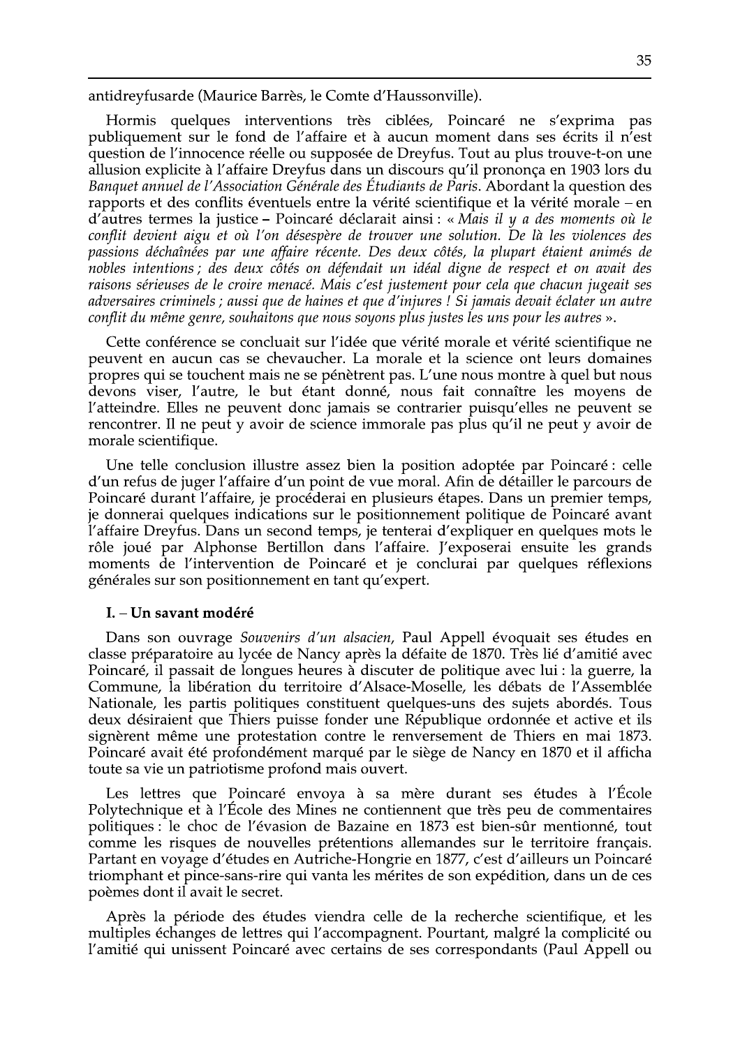antidreyfusarde (Maurice Barrès, le Comte d'Haussonville).

Hormis quelques interventions très ciblées, Poincaré ne s'exprima pas publiquement sur le fond de l'affaire et à aucun moment dans ses écrits il n'est question de l'innocence réelle ou supposée de Dreyfus. Tout au plus trouve-t-on une allusion explicite à l'affaire Dreyfus dans un discours qu'il prononça en 1903 lors du *Banquet annuel de l'Association Générale des Étudiants de Paris*. Abordant la question des rapports et des conflits éventuels entre la vérité scientifique et la vérité morale – en d'autres termes la justice – Poincaré déclarait ainsi : « *Mais il y a des moments où le conflit devient aigu et où l'on désespère de trouver une solution. De là les violences des passions déchaînées par une affaire récente. Des deux côtés, la plupart étaient animés de nobles intentions ; des deux côtés on défendait un idéal digne de respect et on avait des raisons sérieuses de le croire menacé. Mais c'est justement pour cela que chacun jugeait ses adversaires criminels ; aussi que de haines et que d'injures ! Si jamais devait éclater un autre conflit du même genre, souhaitons que nous soyons plus justes les uns pour les autres* ».

Cette conférence se concluait sur l'idée que vérité morale et vérité scientifique ne peuvent en aucun cas se chevaucher. La morale et la science ont leurs domaines propres qui se touchent mais ne se pénètrent pas. L'une nous montre à quel but nous devons viser, l'autre, le but étant donné, nous fait connaître les moyens de l'atteindre. Elles ne peuvent donc jamais se contrarier puisqu'elles ne peuvent se rencontrer. Il ne peut y avoir de science immorale pas plus qu'il ne peut y avoir de morale scientifique.

Une telle conclusion illustre assez bien la position adoptée par Poincaré : celle d'un refus de juger l'affaire d'un point de vue moral. Afin de détailler le parcours de Poincaré durant l'affaire, je procéderai en plusieurs étapes. Dans un premier temps, je donnerai quelques indications sur le positionnement politique de Poincaré avant l'affaire Dreyfus. Dans un second temps, je tenterai d'expliquer en quelques mots le rôle joué par Alphonse Bertillon dans l'affaire. J'exposerai ensuite les grands moments de l'intervention de Poincaré et je conclurai par quelques réflexions générales sur son positionnement en tant qu'expert.

## I. – Un savant modéré

Dans son ouvrage *Souvenirs d'un alsacien*, Paul Appell évoquait ses études en classe préparatoire au lycée de Nancy après la défaite de 1870. Très lié d'amitié avec Poincaré, il passait de longues heures à discuter de politique avec lui : la guerre, la Commune, la libération du territoire d'Alsace-Moselle, les débats de l'Assemblée Nationale, les partis politiques constituent quelques-uns des sujets abordés. Tous deux désiraient que Thiers puisse fonder une République ordonnée et active et ils signèrent même une protestation contre le renversement de Thiers en mai 1873. Poincaré avait été profondément marqué par le siège de Nancy en 1870 et il afficha toute sa vie un patriotisme profond mais ouvert.

Les lettres que Poincaré envoya à sa mère durant ses études à l'École Polytechnique et à l'École des Mines ne contiennent que très peu de commentaires politiques : le choc de l'évasion de Bazaine en 1873 est bien-sûr mentionné, tout comme les risques de nouvelles prétentions allemandes sur le territoire français. Partant en voyage d'études en Autriche-Hongrie en 1877, c'est d'ailleurs un Poincaré triomphant et pince-sans-rire qui vanta les mérites de son expédition, dans un de ces poèmes dont il avait le secret.

Après la période des études viendra celle de la recherche scientifique, et les multiples échanges de lettres qui l'accompagnent. Pourtant, malgré la complicité ou l'amitié qui unissent Poincaré avec certains de ses correspondants (Paul Appell ou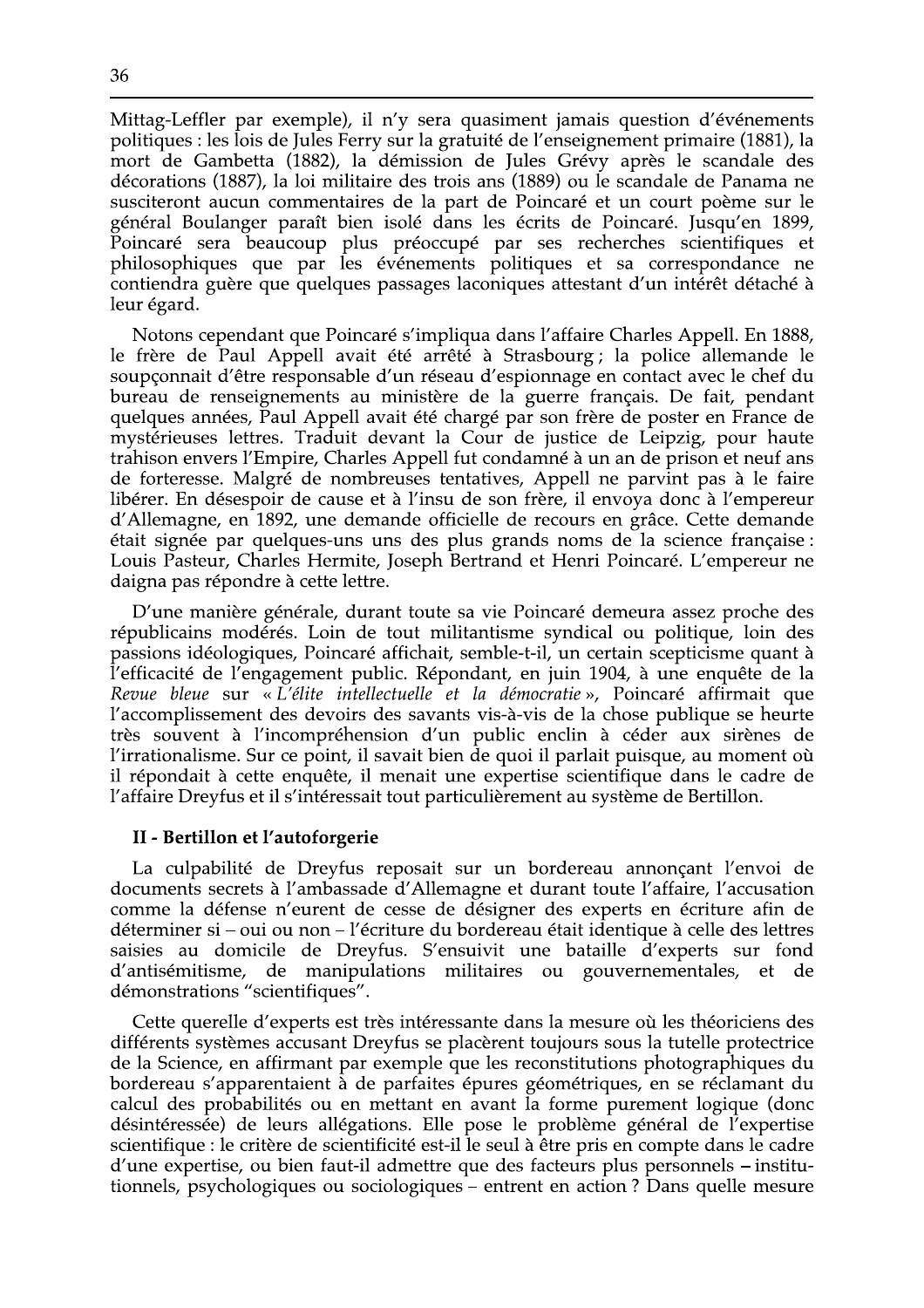Mittag-Leffler par exemple), il n'y sera quasiment jamais question d'événements politiques : les lois de Jules Ferry sur la gratuité de l'enseignement primaire (1881), la mort de Gambetta (1882), la démission de Jules Grévy après le scandale des décorations (1887), la loi militaire des trois ans (1889) ou le scandale de Panama ne susciteront aucun commentaires de la part de Poincaré et un court poème sur le général Boulanger paraît bien isolé dans les écrits de Poincaré. Jusqu'en 1899, Poincaré sera beaucoup plus préoccupé par ses recherches scientifiques et philosophiques que par les événements politiques et sa correspondance ne contiendra guère que quelques passages laconiques attestant d'un intérêt détaché à leur égard.

Notons cependant que Poincaré s'impliqua dans l'affaire Charles Appell. En 1888, le frère de Paul Appell avait été arrêté à Strasbourg ; la police allemande le soupçonnait d'être responsable d'un réseau d'espionnage en contact avec le chef du bureau de renseignements au ministère de la guerre français. De fait, pendant quelques années, Paul Appell avait été chargé par son frère de poster en France de mystérieuses lettres. Traduit devant la Cour de justice de Leipzig, pour haute trahison envers l'Empire, Charles Appell fut condamné à un an de prison et neuf ans de forteresse. Malgré de nombreuses tentatives, Appell ne parvint pas à le faire libérer. En désespoir de cause et à l'insu de son frère, il envoya donc à l'empereur d'Allemagne, en 1892, une demande officielle de recours en grâce. Cette demande était signée par quelques-uns uns des plus grands noms de la science française : Louis Pasteur, Charles Hermite, Joseph Bertrand et Henri Poincaré. L'empereur ne daigna pas répondre à cette lettre.

D'une manière générale, durant toute sa vie Poincaré demeura assez proche des républicains modérés. Loin de tout militantisme syndical ou politique, loin des passions idéologiques, Poincaré affichait, semble-t-il, un certain scepticisme quant à l'efficacité de l'engagement public. Répondant, en juin 1904, à une enquête de la *Revue bleue* sur « *L'élite intellectuelle et la démocratie* », Poincaré affirmait que l'accomplissement des devoirs des savants vis-à-vis de la chose publique se heurte très souvent à l'incompréhension d'un public enclin à céder aux sirènes de l'irrationalisme. Sur ce point, il savait bien de quoi il parlait puisque, au moment où il répondait à cette enquête, il menait une expertise scientifique dans le cadre de l'affaire Dreyfus et il s'intéressait tout particulièrement au système de Bertillon.

## II - Bertillon et l'autoforgerie

La culpabilité de Dreyfus reposait sur un bordereau annonçant l'envoi de documents secrets à l'ambassade d'Allemagne et durant toute l'affaire, l'accusation comme la défense n'eurent de cesse de désigner des experts en écriture afin de déterminer si – oui ou non – l'écriture du bordereau était identique à celle des lettres saisies au domicile de Dreyfus. S'ensuivit une bataille d'experts sur fond d'antisémitisme, de manipulations militaires ou gouvernementales, et de démonstrations "scientifiques".

Cette querelle d'experts est très intéressante dans la mesure où les théoriciens des différents systèmes accusant Dreyfus se placèrent toujours sous la tutelle protectrice de la Science, en affirmant par exemple que les reconstitutions photographiques du bordereau s'apparentaient à de parfaites épures géométriques, en se réclamant du calcul des probabilités ou en mettant en avant la forme purement logique (donc désintéressée) de leurs allégations. Elle pose le problème général de l'expertise scientifique : le critère de scientificité est-il le seul à être pris en compte dans le cadre d'une expertise, ou bien faut-il admettre que des facteurs plus personnels – institutionnels, psychologiques ou sociologiques – entrent en action ? Dans quelle mesure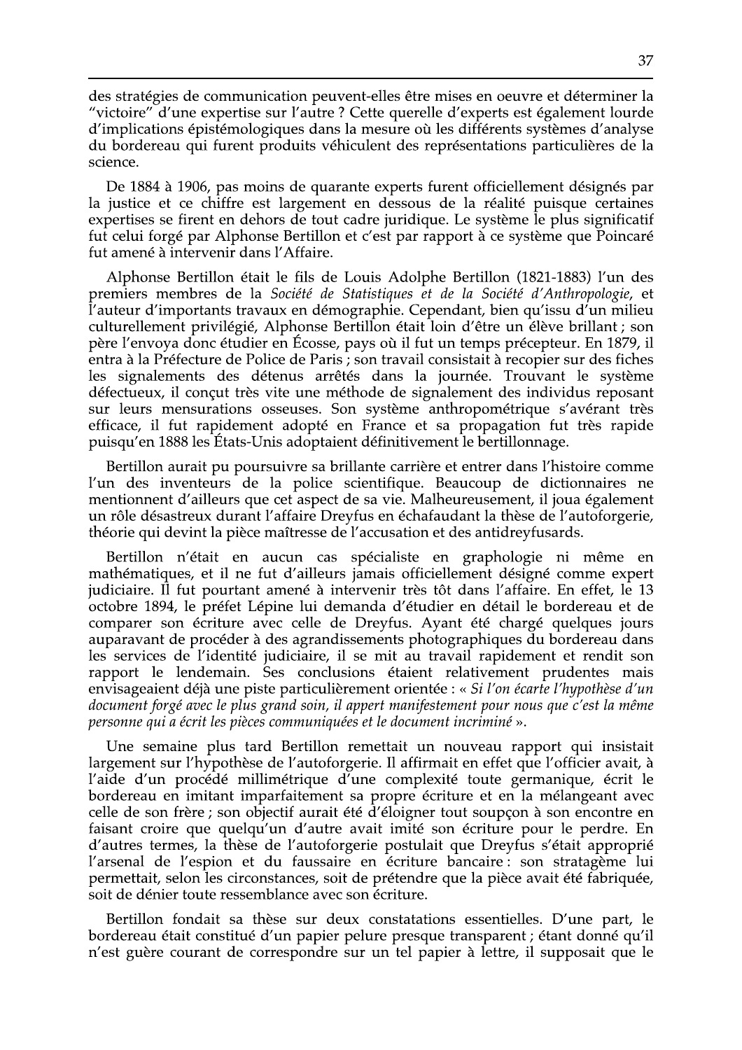des stratégies de communication peuvent-elles être mises en oeuvre et déterminer la "victoire" d'une expertise sur l'autre ? Cette querelle d'experts est également lourde d'implications épistémologiques dans la mesure où les différents systèmes d'analyse du bordereau qui furent produits véhiculent des représentations particulières de la science.

De 1884 à 1906, pas moins de quarante experts furent officiellement désignés par la justice et ce chiffre est largement en dessous de la réalité puisque certaines expertises se firent en dehors de tout cadre juridique. Le système le plus significatif fut celui forgé par Alphonse Bertillon et c'est par rapport à ce système que Poincaré fut amené à intervenir dans l'Affaire.

Alphonse Bertillon était le fils de Louis Adolphe Bertillon (1821-1883) l'un des premiers membres de la *Société de Statistiques et de la Société d'Anthropologie*, et l'auteur d'importants travaux en démographie. Cependant, bien qu'issu d'un milieu culturellement privilégié, Alphonse Bertillon était loin d'être un élève brillant ; son père l'envoya donc étudier en Écosse, pays où il fut un temps précepteur. En 1879, il entra à la Préfecture de Police de Paris ; son travail consistait à recopier sur des fiches les signalements des détenus arrêtés dans la journée. Trouvant le système défectueux, il conçut très vite une méthode de signalement des individus reposant sur leurs mensurations osseuses. Son système anthropométrique s'avérant très efficace, il fut rapidement adopté en France et sa propagation fut très rapide puisqu'en 1888 les États-Unis adoptaient définitivement le bertillonnage.

Bertillon aurait pu poursuivre sa brillante carrière et entrer dans l'histoire comme l'un des inventeurs de la police scientifique. Beaucoup de dictionnaires ne mentionnent d'ailleurs que cet aspect de sa vie. Malheureusement, il joua également un rôle désastreux durant l'affaire Dreyfus en échafaudant la thèse de l'autoforgerie, théorie qui devint la pièce maîtresse de l'accusation et des antidreyfusards.

Bertillon n'était en aucun cas spécialiste en graphologie ni même en mathématiques, et il ne fut d'ailleurs jamais officiellement désigné comme expert judiciaire. Il fut pourtant amené à intervenir très tôt dans l'affaire. En effet, le 13 octobre 1894, le préfet Lépine lui demanda d'étudier en détail le bordereau et de comparer son écriture avec celle de Dreyfus. Ayant été chargé quelques jours auparavant de procéder à des agrandissements photographiques du bordereau dans les services de l'identité judiciaire, il se mit au travail rapidement et rendit son rapport le lendemain. Ses conclusions étaient relativement prudentes mais envisageaient déjà une piste particulièrement orientée : « *Si l'on écarte l'hypothèse d'un document forgé avec le plus grand soin, il appert manifestement pour nous que c'est la même personne qui a écrit les pièces communiquées et le document incriminé* ».

Une semaine plus tard Bertillon remettait un nouveau rapport qui insistait largement sur l'hypothèse de l'autoforgerie. Il affirmait en effet que l'officier avait, à l'aide d'un procédé millimétrique d'une complexité toute germanique, écrit le bordereau en imitant imparfaitement sa propre écriture et en la mélangeant avec celle de son frère ; son objectif aurait été d'éloigner tout soupçon à son encontre en faisant croire que quelqu'un d'autre avait imité son écriture pour le perdre. En d'autres termes, la thèse de l'autoforgerie postulait que Dreyfus s'était approprié l'arsenal de l'espion et du faussaire en écriture bancaire : son stratagème lui permettait, selon les circonstances, soit de prétendre que la pièce avait été fabriquée, soit de dénier toute ressemblance avec son écriture.

Bertillon fondait sa thèse sur deux constatations essentielles. D'une part, le bordereau était constitué d'un papier pelure presque transparent ; étant donné qu'il n'est guère courant de correspondre sur un tel papier à lettre, il supposait que le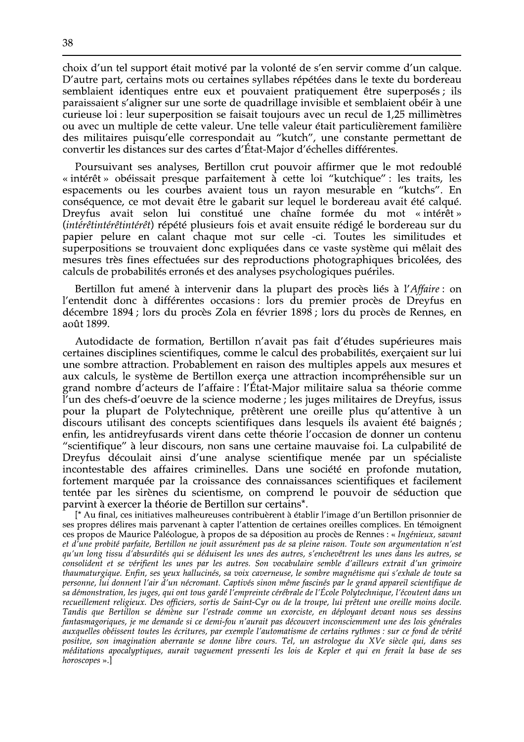choix d'un tel support était motivé par la volonté de s'en servir comme d'un calque. D'autre part, certains mots ou certaines syllabes répétées dans le texte du bordereau semblaient identiques entre eux et pouvaient pratiquement être superposés ; ils paraissaient s'aligner sur une sorte de quadrillage invisible et semblaient obéir à une curieuse loi : leur superposition se faisait toujours avec un recul de 1,25 millimètres ou avec un multiple de cette valeur. Une telle valeur était particulièrement familière des militaires puisqu'elle correspondait au "kutch", une constante permettant de convertir les distances sur des cartes d'État-Major d'échelles différentes.

Poursuivant ses analyses, Bertillon crut pouvoir affirmer que le mot redoublé « intérêt » obéissait presque parfaitement à cette loi "kutchique" : les traits, les espacements ou les courbes avaient tous un rayon mesurable en "kutchs". En conséquence, ce mot devait être le gabarit sur lequel le bordereau avait été calqué. Dreyfus avait selon lui constitué une chaîne formée du mot « intérêt » (*intérêtintérêtintérêt*) répété plusieurs fois et avait ensuite rédigé le bordereau sur du papier pelure en calant chaque mot sur celle-ci. Toutes les similitudes et superpositions se trouvaient donc expliquées dans ce vaste système qui mêlait des mesures très fines effectuées sur des reproductions photographiques bricolées, des calculs de probabilités erronés et des analyses psychologiques puériles.

Bertillon fut amené à intervenir dans la plupart des procès liés à l'*Affaire* : on l'entendit donc à différentes occasions : lors du premier procès de Dreyfus en décembre 1894 ; lors du procès Zola en février 1898 ; lors du procès de Rennes, en août 1899.

Autodidacte de formation, Bertillon n'avait pas fait d'études supérieures mais certaines disciplines scientifiques, comme le calcul des probabilités, exerçaient sur lui une sombre attraction. Probablement en raison des multiples appels aux mesures et aux calculs, le système de Bertillon exerça une attraction incompréhensible sur un grand nombre d'acteurs de l'affaire : l'État-Major militaire salua sa théorie comme l'un des chefs-d'oeuvre de la science moderne ; les juges militaires de Dreyfus, issus pour la plupart de Polytechnique, prêtèrent une oreille plus qu'attentive à un discours utilisant des concepts scientifiques dans lesquels ils avaient été baignés ; enfin, les antidreyfusards virent dans cette théorie l'occasion de donner un contenu "scientifique" à leur discours, non sans une certaine mauvaise foi. La culpabilité de Dreyfus découlait ainsi d'une analyse scientifique menée par un spécialiste incontestable des affaires criminelles. Dans une société en profonde mutation, fortement marquée par la croissance des connaissances scientifiques et facilement tentée par les sirènes du scientisme, on comprend le pouvoir de séduction que parvint à exercer la théorie de Bertillon sur certains*.

[* Au final, ces initiatives malheureuses contribuèrent à établir l'image d'un Bertillon prisonnier de ses propres délires mais parvenant à capter l'attention de certaines oreilles complices. En témoignent ces propos de Maurice Paléologue, à propos de sa déposition au procès de Rennes : « *Ingénieux, savant et d'une probité parfaite, Bertillon ne jouit assurément pas de sa pleine raison. Toute son argumentation n'est qu'un long tissu d'absurdités qui se déduisent les unes des autres, s'enchevêtrent les unes dans les autres, se consolident et se vérifient les unes par les autres. Son vocabulaire semble d'ailleurs extrait d'un grimoire thaumaturgique. Enfin, ses yeux hallucinés, sa voix caverneuse, le sombre magnétisme qui s'exhale de toute sa personne, lui donnent l'air d'un nécromant. Captivés sinon même fascinés par le grand appareil scientifique de sa démonstration, les juges, qui ont tous gardé l'empreinte cérébrale de l'École Polytechnique, l'écoutent dans un recueillement religieux. Des officiers, sortis de Saint-Cyr ou de la troupe, lui prêtent une oreille moins docile. Tandis que Bertillon se démène sur l'estrade comme un exorciste, en déployant devant nous ses dessins fantasmagoriques, je me demande si ce demi-fou n'aurait pas découvert inconsciemment une des lois générales auxquelles obéissent toutes les écritures, par exemple l'automatisme de certains rythmes : sur ce fond de vérité positive, son imagination aberrante se donne libre cours. Tel, un astrologue du XVe siècle qui, dans ses méditations apocalyptiques, aurait vaguement pressenti les lois de Kepler et qui en ferait la base de ses horoscopes* ».]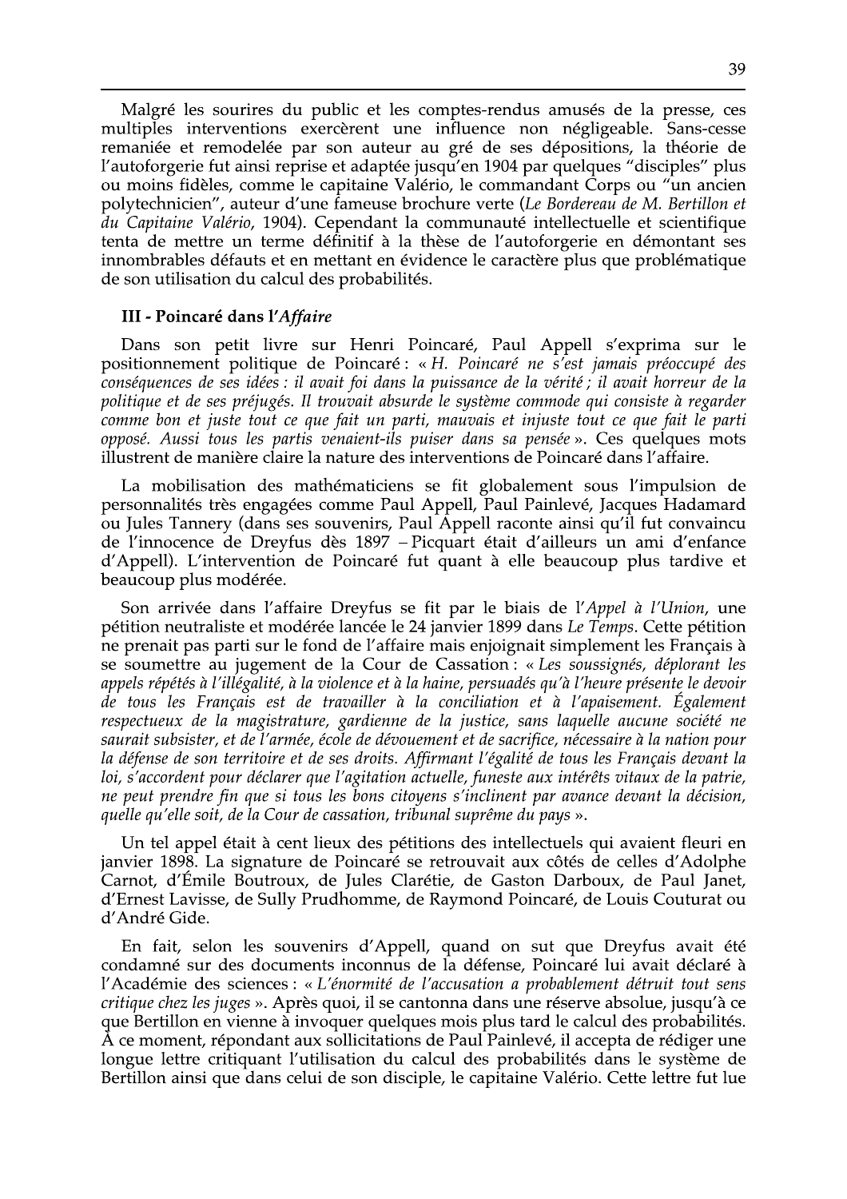Malgré les sourires du public et les comptes-rendus amusés de la presse, ces multiples interventions exercèrent une influence non négligeable. Sans-cesse remaniée et remodelée par son auteur au gré de ses dépositions, la théorie de l'autoforgerie fut ainsi reprise et adaptée jusqu'en 1904 par quelques "disciples" plus ou moins fidèles, comme le capitaine Valério, le commandant Corps ou "un ancien polytechnicien", auteur d'une fameuse brochure verte (*Le Bordereau de M. Bertillon et du Capitaine Valério*, 1904). Cependant la communauté intellectuelle et scientifique tenta de mettre un terme définitif à la thèse de l'autoforgerie en démontant ses innombrables défauts et en mettant en évidence le caractère plus que problématique de son utilisation du calcul des probabilités.

### III - Poincaré dans l'*Affaire*

Dans son petit livre sur Henri Poincaré, Paul Appell s'exprima sur le positionnement politique de Poincaré : « *H. Poincaré ne s'est jamais préoccupé des conséquences de ses idées : il avait foi dans la puissance de la vérité ; il avait horreur de la politique et de ses préjugés. Il trouvait absurde le système commode qui consiste à regarder comme bon et juste tout ce que fait un parti, mauvais et injuste tout ce que fait le parti opposé. Aussi tous les partis venaient-ils puiser dans sa pensée* ». Ces quelques mots illustrent de manière claire la nature des interventions de Poincaré dans l'affaire.

La mobilisation des mathématiciens se fit globalement sous l'impulsion de personnalités très engagées comme Paul Appell, Paul Painlevé, Jacques Hadamard ou Jules Tannery (dans ses souvenirs, Paul Appell raconte ainsi qu'il fut convaincu de l'innocence de Dreyfus dès 1897 – Picquart était d'ailleurs un ami d'enfance d'Appell). L'intervention de Poincaré fut quant à elle beaucoup plus tardive et beaucoup plus modérée.

Son arrivée dans l'affaire Dreyfus se fit par le biais de l'*Appel à l'Union*, une pétition neutraliste et modérée lancée le 24 janvier 1899 dans *Le Temps*. Cette pétition ne prenait pas parti sur le fond de l'affaire mais enjoignait simplement les Français à se soumettre au jugement de la Cour de Cassation : « *Les soussignés, déplorant les appels répétés à l'illégalité, à la violence et à la haine, persuadés qu'à l'heure présente le devoir de tous les Français est de travailler à la conciliation et à l'apaisement. Également respectueux de la magistrature, gardienne de la justice, sans laquelle aucune société ne saurait subsister, et de l'armée, école de dévouement et de sacrifice, nécessaire à la nation pour la défense de son territoire et de ses droits. Affirmant l'égalité de tous les Français devant la loi, s'accordent pour déclarer que l'agitation actuelle, funeste aux intérêts vitaux de la patrie, ne peut prendre fin que si tous les bons citoyens s'inclinent par avance devant la décision, quelle qu'elle soit, de la Cour de cassation, tribunal suprême du pays* ».

Un tel appel était à cent lieux des pétitions des intellectuels qui avaient fleuri en janvier 1898. La signature de Poincaré se retrouvait aux côtés de celles d'Adolphe Carnot, d'Émile Boutroux, de Jules Clarétie, de Gaston Darboux, de Paul Janet, d'Ernest Lavisse, de Sully Prudhomme, de Raymond Poincaré, de Louis Couturat ou d'André Gide.

En fait, selon les souvenirs d'Appell, quand on sut que Dreyfus avait été condamné sur des documents inconnus de la défense, Poincaré lui avait déclaré à l'Académie des sciences : « *L'énormité de l'accusation a probablement détruit tout sens critique chez les juges* ». Après quoi, il se cantonna dans une réserve absolue, jusqu'à ce que Bertillon en vienne à invoquer quelques mois plus tard le calcul des probabilités. À ce moment, répondant aux sollicitations de Paul Painlevé, il accepta de rédiger une longue lettre critiquant l'utilisation du calcul des probabilités dans le système de Bertillon ainsi que dans celui de son disciple, le capitaine Valério. Cette lettre fut lue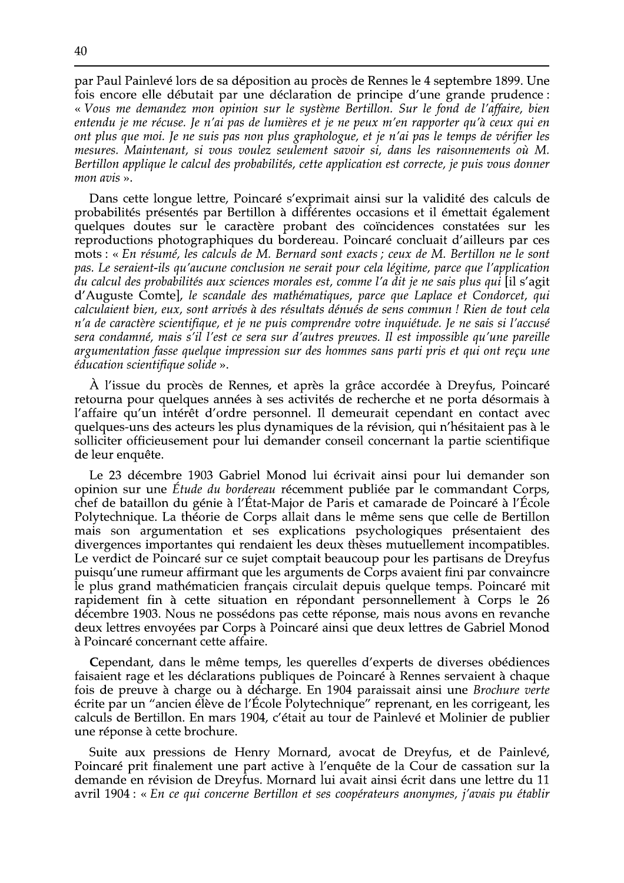par Paul Painlevé lors de sa déposition au procès de Rennes le 4 septembre 1899. Une fois encore elle débutait par une déclaration de principe d'une grande prudence : « *Vous me demandez mon opinion sur le système Bertillon. Sur le fond de l'affaire, bien entendu je me récuse. Je n'ai pas de lumières et je ne peux m'en rapporter qu'à ceux qui en ont plus que moi. Je ne suis pas non plus graphologue, et je n'ai pas le temps de vérifier les mesures. Maintenant, si vous voulez seulement savoir si, dans les raisonnements où M. Bertillon applique le calcul des probabilités, cette application est correcte, je puis vous donner mon avis* ».

Dans cette longue lettre, Poincaré s'exprimait ainsi sur la validité des calculs de probabilités présentés par Bertillon à différentes occasions et il émettait également quelques doutes sur le caractère probant des coïncidences constatées sur les reproductions photographiques du bordereau. Poincaré concluait d'ailleurs par ces mots : « *En résumé, les calculs de M. Bernard sont exacts ; ceux de M. Bertillon ne le sont pas. Le seraient-ils qu'aucune conclusion ne serait pour cela légitime, parce que l'application du calcul des probabilités aux sciences morales est, comme l'a dit je ne sais plus qui* [il s'agit d'Auguste Comte], *le scandale des mathématiques, parce que Laplace et Condorcet, qui calculaient bien, eux, sont arrivés à des résultats dénués de sens commun ! Rien de tout cela n'a de caractère scientifique, et je ne puis comprendre votre inquiétude. Je ne sais si l'accusé sera condamné, mais s'il l'est ce sera sur d'autres preuves. Il est impossible qu'une pareille argumentation fasse quelque impression sur des hommes sans parti pris et qui ont reçu une éducation scientifique solide* ».

À l'issue du procès de Rennes, et après la grâce accordée à Dreyfus, Poincaré retourna pour quelques années à ses activités de recherche et ne porta désormais à l'affaire qu'un intérêt d'ordre personnel. Il demeurait cependant en contact avec quelques-uns des acteurs les plus dynamiques de la révision, qui n'hésitaient pas à le solliciter officieusement pour lui demander conseil concernant la partie scientifique de leur enquête.

Le 23 décembre 1903 Gabriel Monod lui écrivait ainsi pour lui demander son opinion sur une *Étude du bordereau* récemment publiée par le commandant Corps, chef de bataillon du génie à l'État-Major de Paris et camarade de Poincaré à l'École Polytechnique. La théorie de Corps allait dans le même sens que celle de Bertillon mais son argumentation et ses explications psychologiques présentaient des divergences importantes qui rendaient les deux thèses mutuellement incompatibles. Le verdict de Poincaré sur ce sujet comptait beaucoup pour les partisans de Dreyfus puisqu'une rumeur affirmant que les arguments de Corps avaient fini par convaincre le plus grand mathématicien français circulait depuis quelque temps. Poincaré mit rapidement fin à cette situation en répondant personnellement à Corps le 26 décembre 1903. Nous ne possédons pas cette réponse, mais nous avons en revanche deux lettres envoyées par Corps à Poincaré ainsi que deux lettres de Gabriel Monod à Poincaré concernant cette affaire.

Cependant, dans le même temps, les querelles d'experts de diverses obédiences faisaient rage et les déclarations publiques de Poincaré à Rennes servaient à chaque fois de preuve à charge ou à décharge. En 1904 paraissait ainsi une *Brochure verte* écrite par un "ancien élève de l'École Polytechnique" reprenant, en les corrigeant, les calculs de Bertillon. En mars 1904, c'était au tour de Painlevé et Molinier de publier une réponse à cette brochure.

Suite aux pressions de Henry Mornard, avocat de Dreyfus, et de Painlevé, Poincaré prit finalement une part active à l'enquête de la Cour de cassation sur la demande en révision de Dreyfus. Mornard lui avait ainsi écrit dans une lettre du 11 avril 1904 : « *En ce qui concerne Bertillon et ses coopérateurs anonymes, j'avais pu établir*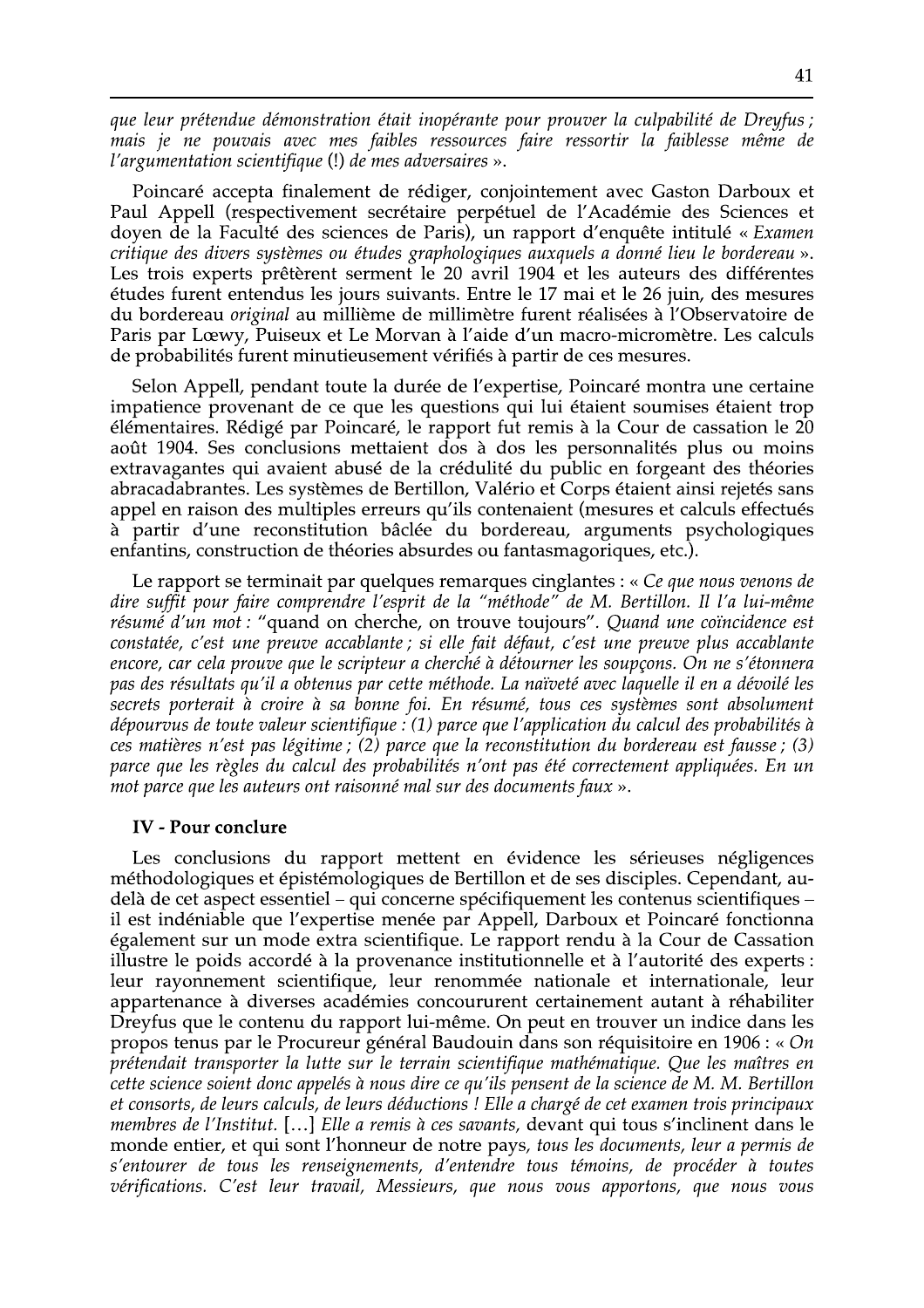*que leur prétendue démonstration était inopérante pour prouver la culpabilité de Dreyfus ; mais je ne pouvais avec mes faibles ressources faire ressortir la faiblesse même de l'argumentation scientifique* (!) *de mes adversaires* ».

Poincaré accepta finalement de rédiger, conjointement avec Gaston Darboux et Paul Appell (respectivement secrétaire perpétuel de l'Académie des Sciences et doyen de la Faculté des sciences de Paris), un rapport d'enquête intitulé « *Examen critique des divers systèmes ou études graphologiques auxquels a donné lieu le bordereau* ». Les trois experts prêtèrent serment le 20 avril 1904 et les auteurs des différentes études furent entendus les jours suivants. Entre le 17 mai et le 26 juin, des mesures du bordereau *original* au millième de millimètre furent réalisées à l'Observatoire de Paris par Lœwy, Puiseux et Le Morvan à l'aide d'un macro-micromètre. Les calculs de probabilités furent minutieusement vérifiés à partir de ces mesures.

Selon Appell, pendant toute la durée de l'expertise, Poincaré montra une certaine impatience provenant de ce que les questions qui lui étaient soumises étaient trop élémentaires. Rédigé par Poincaré, le rapport fut remis à la Cour de cassation le 20 août 1904. Ses conclusions mettaient dos à dos les personnalités plus ou moins extravagantes qui avaient abusé de la crédulité du public en forgeant des théories abracadabrantes. Les systèmes de Bertillon, Valério et Corps étaient ainsi rejetés sans appel en raison des multiples erreurs qu'ils contenaient (mesures et calculs effectués à partir d'une reconstitution bâclée du bordereau, arguments psychologiques enfantins, construction de théories absurdes ou fantasmagoriques, etc.).

Le rapport se terminait par quelques remarques cinglantes : « *Ce que nous venons de dire suffit pour faire comprendre l'esprit de la "méthode" de M. Bertillon. Il l'a lui-même résumé d'un mot :* "quand on cherche, on trouve toujours". *Quand une coïncidence est constatée, c'est une preuve accablante ; si elle fait défaut, c'est une preuve plus accablante encore, car cela prouve que le scripteur a cherché à détourner les soupçons. On ne s'étonnera pas des résultats qu'il a obtenus par cette méthode. La naïveté avec laquelle il en a dévoilé les secrets porterait à croire à sa bonne foi. En résumé, tous ces systèmes sont absolument dépourvus de toute valeur scientifique : (1) parce que l'application du calcul des probabilités à ces matières n'est pas légitime ; (2) parce que la reconstitution du bordereau est fausse ; (3) parce que les règles du calcul des probabilités n'ont pas été correctement appliquées. En un mot parce que les auteurs ont raisonné mal sur des documents faux* ».

### IV - Pour conclure

Les conclusions du rapport mettent en évidence les sérieuses négligences méthodologiques et épistémologiques de Bertillon et de ses disciples. Cependant, au-delà de cet aspect essentiel – qui concerne spécifiquement les contenus scientifiques – il est indéniable que l'expertise menée par Appell, Darboux et Poincaré fonctionna également sur un mode extra scientifique. Le rapport rendu à la Cour de Cassation illustre le poids accordé à la provenance institutionnelle et à l'autorité des experts : leur rayonnement scientifique, leur renommée nationale et internationale, leur appartenance à diverses académies concoururent certainement autant à réhabiliter Dreyfus que le contenu du rapport lui-même. On peut en trouver un indice dans les propos tenus par le Procureur général Baudouin dans son réquisitoire en 1906 : « *On prétendait transporter la lutte sur le terrain scientifique mathématique. Que les maîtres en cette science soient donc appelés à nous dire ce qu'ils pensent de la science de M. M. Bertillon et consorts, de leurs calculs, de leurs déductions ! Elle a chargé de cet examen trois principaux membres de l'Institut.* […] *Elle a remis à ces savants,* devant qui tous s'inclinent dans le monde entier, et qui sont l'honneur de notre pays, *tous les documents, leur a permis de s'entourer de tous les renseignements, d'entendre tous témoins, de procéder à toutes vérifications. C'est leur travail, Messieurs, que nous vous apportons, que nous vous*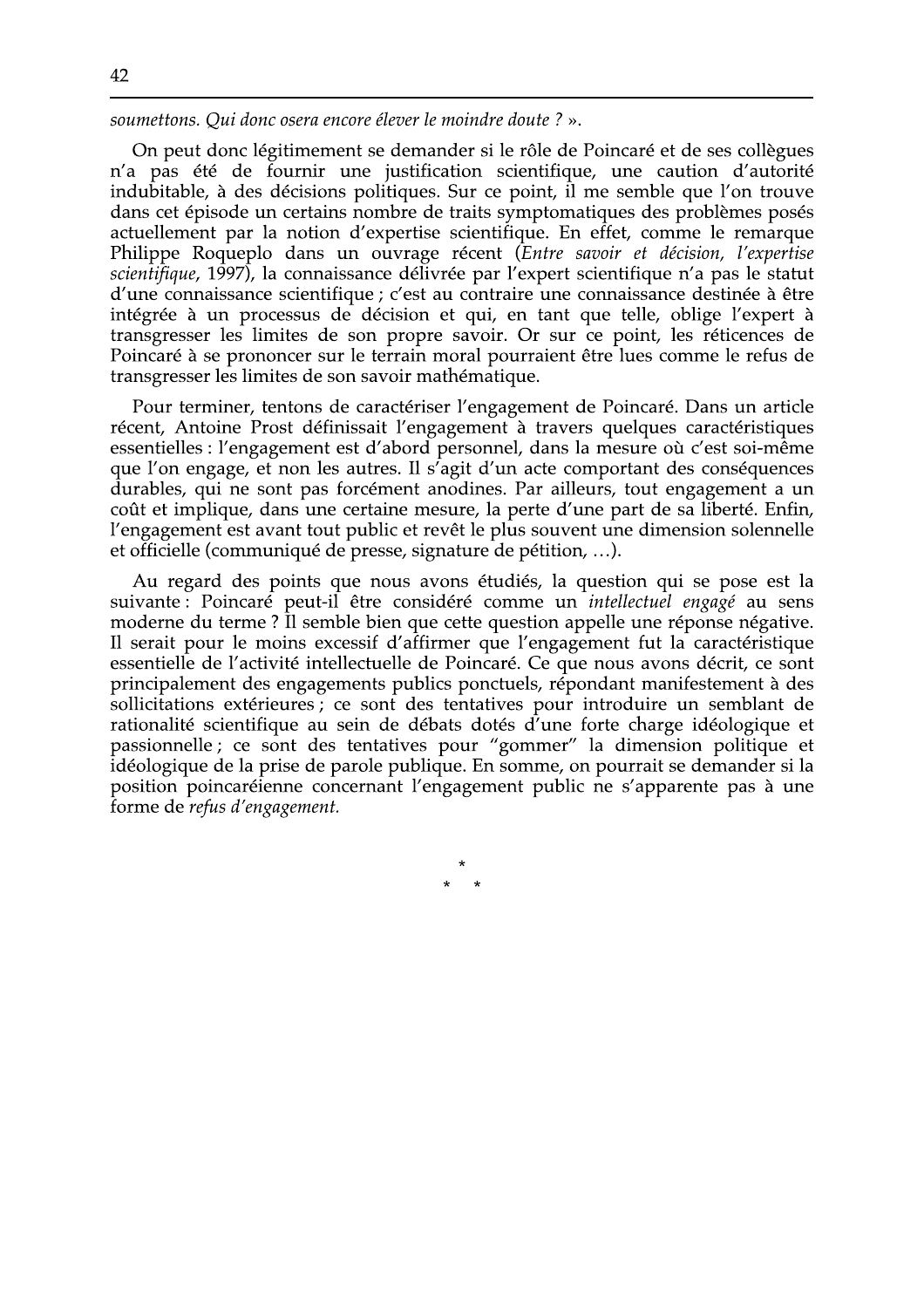*soumettons. Qui donc osera encore élever le moindre doute ?* ».

On peut donc légitimement se demander si le rôle de Poincaré et de ses collègues n'a pas été de fournir une justification scientifique, une caution d'autorité indubitable, à des décisions politiques. Sur ce point, il me semble que l'on trouve dans cet épisode un certains nombre de traits symptomatiques des problèmes posés actuellement par la notion d'expertise scientifique. En effet, comme le remarque Philippe Roqueplo dans un ouvrage récent (*Entre savoir et décision, l'expertise scientifique*, 1997), la connaissance délivrée par l'expert scientifique n'a pas le statut d'une connaissance scientifique ; c'est au contraire une connaissance destinée à être intégrée à un processus de décision et qui, en tant que telle, oblige l'expert à transgresser les limites de son propre savoir. Or sur ce point, les réticences de Poincaré à se prononcer sur le terrain moral pourraient être lues comme le refus de transgresser les limites de son savoir mathématique.

Pour terminer, tentons de caractériser l'engagement de Poincaré. Dans un article récent, Antoine Prost définissait l'engagement à travers quelques caractéristiques essentielles : l'engagement est d'abord personnel, dans la mesure où c'est soi-même que l'on engage, et non les autres. Il s'agit d'un acte comportant des conséquences durables, qui ne sont pas forcément anodines. Par ailleurs, tout engagement a un coût et implique, dans une certaine mesure, la perte d'une part de sa liberté. Enfin, l'engagement est avant tout public et revêt le plus souvent une dimension solennelle et officielle (communiqué de presse, signature de pétition, ...).

Au regard des points que nous avons étudiés, la question qui se pose est la suivante : Poincaré peut-il être considéré comme un *intellectuel engagé* au sens moderne du terme ? Il semble bien que cette question appelle une réponse négative. Il serait pour le moins excessif d'affirmer que l'engagement fut la caractéristique essentielle de l'activité intellectuelle de Poincaré. Ce que nous avons décrit, ce sont principalement des engagements publics ponctuels, répondant manifestement à des sollicitations extérieures ; ce sont des tentatives pour introduire un semblant de rationalité scientifique au sein de débats dotés d'une forte charge idéologique et passionnelle ; ce sont des tentatives pour "gommer" la dimension politique et idéologique de la prise de parole publique. En somme, on pourrait se demander si la position poincaréienne concernant l'engagement public ne s'apparente pas à une forme de *refus d'engagement.*

\*
\* \*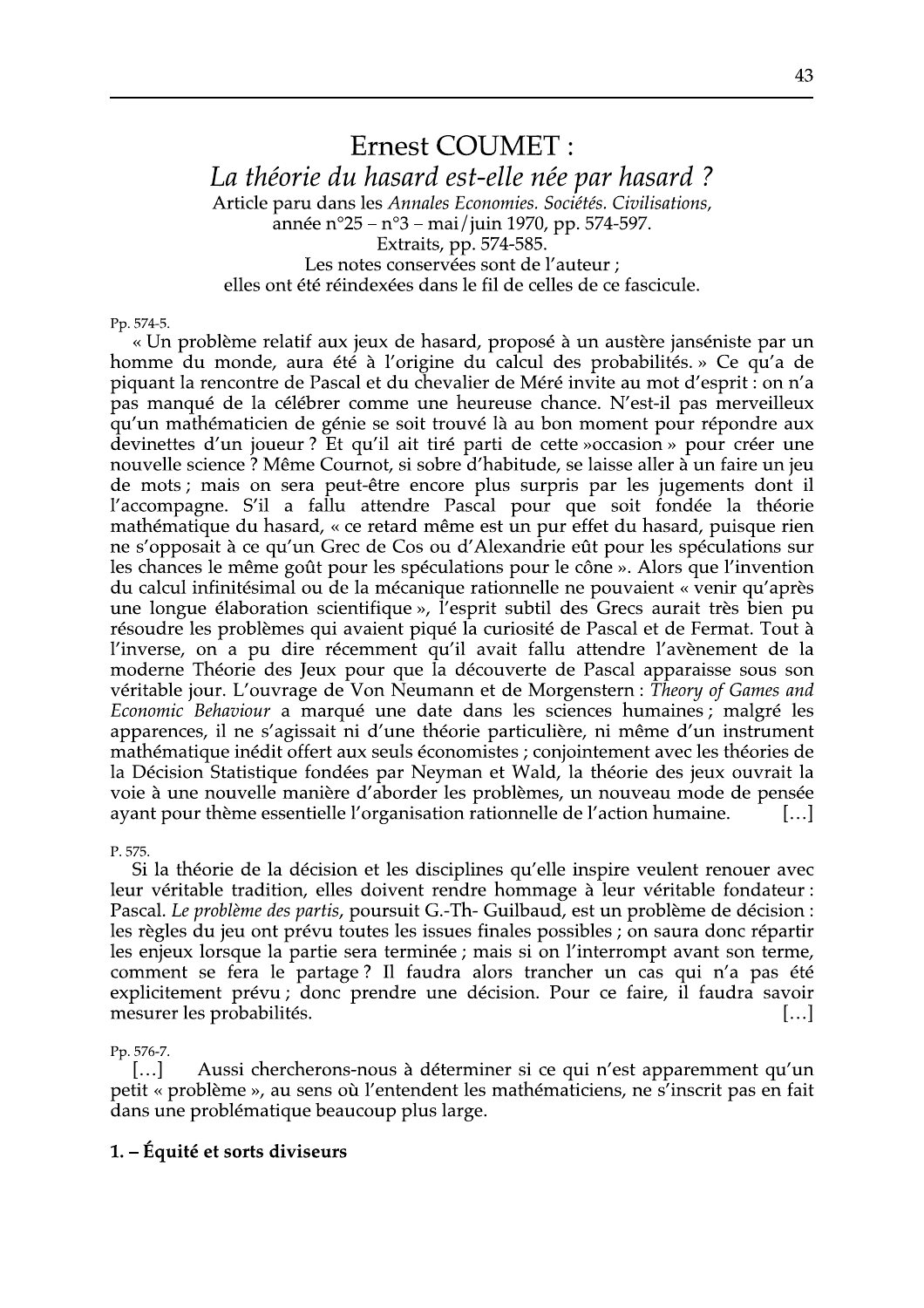# Ernest COUMET :
## *La théorie du hasard est-elle née par hasard ?*

Article paru dans les *Annales Economies. Sociétés. Civilisations*, année n°25 – n°3 – mai/juin 1970, pp. 574-597.
Extraits, pp. 574-585.
Les notes conservées sont de l'auteur ;
elles ont été réindexées dans le fil de celles de ce fascicule.

Pp. 574-5.

« Un problème relatif aux jeux de hasard, proposé à un austère janséniste par un homme du monde, aura été à l'origine du calcul des probabilités. » Ce qu'a de piquant la rencontre de Pascal et du chevalier de Méré invite au mot d'esprit : on n'a pas manqué de la célébrer comme une heureuse chance. N'est-il pas merveilleux qu'un mathématicien de génie se soit trouvé là au bon moment pour répondre aux devinettes d'un joueur ? Et qu'il ait tiré parti de cette »occasion » pour créer une nouvelle science ? Même Cournot, si sobre d'habitude, se laisse aller à un faire un jeu de mots ; mais on sera peut-être encore plus surpris par les jugements dont il l'accompagne. S'il a fallu attendre Pascal pour que soit fondée la théorie mathématique du hasard, « ce retard même est un pur effet du hasard, puisque rien ne s'opposait à ce qu'un Grec de Cos ou d'Alexandrie eût pour les spéculations sur les chances le même goût pour les spéculations pour le cône ». Alors que l'invention du calcul infinitésimal ou de la mécanique rationnelle ne pouvaient « venir qu'après une longue élaboration scientifique », l'esprit subtil des Grecs aurait très bien pu résoudre les problèmes qui avaient piqué la curiosité de Pascal et de Fermat. Tout à l'inverse, on a pu dire récemment qu'il avait fallu attendre l'avènement de la moderne Théorie des Jeux pour que la découverte de Pascal apparaisse sous son véritable jour. L'ouvrage de Von Neumann et de Morgenstern : *Theory of Games and Economic Behaviour* a marqué une date dans les sciences humaines ; malgré les apparences, il ne s'agissait ni d'une théorie particulière, ni même d'un instrument mathématique inédit offert aux seuls économistes ; conjointement avec les théories de la Décision Statistique fondées par Neyman et Wald, la théorie des jeux ouvrait la voie à une nouvelle manière d'aborder les problèmes, un nouveau mode de pensée ayant pour thème essentielle l'organisation rationnelle de l'action humaine. […]

P. 575.

Si la théorie de la décision et les disciplines qu'elle inspire veulent renouer avec leur véritable tradition, elles doivent rendre hommage à leur véritable fondateur : Pascal. *Le problème des partis*, poursuit G.-Th- Guilbaud, est un problème de décision : les règles du jeu ont prévu toutes les issues finales possibles ; on saura donc répartir les enjeux lorsque la partie sera terminée ; mais si on l'interrompt avant son terme, comment se fera le partage ? Il faudra alors trancher un cas qui n'a pas été explicitement prévu ; donc prendre une décision. Pour ce faire, il faudra savoir mesurer les probabilités. […]

Pp. 576-7.

[…] Aussi chercherons-nous à déterminer si ce qui n'est apparemment qu'un petit « problème », au sens où l'entendent les mathématiciens, ne s'inscrit pas en fait dans une problématique beaucoup plus large.

### 1. – Équité et sorts diviseurs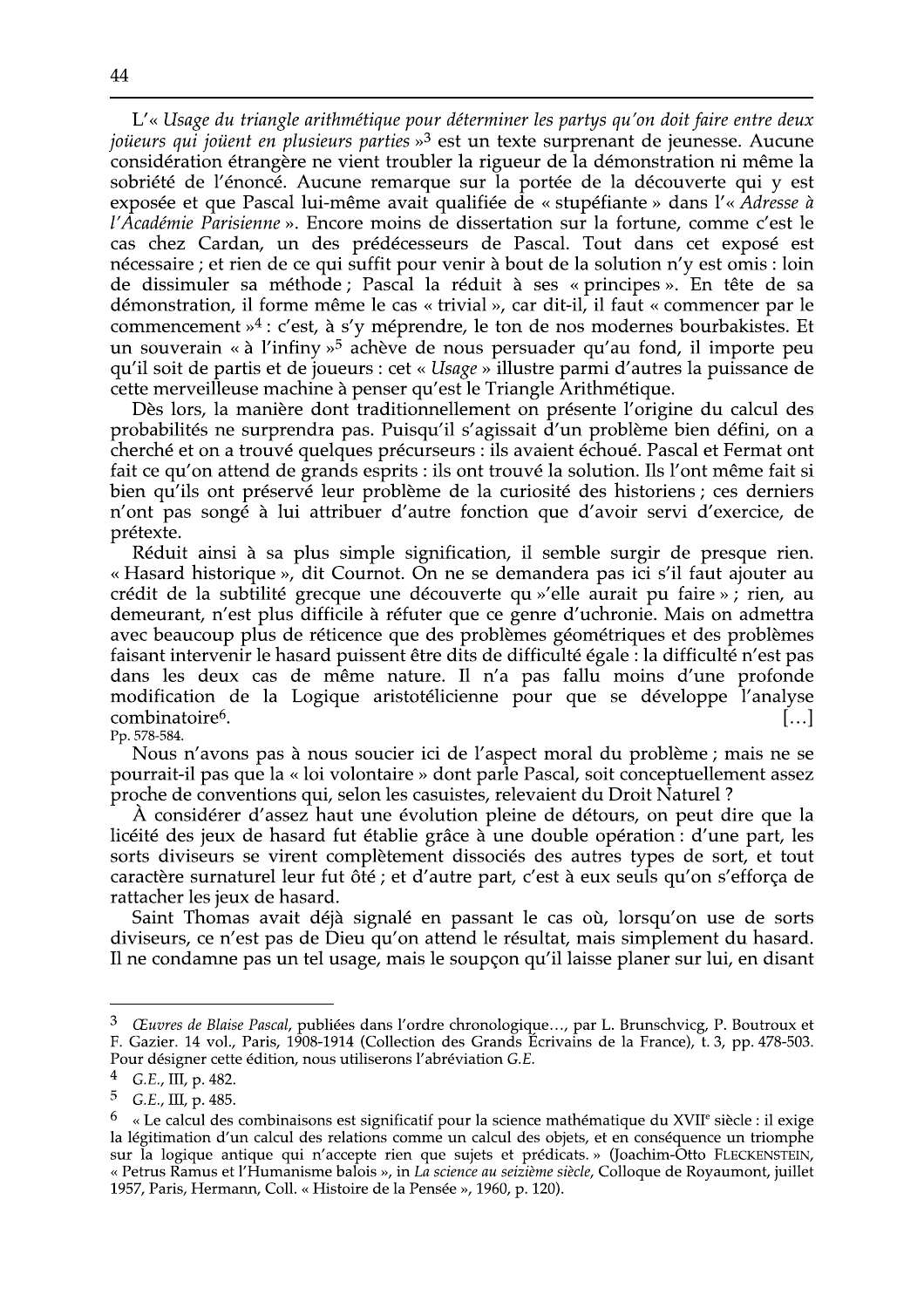L'« *Usage du triangle arithmétique pour déterminer les partys qu'on doit faire entre deux joüeurs qui joüent en plusieurs parties* »[3] est un texte surprenant de jeunesse. Aucune considération étrangère ne vient troubler la rigueur de la démonstration ni même la sobriété de l'énoncé. Aucune remarque sur la portée de la découverte qui y est exposée et que Pascal lui-même avait qualifiée de « stupéfiante » dans l'« *Adresse à l'Académie Parisienne* ». Encore moins de dissertation sur la fortune, comme c'est le cas chez Cardan, un des prédécesseurs de Pascal. Tout dans cet exposé est nécessaire ; et rien de ce qui suffit pour venir à bout de la solution n'y est omis : loin de dissimuler sa méthode ; Pascal la réduit à ses « principes ». En tête de sa démonstration, il forme même le cas « trivial », car dit-il, il faut « commencer par le commencement »[4] : c'est, à s'y méprendre, le ton de nos modernes bourbakistes. Et un souverain « à l'infiny »[5] achève de nous persuader qu'au fond, il importe peu qu'il soit de partis et de joueurs : cet « *Usage* » illustre parmi d'autres la puissance de cette merveilleuse machine à penser qu'est le Triangle Arithmétique.

Dès lors, la manière dont traditionnellement on présente l'origine du calcul des probabilités ne surprendra pas. Puisqu'il s'agissait d'un problème bien défini, on a cherché et on a trouvé quelques précurseurs : ils avaient échoué. Pascal et Fermat ont fait ce qu'on attend de grands esprits : ils ont trouvé la solution. Ils l'ont même fait si bien qu'ils ont préservé leur problème de la curiosité des historiens ; ces derniers n'ont pas songé à lui attribuer d'autre fonction que d'avoir servi d'exercice, de prétexte.

Réduit ainsi à sa plus simple signification, il semble surgir de presque rien. « Hasard historique », dit Cournot. On ne se demandera pas ici s'il faut ajouter au crédit de la subtilité grecque une découverte qu »'elle aurait pu faire » ; rien, au demeurant, n'est plus difficile à réfuter que ce genre d'uchronie. Mais on admettra avec beaucoup plus de réticence que des problèmes géométriques et des problèmes faisant intervenir le hasard puissent être dits de difficulté égale : la difficulté n'est pas dans les deux cas de même nature. Il n'a pas fallu moins d'une profonde modification de la Logique aristotélicienne pour que se développe l'analyse combinatoire[6]. […]

Pp. 578-584.

Nous n'avons pas à nous soucier ici de l'aspect moral du problème ; mais ne se pourrait-il pas que la « loi volontaire » dont parle Pascal, soit conceptuellement assez proche de conventions qui, selon les casuistes, relevaient du Droit Naturel ?

À considérer d'assez haut une évolution pleine de détours, on peut dire que la licéité des jeux de hasard fut établie grâce à une double opération : d'une part, les sorts diviseurs se virent complètement dissociés des autres types de sort, et tout caractère surnaturel leur fut ôté ; et d'autre part, c'est à eux seuls qu'on s'efforça de rattacher les jeux de hasard.

Saint Thomas avait déjà signalé en passant le cas où, lorsqu'on use de sorts diviseurs, ce n'est pas de Dieu qu'on attend le résultat, mais simplement du hasard. Il ne condamne pas un tel usage, mais le soupçon qu'il laisse planer sur lui, en disant

---

[3] *Œuvres de Blaise Pascal*, publiées dans l'ordre chronologique…, par L. Brunschvicg, P. Boutroux et F. Gazier. 14 vol., Paris, 1908-1914 (Collection des Grands Écrivains de la France), t. 3, pp. 478-503. Pour désigner cette édition, nous utiliserons l'abréviation *G.E.*

[4] *G.E.*, III, p. 482.

[5] *G.E.*, III, p. 485.

[6] « Le calcul des combinaisons est significatif pour la science mathématique du XVIIe siècle : il exige la légitimation d'un calcul des relations comme un calcul des objets, et en conséquence un triomphe sur la logique antique qui n'accepte rien que sujets et prédicats. » (Joachim-Otto FLECKENSTEIN, « Petrus Ramus et l'Humanisme balois », in *La science au seizième siècle*, Colloque de Royaumont, juillet 1957, Paris, Hermann, Coll. « Histoire de la Pensée », 1960, p. 120).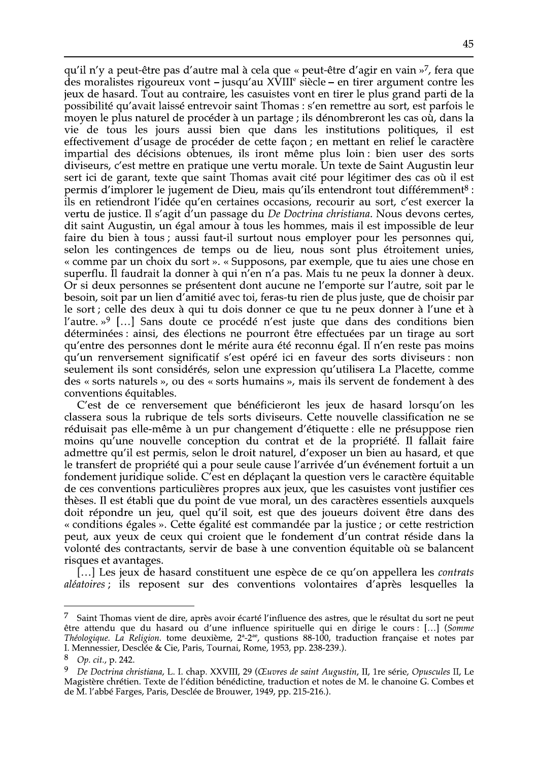qu'il n'y a peut-être pas d'autre mal à cela que « peut-être d'agir en vain »[7], fera que des moralistes rigoureux vont – jusqu'au XVIII[e] siècle – en tirer argument contre les jeux de hasard. Tout au contraire, les casuistes vont en tirer le plus grand parti de la possibilité qu'avait laissé entrevoir saint Thomas : s'en remettre au sort, est parfois le moyen le plus naturel de procéder à un partage ; ils dénombreront les cas où, dans la vie de tous les jours aussi bien que dans les institutions politiques, il est effectivement d'usage de procéder de cette façon ; en mettant en relief le caractère impartial des décisions obtenues, ils iront même plus loin : bien user des sorts diviseurs, c'est mettre en pratique une vertu morale. Un texte de Saint Augustin leur sert ici de garant, texte que saint Thomas avait cité pour légitimer des cas où il est permis d'implorer le jugement de Dieu, mais qu'ils entendront tout différemment[8] : ils en retiendront l'idée qu'en certaines occasions, recourir au sort, c'est exercer la vertu de justice. Il s'agit d'un passage du *De Doctrina christiana*. Nous devons certes, dit saint Augustin, un égal amour à tous les hommes, mais il est impossible de leur faire du bien à tous ; aussi faut-il surtout nous employer pour les personnes qui, selon les contingences de temps ou de lieu, nous sont plus étroitement unies, « comme par un choix du sort ». « Supposons, par exemple, que tu aies une chose en superflu. Il faudrait la donner à qui n'en n'a pas. Mais tu ne peux la donner à deux. Or si deux personnes se présentent dont aucune ne l'emporte sur l'autre, soit par le besoin, soit par un lien d'amitié avec toi, feras-tu rien de plus juste, que de choisir par le sort ; celle des deux à qui tu dois donner ce que tu ne peux donner à l'une et à l'autre. »[9] […] Sans doute ce procédé n'est juste que dans des conditions bien déterminées : ainsi, des élections ne pourront être effectuées par un tirage au sort qu'entre des personnes dont le mérite aura été reconnu égal. Il n'en reste pas moins qu'un renversement significatif s'est opéré ici en faveur des sorts diviseurs : non seulement ils sont considérés, selon une expression qu'utilisera La Placette, comme des « sorts naturels », ou des « sorts humains », mais ils servent de fondement à des conventions équitables.

C'est de ce renversement que bénéficieront les jeux de hasard lorsqu'on les classera sous la rubrique de tels sorts diviseurs. Cette nouvelle classification ne se réduisait pas elle-même à un pur changement d'étiquette : elle ne présuppose rien moins qu'une nouvelle conception du contrat et de la propriété. Il fallait faire admettre qu'il est permis, selon le droit naturel, d'exposer un bien au hasard, et que le transfert de propriété qui a pour seule cause l'arrivée d'un événement fortuit a un fondement juridique solide. C'est en déplaçant la question vers le caractère équitable de ces conventions particulières propres aux jeux, que les casuistes vont justifier ces thèses. Il est établi que du point de vue moral, un des caractères essentiels auxquels doit répondre un jeu, quel qu'il soit, est que des joueurs doivent être dans des « conditions égales ». Cette égalité est commandée par la justice ; or cette restriction peut, aux yeux de ceux qui croient que le fondement d'un contrat réside dans la volonté des contractants, servir de base à une convention équitable où se balancent risques et avantages.

[…] Les jeux de hasard constituent une espèce de ce qu'on appellera les *contrats aléatoires* ; ils reposent sur des conventions volontaires d'après lesquelles la

---

[7] Saint Thomas vient de dire, après avoir écarté l'influence des astres, que le résultat du sort ne peut être attendu que du hasard ou d'une influence spirituelle qui en dirige le cours : […] (*Somme Théologique. La Religion.* tome deuxième, 2[a]-2[ae], qustions 88-100, traduction française et notes par I. Mennessier, Desclée & Cie, Paris, Tournai, Rome, 1953, pp. 238-239.).

[8] *Op. cit.*, p. 242.

[9] *De Doctrina christiana*, L. I. chap. XXVIII, 29 (*Œuvres de saint Augustin*, II, 1re série, *Opuscules* II, Le Magistère chrétien. Texte de l'édition bénédictine, traduction et notes de M. le chanoine G. Combes et de M. l'abbé Farges, Paris, Desclée de Brouwer, 1949, pp. 215-216.).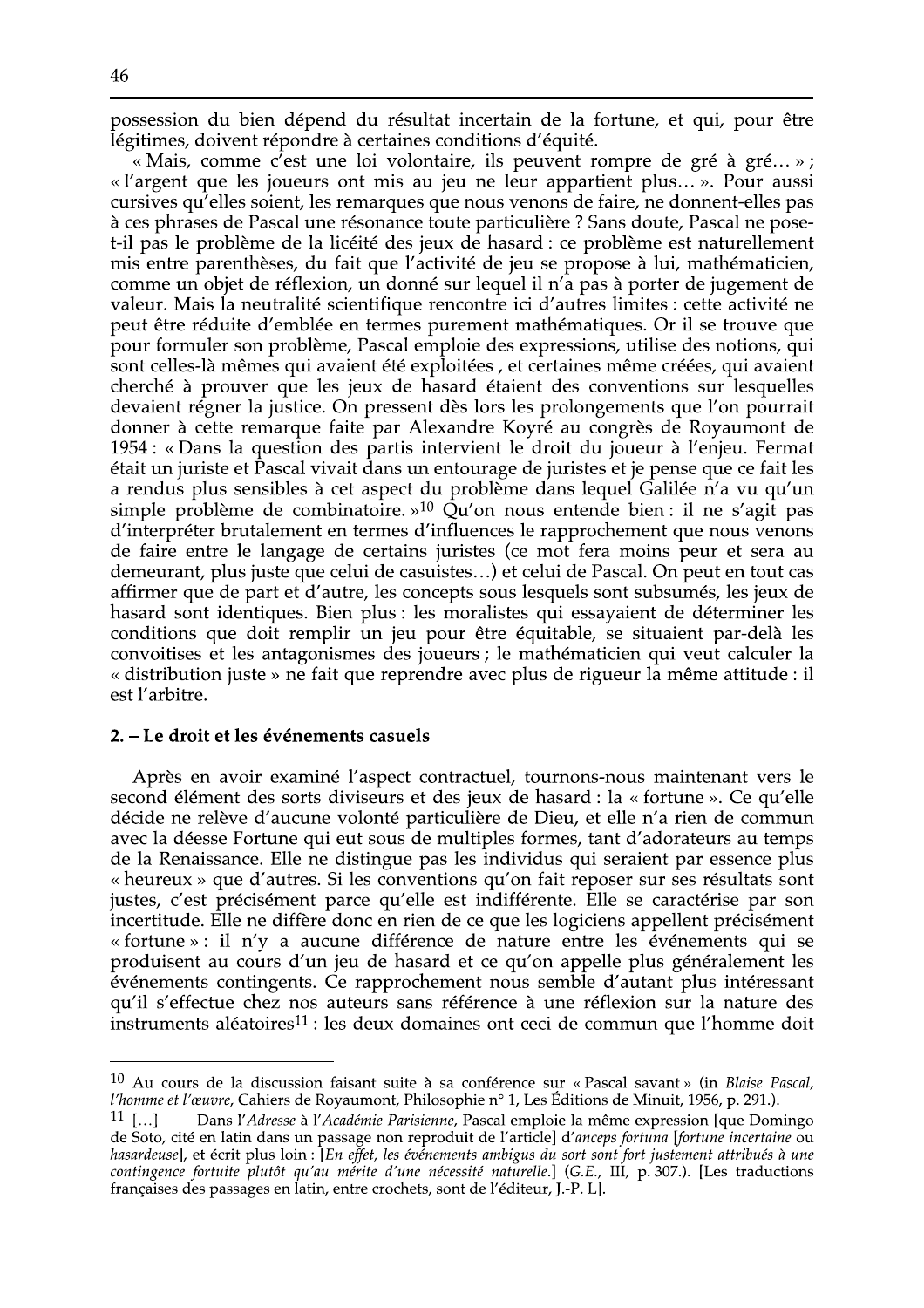possession du bien dépend du résultat incertain de la fortune, et qui, pour être légitimes, doivent répondre à certaines conditions d'équité.

« Mais, comme c'est une loi volontaire, ils peuvent rompre de gré à gré... » ; « l'argent que les joueurs ont mis au jeu ne leur appartient plus... ». Pour aussi cursives qu'elles soient, les remarques que nous venons de faire, ne donnent-elles pas à ces phrases de Pascal une résonance toute particulière ? Sans doute, Pascal ne pose-t-il pas le problème de la licéité des jeux de hasard : ce problème est naturellement mis entre parenthèses, du fait que l'activité de jeu se propose à lui, mathématicien, comme un objet de réflexion, un donné sur lequel il n'a pas à porter de jugement de valeur. Mais la neutralité scientifique rencontre ici d'autres limites : cette activité ne peut être réduite d'emblée en termes purement mathématiques. Or il se trouve que pour formuler son problème, Pascal emploie des expressions, utilise des notions, qui sont celles-là mêmes qui avaient été exploitées , et certaines même créées, qui avaient cherché à prouver que les jeux de hasard étaient des conventions sur lesquelles devaient régner la justice. On pressent dès lors les prolongements que l'on pourrait donner à cette remarque faite par Alexandre Koyré au congrès de Royaumont de 1954 : « Dans la question des partis intervient le droit du joueur à l'enjeu. Fermat était un juriste et Pascal vivait dans un entourage de juristes et je pense que ce fait les a rendus plus sensibles à cet aspect du problème dans lequel Galilée n'a vu qu'un simple problème de combinatoire. »[10] Qu'on nous entende bien : il ne s'agit pas d'interpréter brutalement en termes d'influences le rapprochement que nous venons de faire entre le langage de certains juristes (ce mot fera moins peur et sera au demeurant, plus juste que celui de casuistes...) et celui de Pascal. On peut en tout cas affirmer que de part et d'autre, les concepts sous lesquels sont subsumés, les jeux de hasard sont identiques. Bien plus : les moralistes qui essayaient de déterminer les conditions que doit remplir un jeu pour être équitable, se situaient par-delà les convoitises et les antagonismes des joueurs ; le mathématicien qui veut calculer la « distribution juste » ne fait que reprendre avec plus de rigueur la même attitude : il est l'arbitre.

## 2. – Le droit et les événements casuels

Après en avoir examiné l'aspect contractuel, tournons-nous maintenant vers le second élément des sorts diviseurs et des jeux de hasard : la « fortune ». Ce qu'elle décide ne relève d'aucune volonté particulière de Dieu, et elle n'a rien de commun avec la déesse Fortune qui eut sous de multiples formes, tant d'adorateurs au temps de la Renaissance. Elle ne distingue pas les individus qui seraient par essence plus « heureux » que d'autres. Si les conventions qu'on fait reposer sur ses résultats sont justes, c'est précisément parce qu'elle est indifférente. Elle se caractérise par son incertitude. Elle ne diffère donc en rien de ce que les logiciens appellent précisément « fortune » : il n'y a aucune différence de nature entre les événements qui se produisent au cours d'un jeu de hasard et ce qu'on appelle plus généralement les événements contingents. Ce rapprochement nous semble d'autant plus intéressant qu'il s'effectue chez nos auteurs sans référence à une réflexion sur la nature des instruments aléatoires[11] : les deux domaines ont ceci de commun que l'homme doit

---

[10] Au cours de la discussion faisant suite à sa conférence sur « Pascal savant » (in *Blaise Pascal, l'homme et l'œuvre*, Cahiers de Royaumont, Philosophie n° 1, Les Éditions de Minuit, 1956, p. 291.).

[11] [...] Dans l'*Adresse* à l'*Académie Parisienne*, Pascal emploie la même expression [que Domingo de Soto, cité en latin dans un passage non reproduit de l'article] d'*anceps fortuna* [*fortune incertaine* ou *hasardeuse*], et écrit plus loin : [*En effet, les événements ambigus du sort sont fort justement attribués à une contingence fortuite plutôt qu'au mérite d'une nécessité naturelle.*] (*G.E.*, III, p. 307.). [Les traductions françaises des passages en latin, entre crochets, sont de l'éditeur, J.-P. L].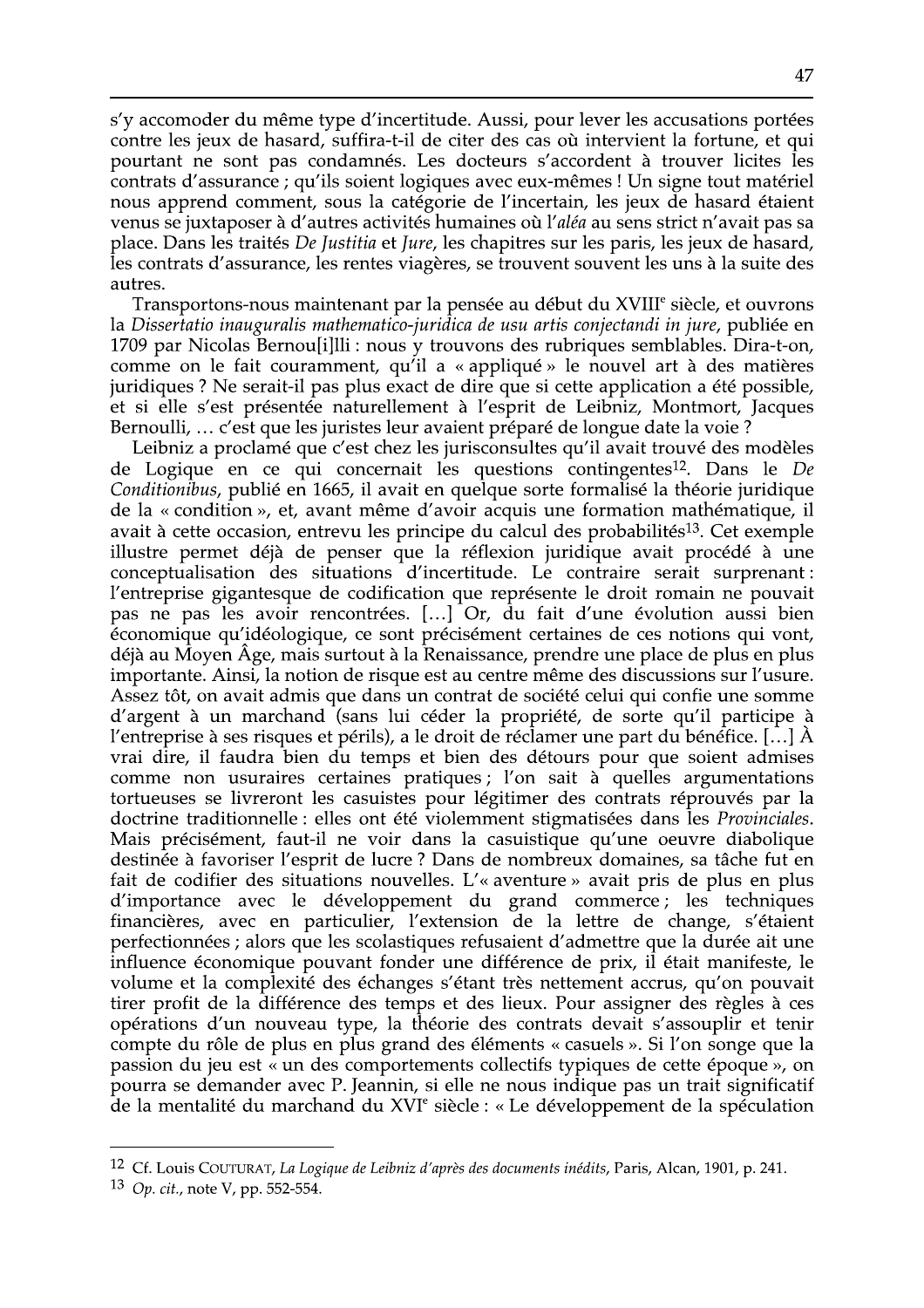s'y accomoder du même type d'incertitude. Aussi, pour lever les accusations portées contre les jeux de hasard, suffira-t-il de citer des cas où intervient la fortune, et qui pourtant ne sont pas condamnés. Les docteurs s'accordent à trouver licites les contrats d'assurance ; qu'ils soient logiques avec eux-mêmes ! Un signe tout matériel nous apprend comment, sous la catégorie de l'incertain, les jeux de hasard étaient venus se juxtaposer à d'autres activités humaines où l'*aléa* au sens strict n'avait pas sa place. Dans les traités *De Justitia* et *Jure*, les chapitres sur les paris, les jeux de hasard, les contrats d'assurance, les rentes viagères, se trouvent souvent les uns à la suite des autres.

Transportons-nous maintenant par la pensée au début du XVIII^e^ siècle, et ouvrons la *Dissertatio inauguralis mathematico-juridica de usu artis conjectandi in jure*, publiée en 1709 par Nicolas Bernou[i]lli : nous y trouvons des rubriques semblables. Dira-t-on, comme on le fait couramment, qu'il a « appliqué » le nouvel art à des matières juridiques ? Ne serait-il pas plus exact de dire que si cette application a été possible, et si elle s'est présentée naturellement à l'esprit de Leibniz, Montmort, Jacques Bernoulli, … c'est que les juristes leur avaient préparé de longue date la voie ?

Leibniz a proclamé que c'est chez les jurisconsultes qu'il avait trouvé des modèles de Logique en ce qui concernait les questions contingentes[12]. Dans le *De Conditionibus*, publié en 1665, il avait en quelque sorte formalisé la théorie juridique de la « condition », et, avant même d'avoir acquis une formation mathématique, il avait à cette occasion, entrevu les principe du calcul des probabilités[13]. Cet exemple illustre permet déjà de penser que la réflexion juridique avait procédé à une conceptualisation des situations d'incertitude. Le contraire serait surprenant : l'entreprise gigantesque de codification que représente le droit romain ne pouvait pas ne pas les avoir rencontrées. […] Or, du fait d'une évolution aussi bien économique qu'idéologique, ce sont précisément certaines de ces notions qui vont, déjà au Moyen Âge, mais surtout à la Renaissance, prendre une place de plus en plus importante. Ainsi, la notion de risque est au centre même des discussions sur l'usure. Assez tôt, on avait admis que dans un contrat de société celui qui confie une somme d'argent à un marchand (sans lui céder la propriété, de sorte qu'il participe à l'entreprise à ses risques et périls), a le droit de réclamer une part du bénéfice. […] À vrai dire, il faudra bien du temps et bien des détours pour que soient admises comme non usuraires certaines pratiques ; l'on sait à quelles argumentations tortueuses se livreront les casuistes pour légitimer des contrats réprouvés par la doctrine traditionnelle : elles ont été violemment stigmatisées dans les *Provinciales*. Mais précisément, faut-il ne voir dans la casuistique qu'une oeuvre diabolique destinée à favoriser l'esprit de lucre ? Dans de nombreux domaines, sa tâche fut en fait de codifier des situations nouvelles. L'« aventure » avait pris de plus en plus d'importance avec le développement du grand commerce ; les techniques financières, avec en particulier, l'extension de la lettre de change, s'étaient perfectionnées ; alors que les scolastiques refusaient d'admettre que la durée ait une influence économique pouvant fonder une différence de prix, il était manifeste, le volume et la complexité des échanges s'étant très nettement accrus, qu'on pouvait tirer profit de la différence des temps et des lieux. Pour assigner des règles à ces opérations d'un nouveau type, la théorie des contrats devait s'assouplir et tenir compte du rôle de plus en plus grand des éléments « casuels ». Si l'on songe que la passion du jeu est « un des comportements collectifs typiques de cette époque », on pourra se demander avec P. Jeannin, si elle ne nous indique pas un trait significatif de la mentalité du marchand du XVI^e^ siècle : « Le développement de la spéculation

---

[12] Cf. Louis COUTURAT, *La Logique de Leibniz d'après des documents inédits*, Paris, Alcan, 1901, p. 241.

[13] *Op. cit.*, note V, pp. 552-554.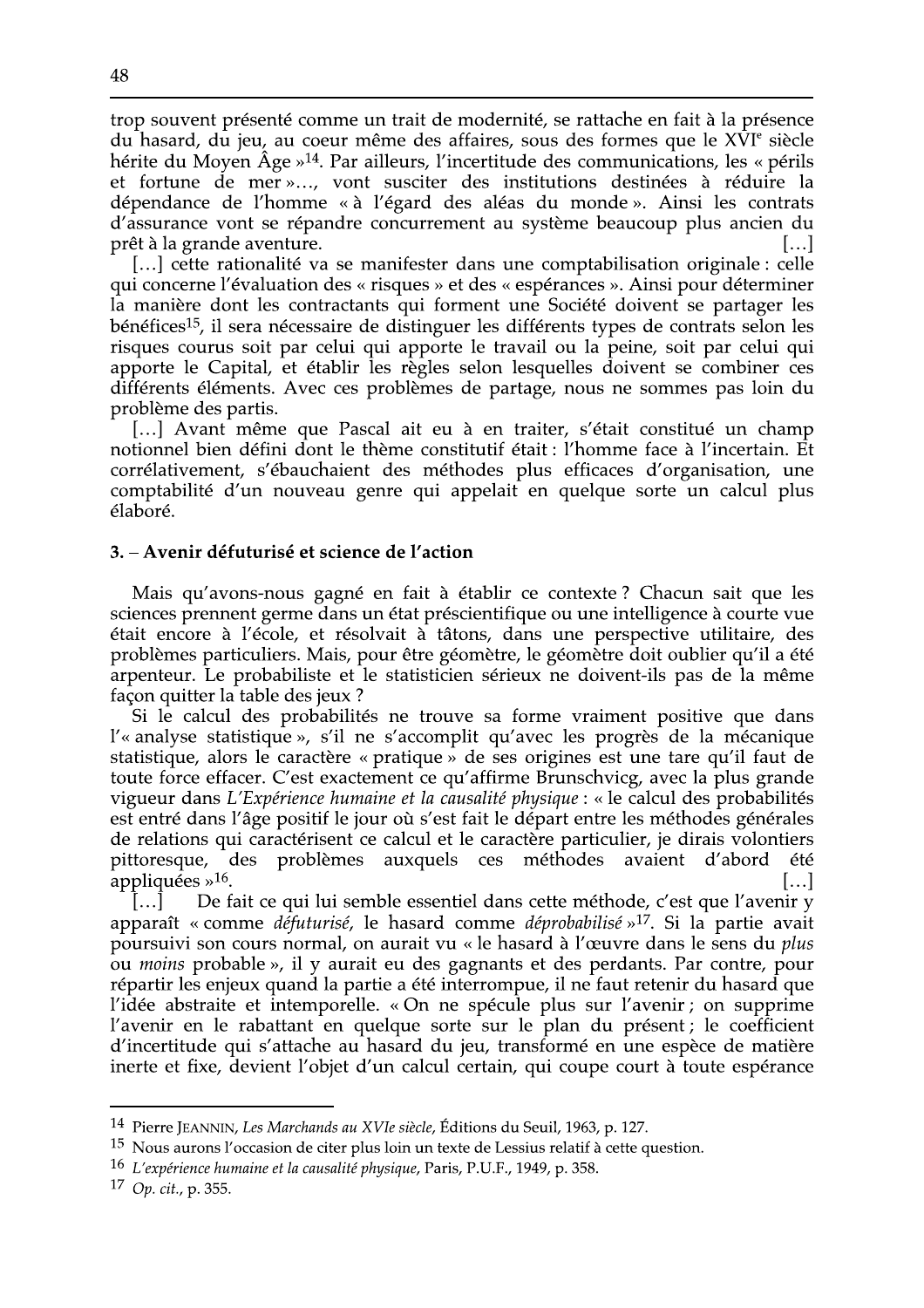trop souvent présenté comme un trait de modernité, se rattache en fait à la présence du hasard, du jeu, au coeur même des affaires, sous des formes que le XVI^e siècle hérite du Moyen Âge »[14]. Par ailleurs, l'incertitude des communications, les « périls et fortune de mer »..., vont susciter des institutions destinées à réduire la dépendance de l'homme « à l'égard des aléas du monde ». Ainsi les contrats d'assurance vont se répandre concurremment au système beaucoup plus ancien du prêt à la grande aventure. [...]

[...] cette rationalité va se manifester dans une comptabilisation originale : celle qui concerne l'évaluation des « risques » et des « espérances ». Ainsi pour déterminer la manière dont les contractants qui forment une Société doivent se partager les bénéfices[15], il sera nécessaire de distinguer les différents types de contrats selon les risques courus soit par celui qui apporte le travail ou la peine, soit par celui qui apporte le Capital, et établir les règles selon lesquelles doivent se combiner ces différents éléments. Avec ces problèmes de partage, nous ne sommes pas loin du problème des partis.

[...] Avant même que Pascal ait eu à en traiter, s'était constitué un champ notionnel bien défini dont le thème constitutif était : l'homme face à l'incertain. Et corrélativement, s'ébauchaient des méthodes plus efficaces d'organisation, une comptabilité d'un nouveau genre qui appelait en quelque sorte un calcul plus élaboré.

### 3. – Avenir défuturisé et science de l'action

Mais qu'avons-nous gagné en fait à établir ce contexte ? Chacun sait que les sciences prennent germe dans un état préscientifique ou une intelligence à courte vue était encore à l'école, et résolvait à tâtons, dans une perspective utilitaire, des problèmes particuliers. Mais, pour être géomètre, le géomètre doit oublier qu'il a été arpenteur. Le probabiliste et le statisticien sérieux ne doivent-ils pas de la même façon quitter la table des jeux ?

Si le calcul des probabilités ne trouve sa forme vraiment positive que dans l'« analyse statistique », s'il ne s'accomplit qu'avec les progrès de la mécanique statistique, alors le caractère « pratique » de ses origines est une tare qu'il faut de toute force effacer. C'est exactement ce qu'affirme Brunschvicg, avec la plus grande vigueur dans *L'Expérience humaine et la causalité physique* : « le calcul des probabilités est entré dans l'âge positif le jour où s'est fait le départ entre les méthodes générales de relations qui caractérisent ce calcul et le caractère particulier, je dirais volontiers pittoresque, des problèmes auxquels ces méthodes avaient d'abord été appliquées »[16]. [...]

[...] De fait ce qui lui semble essentiel dans cette méthode, c'est que l'avenir y apparaît « comme *défuturisé*, le hasard comme *déprobabilisé* »[17]. Si la partie avait poursuivi son cours normal, on aurait vu « le hasard à l'œuvre dans le sens du *plus* ou *moins* probable », il y aurait eu des gagnants et des perdants. Par contre, pour répartir les enjeux quand la partie a été interrompue, il ne faut retenir du hasard que l'idée abstraite et intemporelle. « On ne spécule plus sur l'avenir ; on supprime l'avenir en le rabattant en quelque sorte sur le plan du présent ; le coefficient d'incertitude qui s'attache au hasard du jeu, transformé en une espèce de matière inerte et fixe, devient l'objet d'un calcul certain, qui coupe court à toute espérance

---

[14] Pierre JEANNIN, *Les Marchands au XVIe siècle*, Éditions du Seuil, 1963, p. 127.

[15] Nous aurons l'occasion de citer plus loin un texte de Lessius relatif à cette question.

[16] *L'expérience humaine et la causalité physique*, Paris, P.U.F., 1949, p. 358.

[17] *Op. cit.*, p. 355.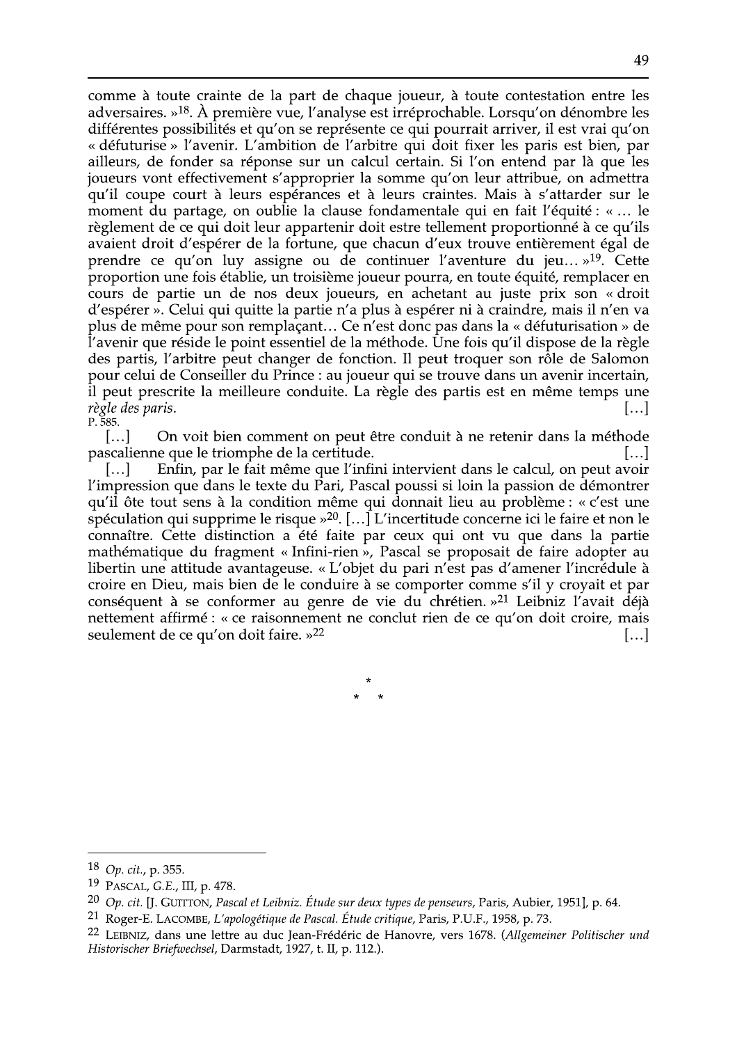comme à toute crainte de la part de chaque joueur, à toute contestation entre les adversaires. »[18]. À première vue, l'analyse est irréprochable. Lorsqu'on dénombre les différentes possibilités et qu'on se représente ce qui pourrait arriver, il est vrai qu'on « défuturise » l'avenir. L'ambition de l'arbitre qui doit fixer les paris est bien, par ailleurs, de fonder sa réponse sur un calcul certain. Si l'on entend par là que les joueurs vont effectivement s'approprier la somme qu'on leur attribue, on admettra qu'il coupe court à leurs espérances et à leurs craintes. Mais à s'attarder sur le moment du partage, on oublie la clause fondamentale qui en fait l'équité : « … le règlement de ce qui doit leur appartenir doit estre tellement proportionné à ce qu'ils avaient droit d'espérer de la fortune, que chacun d'eux trouve entièrement égal de prendre ce qu'on luy assigne ou de continuer l'aventure du jeu… »[19]. Cette proportion une fois établie, un troisième joueur pourra, en toute équité, remplacer en cours de partie un de nos deux joueurs, en achetant au juste prix son « droit d'espérer ». Celui qui quitte la partie n'a plus à espérer ni à craindre, mais il n'en va plus de même pour son remplaçant… Ce n'est donc pas dans la « défuturisation » de l'avenir que réside le point essentiel de la méthode. Une fois qu'il dispose de la règle des partis, l'arbitre peut changer de fonction. Il peut troquer son rôle de Salomon pour celui de Conseiller du Prince : au joueur qui se trouve dans un avenir incertain, il peut prescrite la meilleure conduite. La règle des partis est en même temps une *règle des paris*. […]

P. 585.

[…] On voit bien comment on peut être conduit à ne retenir dans la méthode pascalienne que le triomphe de la certitude. […]

[…] Enfin, par le fait même que l'infini intervient dans le calcul, on peut avoir l'impression que dans le texte du Pari, Pascal poussi si loin la passion de démontrer qu'il ôte tout sens à la condition même qui donnait lieu au problème : « c'est une spéculation qui supprime le risque »[20]. […] L'incertitude concerne ici le faire et non le connaître. Cette distinction a été faite par ceux qui ont vu que dans la partie mathématique du fragment « Infini-rien », Pascal se proposait de faire adopter au libertin une attitude avantageuse. « L'objet du pari n'est pas d'amener l'incrédule à croire en Dieu, mais bien de le conduire à se comporter comme s'il y croyait et par conséquent à se conformer au genre de vie du chrétien. »[21] Leibniz l'avait déjà nettement affirmé : « ce raisonnement ne conclut rien de ce qu'on doit croire, mais seulement de ce qu'on doit faire. »[22] […]

\*
\* \*

---

[18] *Op. cit.*, p. 355.

[19] PASCAL, *G.E.*, III, p. 478.

[20] *Op. cit.* [J. GUITTON, *Pascal et Leibniz. Étude sur deux types de penseurs*, Paris, Aubier, 1951], p. 64.

[21] Roger-E. LACOMBE, *L'apologétique de Pascal. Étude critique*, Paris, P.U.F., 1958, p. 73.

[22] LEIBNIZ, dans une lettre au duc Jean-Frédéric de Hanovre, vers 1678. (*Allgemeiner Politischer und Historischer Briefwechsel*, Darmstadt, 1927, t. II, p. 112.).